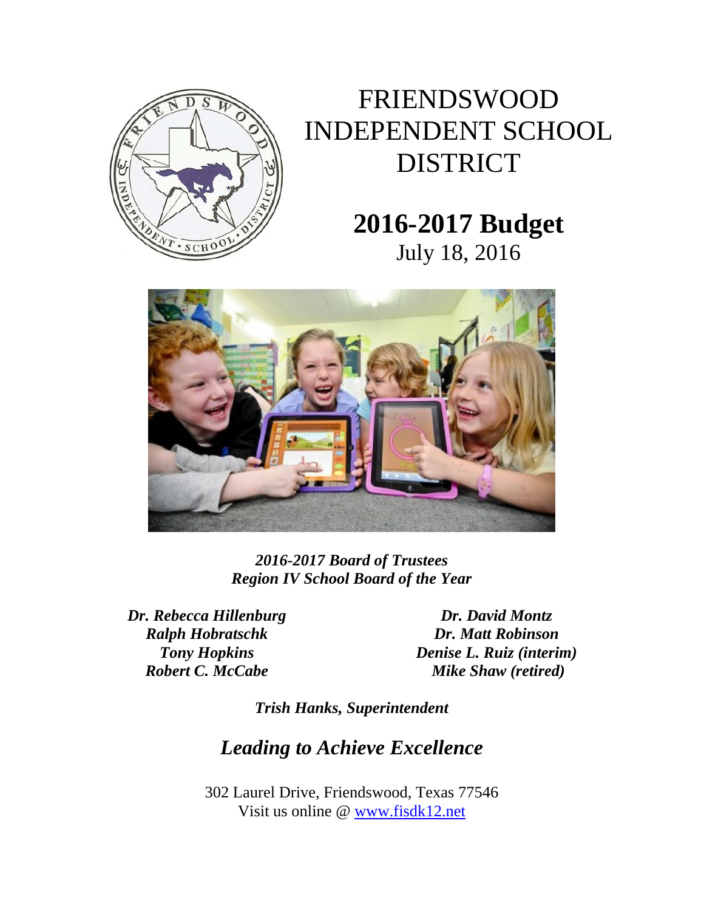# FRIENDSWOOD INDEPENDENT SCHOOL DISTRICT

## 2016-2017 Budget

July 18, 2016

***2016-2017 Board of Trustees***
***Region IV School Board of the Year***

***Dr. Rebecca Hillenburg***
***Ralph Hobratschk***
***Tony Hopkins***
***Robert C. McCabe***
***Dr. David Montz***
***Dr. Matt Robinson***
***Denise L. Ruiz (interim)***
***Mike Shaw (retired)***

***Trish Hanks, Superintendent***

*Leading to Achieve Excellence*

302 Laurel Drive, Friendswood, Texas 77546
Visit us online @ www.fisdk12.net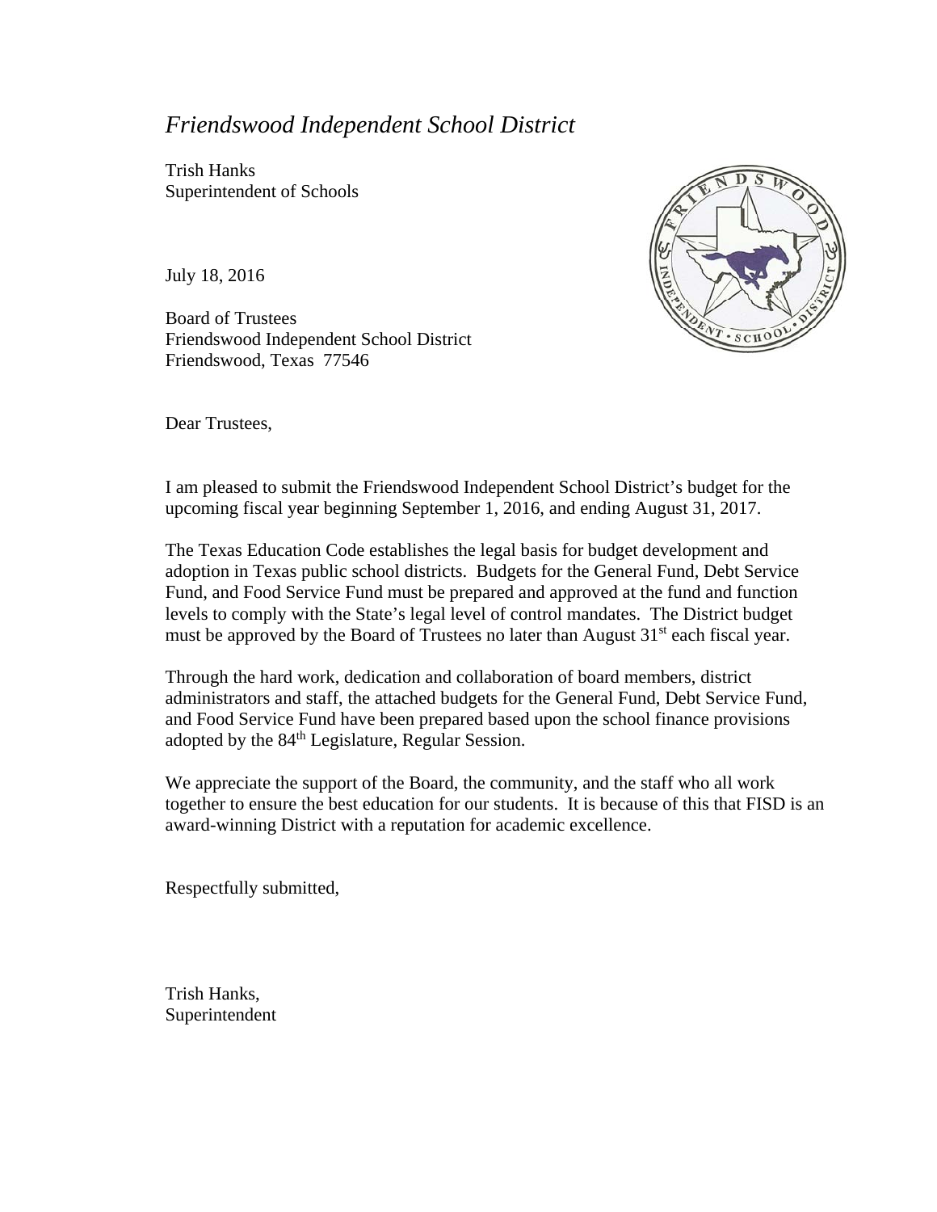*Friendswood Independent School District*

Trish Hanks
Superintendent of Schools

July 18, 2016

Board of Trustees
Friendswood Independent School District
Friendswood, Texas 77546

Dear Trustees,

I am pleased to submit the Friendswood Independent School District's budget for the upcoming fiscal year beginning September 1, 2016, and ending August 31, 2017.

The Texas Education Code establishes the legal basis for budget development and adoption in Texas public school districts. Budgets for the General Fund, Debt Service Fund, and Food Service Fund must be prepared and approved at the fund and function levels to comply with the State's legal level of control mandates. The District budget must be approved by the Board of Trustees no later than August 31st each fiscal year.

Through the hard work, dedication and collaboration of board members, district administrators and staff, the attached budgets for the General Fund, Debt Service Fund, and Food Service Fund have been prepared based upon the school finance provisions adopted by the 84th Legislature, Regular Session.

We appreciate the support of the Board, the community, and the staff who all work together to ensure the best education for our students. It is because of this that FISD is an award-winning District with a reputation for academic excellence.

Respectfully submitted,

Trish Hanks,
Superintendent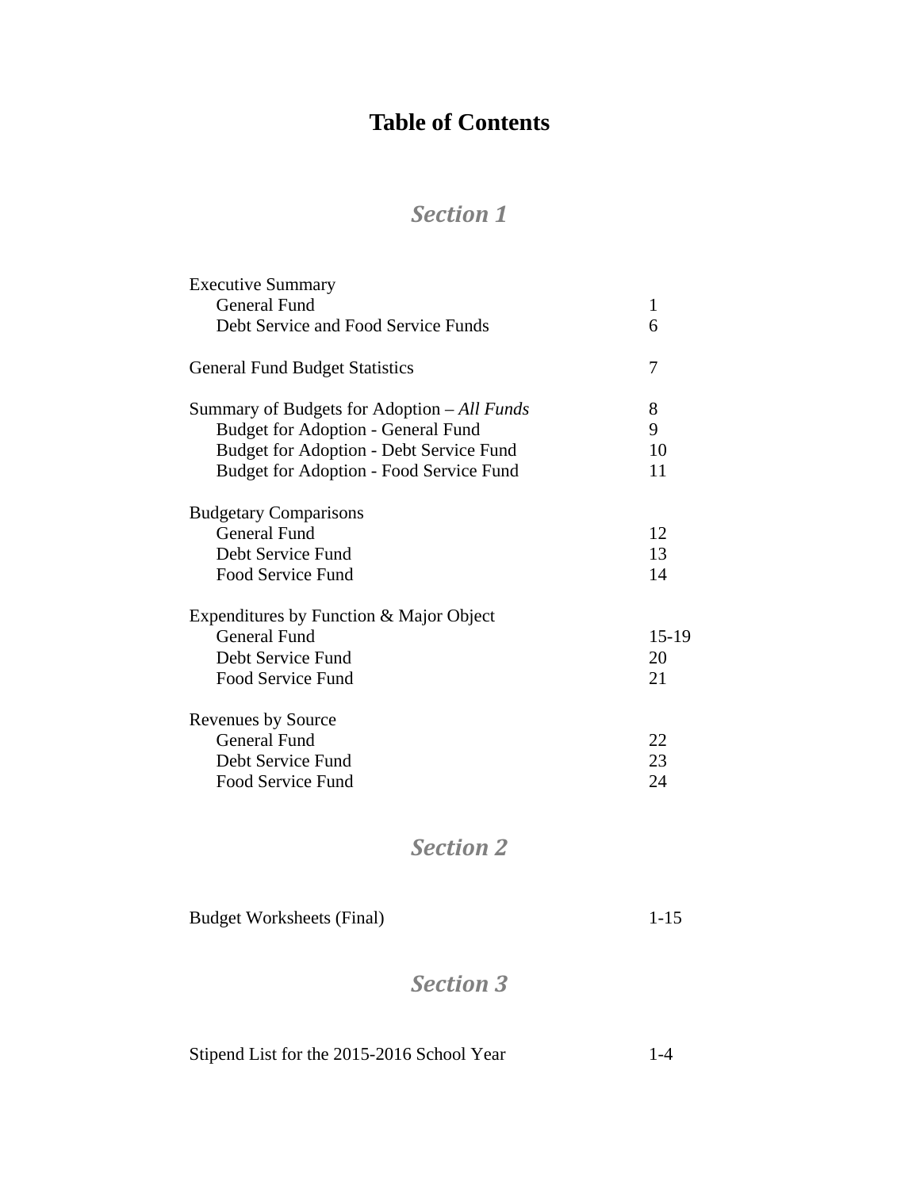# Table of Contents

## *Section 1*

| | |
|---|---|
| Executive Summary | |
| General Fund | 1 |
| Debt Service and Food Service Funds | 6 |
| | |
| General Fund Budget Statistics | 7 |
| | |
| Summary of Budgets for Adoption – *All Funds* | 8 |
| Budget for Adoption - General Fund | 9 |
| Budget for Adoption - Debt Service Fund | 10 |
| Budget for Adoption - Food Service Fund | 11 |
| | |
| Budgetary Comparisons | |
| General Fund | 12 |
| Debt Service Fund | 13 |
| Food Service Fund | 14 |
| | |
| Expenditures by Function & Major Object | |
| General Fund | 15-19 |
| Debt Service Fund | 20 |
| Food Service Fund | 21 |
| | |
| Revenues by Source | |
| General Fund | 22 |
| Debt Service Fund | 23 |
| Food Service Fund | 24 |

## *Section 2*

| | |
|---|---|
| Budget Worksheets (Final) | 1-15 |

## *Section 3*

| | |
|---|---|
| Stipend List for the 2015-2016 School Year | 1-4 |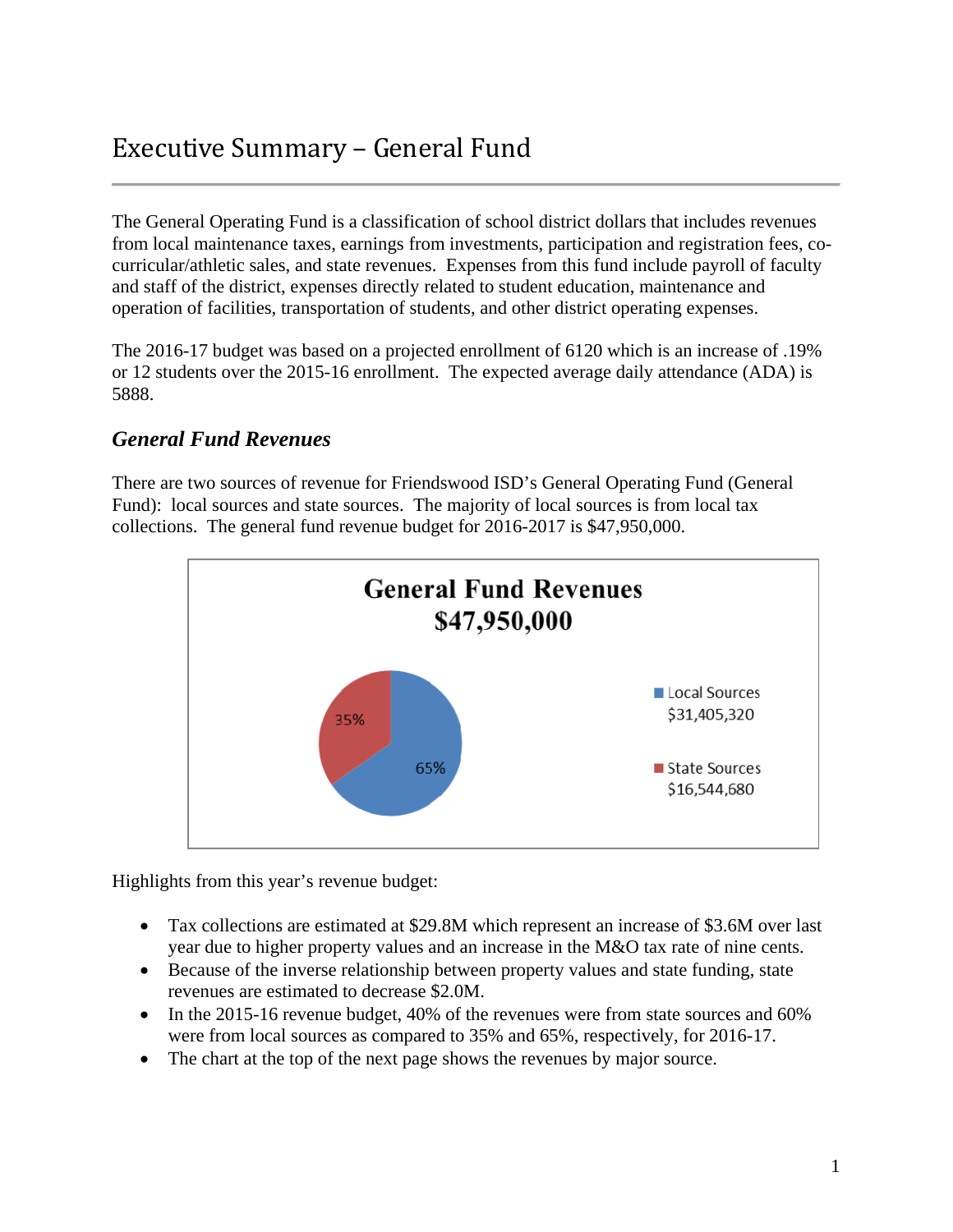# Executive Summary – General Fund

The General Operating Fund is a classification of school district dollars that includes revenues from local maintenance taxes, earnings from investments, participation and registration fees, co-curricular/athletic sales, and state revenues. Expenses from this fund include payroll of faculty and staff of the district, expenses directly related to student education, maintenance and operation of facilities, transportation of students, and other district operating expenses.

The 2016-17 budget was based on a projected enrollment of 6120 which is an increase of .19% or 12 students over the 2015-16 enrollment. The expected average daily attendance (ADA) is 5888.

## *General Fund Revenues*

There are two sources of revenue for Friendswood ISD's General Operating Fund (General Fund): local sources and state sources. The majority of local sources is from local tax collections. The general fund revenue budget for 2016-2017 is $47,950,000.

**General Fund Revenues**
**$47,950,000**

35%
65%

Local Sources
$31,405,320

State Sources
$16,544,680

Highlights from this year's revenue budget:

- Tax collections are estimated at $29.8M which represent an increase of $3.6M over last year due to higher property values and an increase in the M&O tax rate of nine cents.
- Because of the inverse relationship between property values and state funding, state revenues are estimated to decrease $2.0M.
- In the 2015-16 revenue budget, 40% of the revenues were from state sources and 60% were from local sources as compared to 35% and 65%, respectively, for 2016-17.
- The chart at the top of the next page shows the revenues by major source.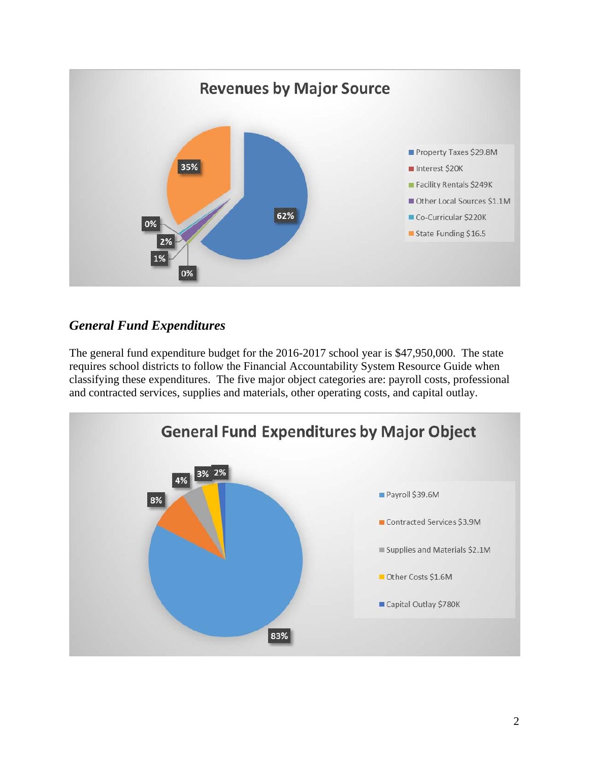Revenues by Major Source

35%

62%

0%

2%

1%

0%

Property Taxes $29.8M

Interest $20K

Facility Rentals $249K

Other Local Sources $1.1M

Co-Curricular $220K

State Funding $16.5

### *General Fund Expenditures*

The general fund expenditure budget for the 2016-2017 school year is $47,950,000. The state requires school districts to follow the Financial Accountability System Resource Guide when classifying these expenditures. The five major object categories are: payroll costs, professional and contracted services, supplies and materials, other operating costs, and capital outlay.

General Fund Expenditures by Major Object

8%

4%

3%

2%

83%

Payroll $39.6M

Contracted Services $3.9M

Supplies and Materials $2.1M

Other Costs $1.6M

Capital Outlay $780K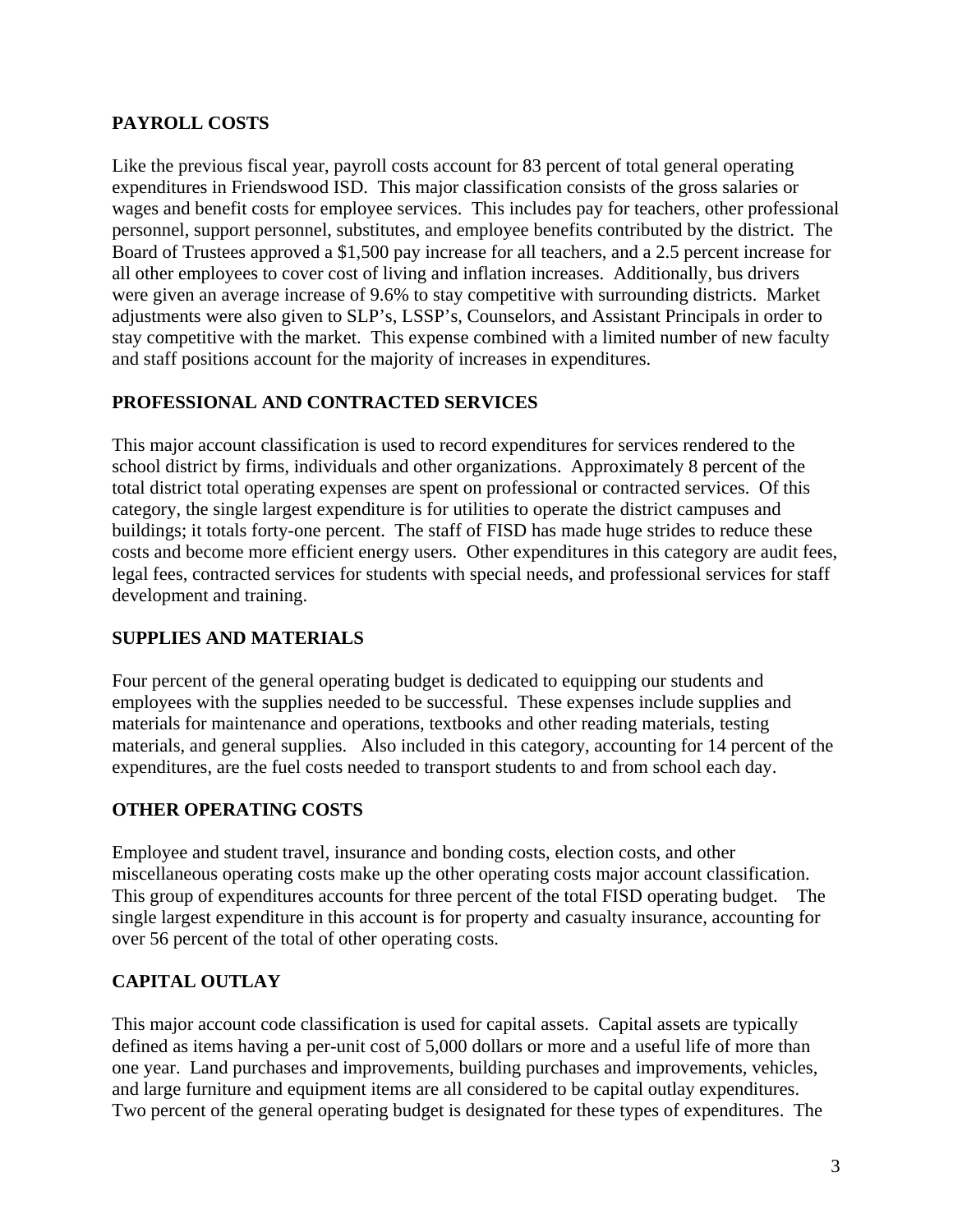## PAYROLL COSTS

Like the previous fiscal year, payroll costs account for 83 percent of total general operating expenditures in Friendswood ISD. This major classification consists of the gross salaries or wages and benefit costs for employee services. This includes pay for teachers, other professional personnel, support personnel, substitutes, and employee benefits contributed by the district. The Board of Trustees approved a $1,500 pay increase for all teachers, and a 2.5 percent increase for all other employees to cover cost of living and inflation increases. Additionally, bus drivers were given an average increase of 9.6% to stay competitive with surrounding districts. Market adjustments were also given to SLP's, LSSP's, Counselors, and Assistant Principals in order to stay competitive with the market. This expense combined with a limited number of new faculty and staff positions account for the majority of increases in expenditures.

## PROFESSIONAL AND CONTRACTED SERVICES

This major account classification is used to record expenditures for services rendered to the school district by firms, individuals and other organizations. Approximately 8 percent of the total district total operating expenses are spent on professional or contracted services. Of this category, the single largest expenditure is for utilities to operate the district campuses and buildings; it totals forty-one percent. The staff of FISD has made huge strides to reduce these costs and become more efficient energy users. Other expenditures in this category are audit fees, legal fees, contracted services for students with special needs, and professional services for staff development and training.

## SUPPLIES AND MATERIALS

Four percent of the general operating budget is dedicated to equipping our students and employees with the supplies needed to be successful. These expenses include supplies and materials for maintenance and operations, textbooks and other reading materials, testing materials, and general supplies. Also included in this category, accounting for 14 percent of the expenditures, are the fuel costs needed to transport students to and from school each day.

## OTHER OPERATING COSTS

Employee and student travel, insurance and bonding costs, election costs, and other miscellaneous operating costs make up the other operating costs major account classification. This group of expenditures accounts for three percent of the total FISD operating budget. The single largest expenditure in this account is for property and casualty insurance, accounting for over 56 percent of the total of other operating costs.

## CAPITAL OUTLAY

This major account code classification is used for capital assets. Capital assets are typically defined as items having a per-unit cost of 5,000 dollars or more and a useful life of more than one year. Land purchases and improvements, building purchases and improvements, vehicles, and large furniture and equipment items are all considered to be capital outlay expenditures. Two percent of the general operating budget is designated for these types of expenditures. The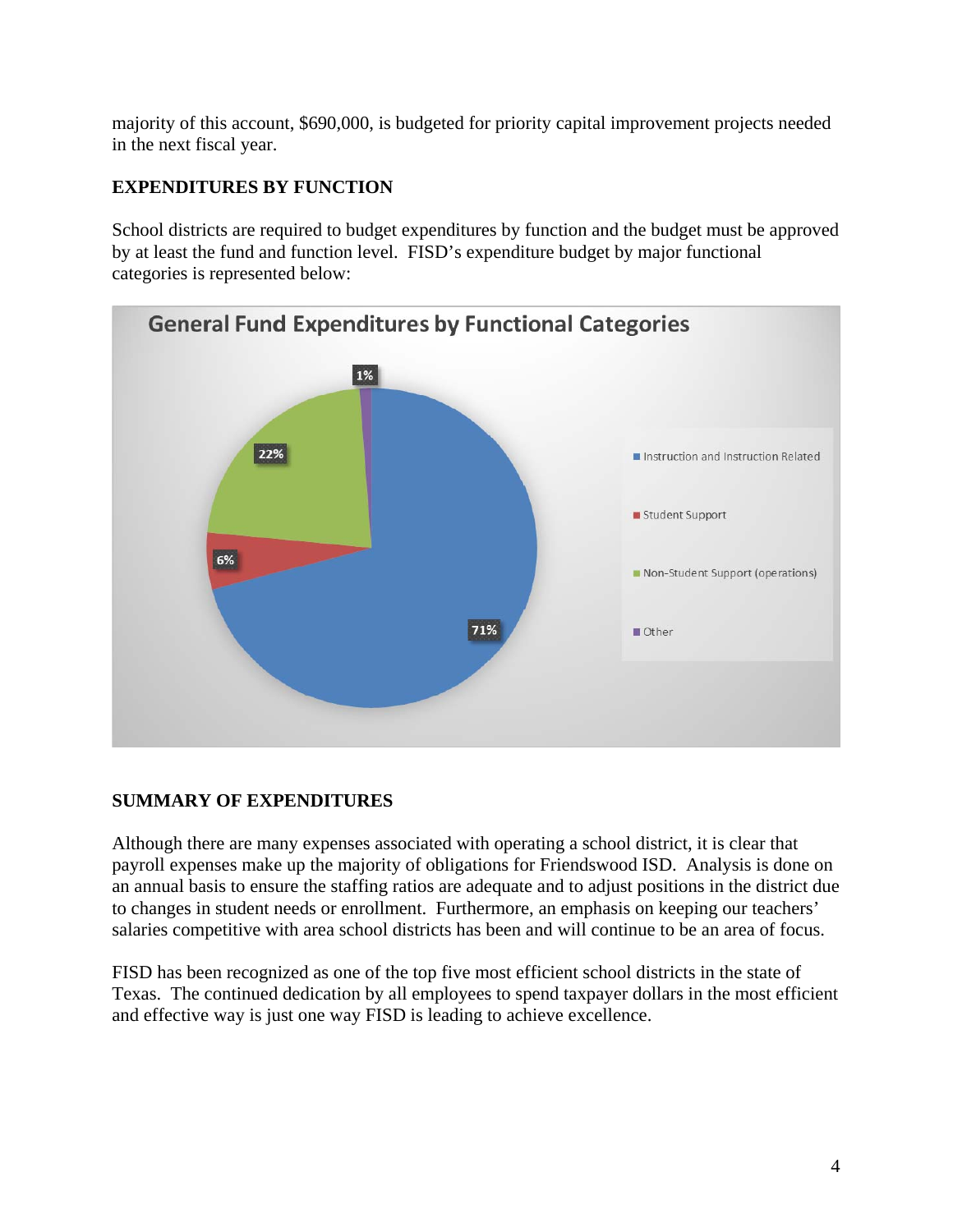majority of this account, $690,000, is budgeted for priority capital improvement projects needed in the next fiscal year.

**EXPENDITURES BY FUNCTION**

School districts are required to budget expenditures by function and the budget must be approved by at least the fund and function level. FISD's expenditure budget by major functional categories is represented below:

General Fund Expenditures by Functional Categories

1%

22%

6%

71%

Instruction and Instruction Related

Student Support

Non-Student Support (operations)

Other

**SUMMARY OF EXPENDITURES**

Although there are many expenses associated with operating a school district, it is clear that payroll expenses make up the majority of obligations for Friendswood ISD. Analysis is done on an annual basis to ensure the staffing ratios are adequate and to adjust positions in the district due to changes in student needs or enrollment. Furthermore, an emphasis on keeping our teachers' salaries competitive with area school districts has been and will continue to be an area of focus.

FISD has been recognized as one of the top five most efficient school districts in the state of Texas. The continued dedication by all employees to spend taxpayer dollars in the most efficient and effective way is just one way FISD is leading to achieve excellence.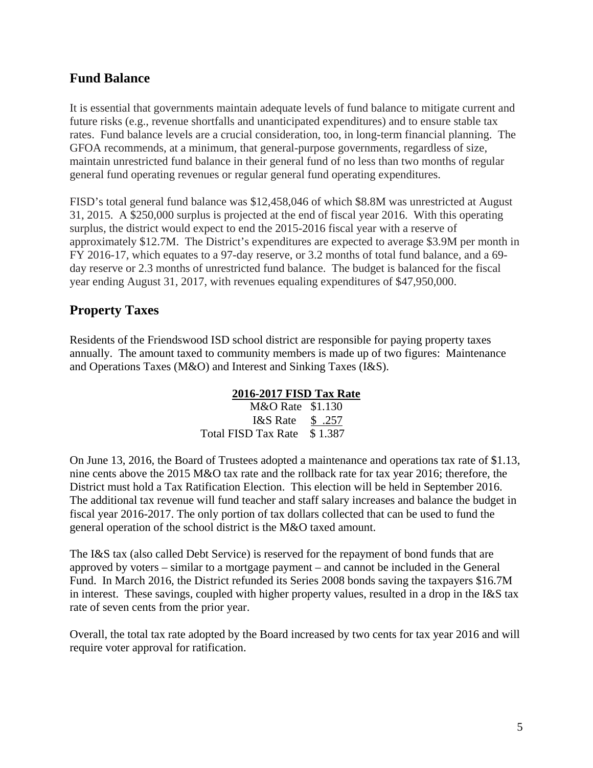## Fund Balance

It is essential that governments maintain adequate levels of fund balance to mitigate current and future risks (e.g., revenue shortfalls and unanticipated expenditures) and to ensure stable tax rates. Fund balance levels are a crucial consideration, too, in long-term financial planning. The GFOA recommends, at a minimum, that general-purpose governments, regardless of size, maintain unrestricted fund balance in their general fund of no less than two months of regular general fund operating revenues or regular general fund operating expenditures.

FISD's total general fund balance was $12,458,046 of which $8.8M was unrestricted at August 31, 2015. A $250,000 surplus is projected at the end of fiscal year 2016. With this operating surplus, the district would expect to end the 2015-2016 fiscal year with a reserve of approximately $12.7M. The District's expenditures are expected to average $3.9M per month in FY 2016-17, which equates to a 97-day reserve, or 3.2 months of total fund balance, and a 69-day reserve or 2.3 months of unrestricted fund balance. The budget is balanced for the fiscal year ending August 31, 2017, with revenues equaling expenditures of $47,950,000.

## Property Taxes

Residents of the Friendswood ISD school district are responsible for paying property taxes annually. The amount taxed to community members is made up of two figures: Maintenance and Operations Taxes (M&O) and Interest and Sinking Taxes (I&S).

**2016-2017 FISD Tax Rate**

| | |
|---|---|
| M&O Rate | $1.130 |
| I&S Rate | $ .257 |
| Total FISD Tax Rate | $ 1.387 |

On June 13, 2016, the Board of Trustees adopted a maintenance and operations tax rate of $1.13, nine cents above the 2015 M&O tax rate and the rollback rate for tax year 2016; therefore, the District must hold a Tax Ratification Election. This election will be held in September 2016. The additional tax revenue will fund teacher and staff salary increases and balance the budget in fiscal year 2016-2017. The only portion of tax dollars collected that can be used to fund the general operation of the school district is the M&O taxed amount.

The I&S tax (also called Debt Service) is reserved for the repayment of bond funds that are approved by voters – similar to a mortgage payment – and cannot be included in the General Fund. In March 2016, the District refunded its Series 2008 bonds saving the taxpayers $16.7M in interest. These savings, coupled with higher property values, resulted in a drop in the I&S tax rate of seven cents from the prior year.

Overall, the total tax rate adopted by the Board increased by two cents for tax year 2016 and will require voter approval for ratification.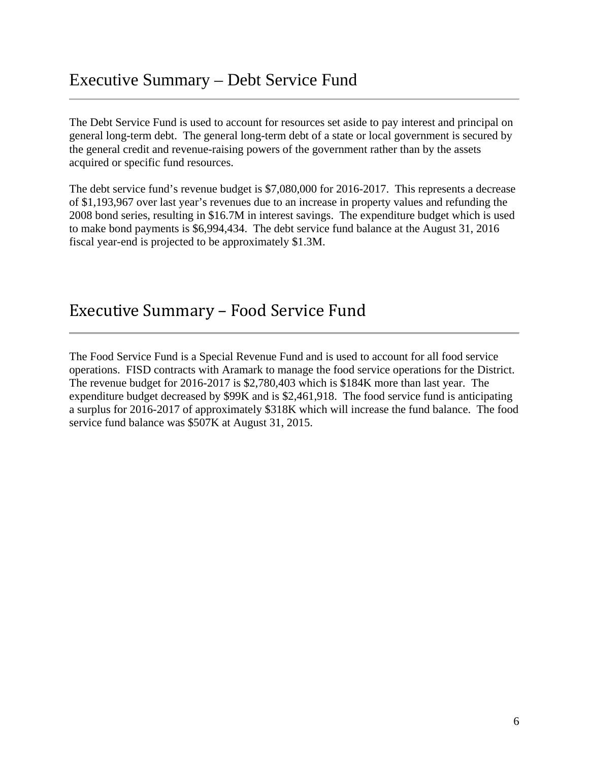# Executive Summary – Debt Service Fund

The Debt Service Fund is used to account for resources set aside to pay interest and principal on general long-term debt.  The general long-term debt of a state or local government is secured by the general credit and revenue-raising powers of the government rather than by the assets acquired or specific fund resources.

The debt service fund's revenue budget is $7,080,000 for 2016-2017.  This represents a decrease of $1,193,967 over last year's revenues due to an increase in property values and refunding the 2008 bond series, resulting in $16.7M in interest savings.  The expenditure budget which is used to make bond payments is $6,994,434.  The debt service fund balance at the August 31, 2016 fiscal year-end is projected to be approximately $1.3M.

# Executive Summary – Food Service Fund

The Food Service Fund is a Special Revenue Fund and is used to account for all food service operations.  FISD contracts with Aramark to manage the food service operations for the District.  The revenue budget for 2016-2017 is $2,780,403 which is $184K more than last year.  The expenditure budget decreased by $99K and is $2,461,918.  The food service fund is anticipating a surplus for 2016-2017 of approximately $318K which will increase the fund balance.  The food service fund balance was $507K at August 31, 2015.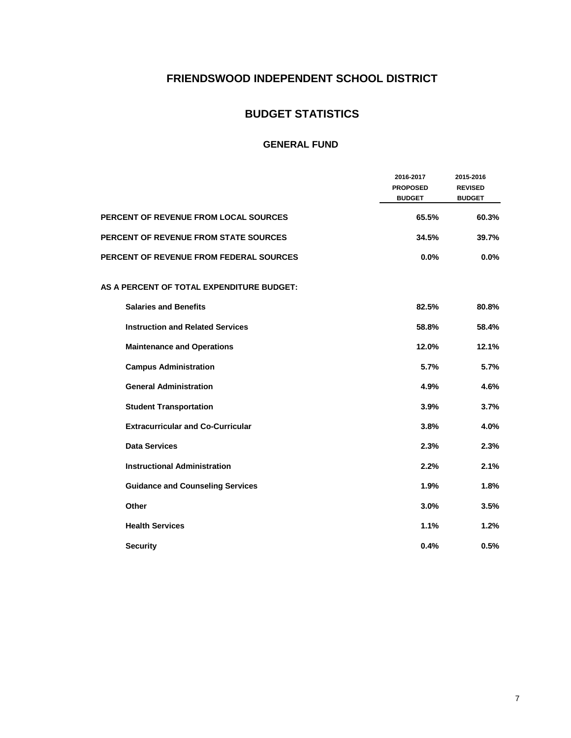# FRIENDSWOOD INDEPENDENT SCHOOL DISTRICT

## BUDGET STATISTICS

### GENERAL FUND

| | 2016-2017 PROPOSED BUDGET | 2015-2016 REVISED BUDGET |
|---|---|---|
| **PERCENT OF REVENUE FROM LOCAL SOURCES** | **65.5%** | **60.3%** |
| **PERCENT OF REVENUE FROM STATE SOURCES** | **34.5%** | **39.7%** |
| **PERCENT OF REVENUE FROM FEDERAL SOURCES** | **0.0%** | **0.0%** |
| **AS A PERCENT OF TOTAL EXPENDITURE BUDGET:** | | |
| **Salaries and Benefits** | **82.5%** | **80.8%** |
| **Instruction and Related Services** | **58.8%** | **58.4%** |
| **Maintenance and Operations** | **12.0%** | **12.1%** |
| **Campus Administration** | **5.7%** | **5.7%** |
| **General Administration** | **4.9%** | **4.6%** |
| **Student Transportation** | **3.9%** | **3.7%** |
| **Extracurricular and Co-Curricular** | **3.8%** | **4.0%** |
| **Data Services** | **2.3%** | **2.3%** |
| **Instructional Administration** | **2.2%** | **2.1%** |
| **Guidance and Counseling Services** | **1.9%** | **1.8%** |
| **Other** | **3.0%** | **3.5%** |
| **Health Services** | **1.1%** | **1.2%** |
| **Security** | **0.4%** | **0.5%** |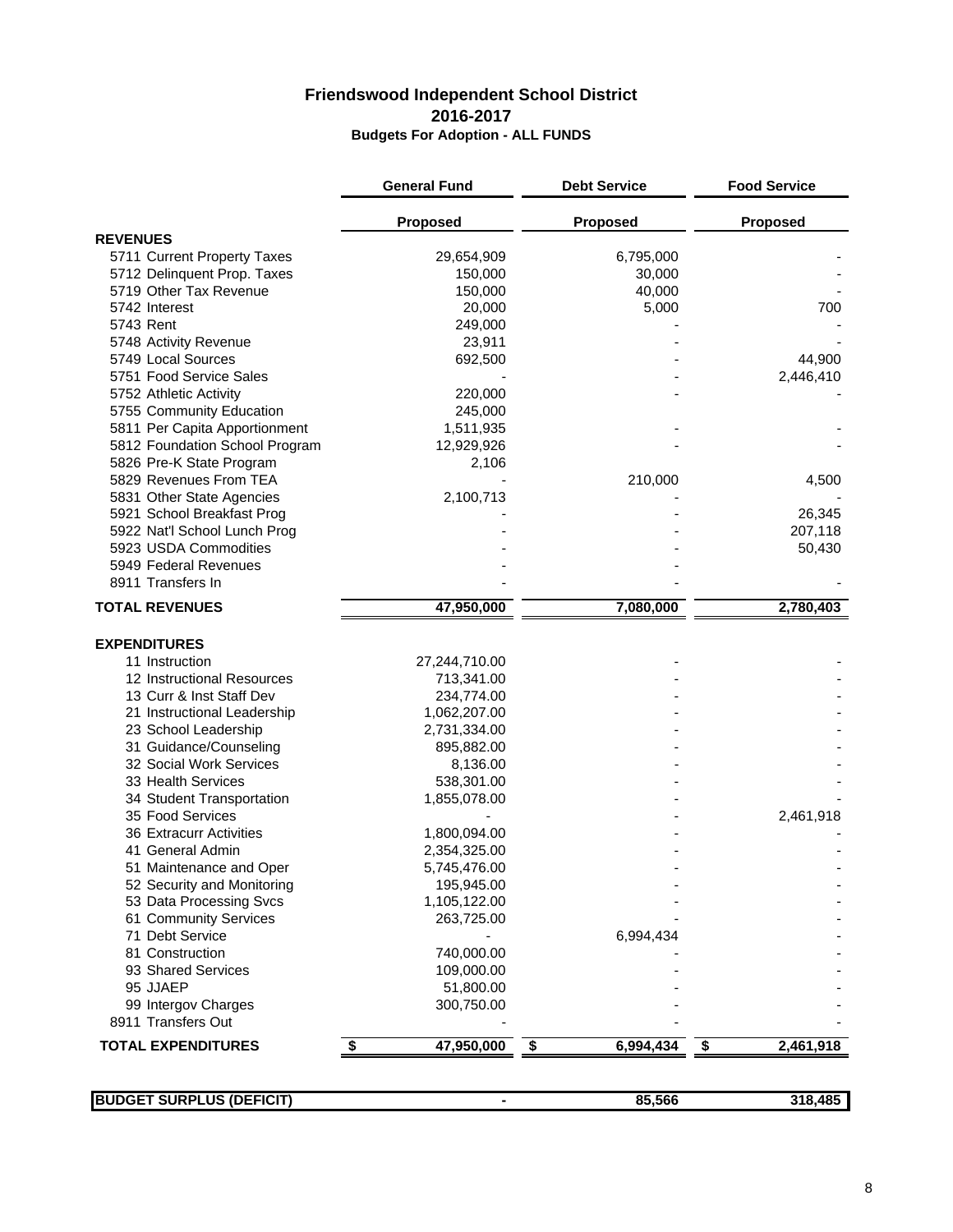# Friendswood Independent School District
## 2016-2017
### Budgets For Adoption - ALL FUNDS

| | General Fund | Debt Service | Food Service |
|---|---|---|---|
| | Proposed | Proposed | Proposed |
| **REVENUES** | | | |
| 5711 Current Property Taxes | 29,654,909 | 6,795,000 | - |
| 5712 Delinquent Prop. Taxes | 150,000 | 30,000 | - |
| 5719 Other Tax Revenue | 150,000 | 40,000 | - |
| 5742 Interest | 20,000 | 5,000 | 700 |
| 5743 Rent | 249,000 | - | - |
| 5748 Activity Revenue | 23,911 | - | - |
| 5749 Local Sources | 692,500 | - | 44,900 |
| 5751 Food Service Sales | - | - | 2,446,410 |
| 5752 Athletic Activity | 220,000 | - | - |
| 5755 Community Education | 245,000 | | |
| 5811 Per Capita Apportionment | 1,511,935 | - | - |
| 5812 Foundation School Program | 12,929,926 | - | - |
| 5826 Pre-K State Program | 2,106 | | |
| 5829 Revenues From TEA | - | 210,000 | 4,500 |
| 5831 Other State Agencies | 2,100,713 | - | - |
| 5921 School Breakfast Prog | - | - | 26,345 |
| 5922 Nat'l School Lunch Prog | - | - | 207,118 |
| 5923 USDA Commodities | - | - | 50,430 |
| 5949 Federal Revenues | - | - | |
| 8911 Transfers In | - | - | - |
| **TOTAL REVENUES** | **47,950,000** | **7,080,000** | **2,780,403** |
| **EXPENDITURES** | | | |
| 11 Instruction | 27,244,710.00 | - | - |
| 12 Instructional Resources | 713,341.00 | - | - |
| 13 Curr & Inst Staff Dev | 234,774.00 | - | - |
| 21 Instructional Leadership | 1,062,207.00 | - | - |
| 23 School Leadership | 2,731,334.00 | - | - |
| 31 Guidance/Counseling | 895,882.00 | - | - |
| 32 Social Work Services | 8,136.00 | - | - |
| 33 Health Services | 538,301.00 | - | - |
| 34 Student Transportation | 1,855,078.00 | - | - |
| 35 Food Services | - | - | 2,461,918 |
| 36 Extracurr Activities | 1,800,094.00 | - | - |
| 41 General Admin | 2,354,325.00 | - | - |
| 51 Maintenance and Oper | 5,745,476.00 | - | - |
| 52 Security and Monitoring | 195,945.00 | - | - |
| 53 Data Processing Svcs | 1,105,122.00 | - | - |
| 61 Community Services | 263,725.00 | - | - |
| 71 Debt Service | - | 6,994,434 | - |
| 81 Construction | 740,000.00 | - | - |
| 93 Shared Services | 109,000.00 | - | - |
| 95 JJAEP | 51,800.00 | - | - |
| 99 Intergov Charges | 300,750.00 | - | - |
| 8911 Transfers Out | - | - | - |
| **TOTAL EXPENDITURES** | **$ 47,950,000** | **$ 6,994,434** | **$ 2,461,918** |
| **BUDGET SURPLUS (DEFICIT)** | **-** | **85,566** | **318,485** |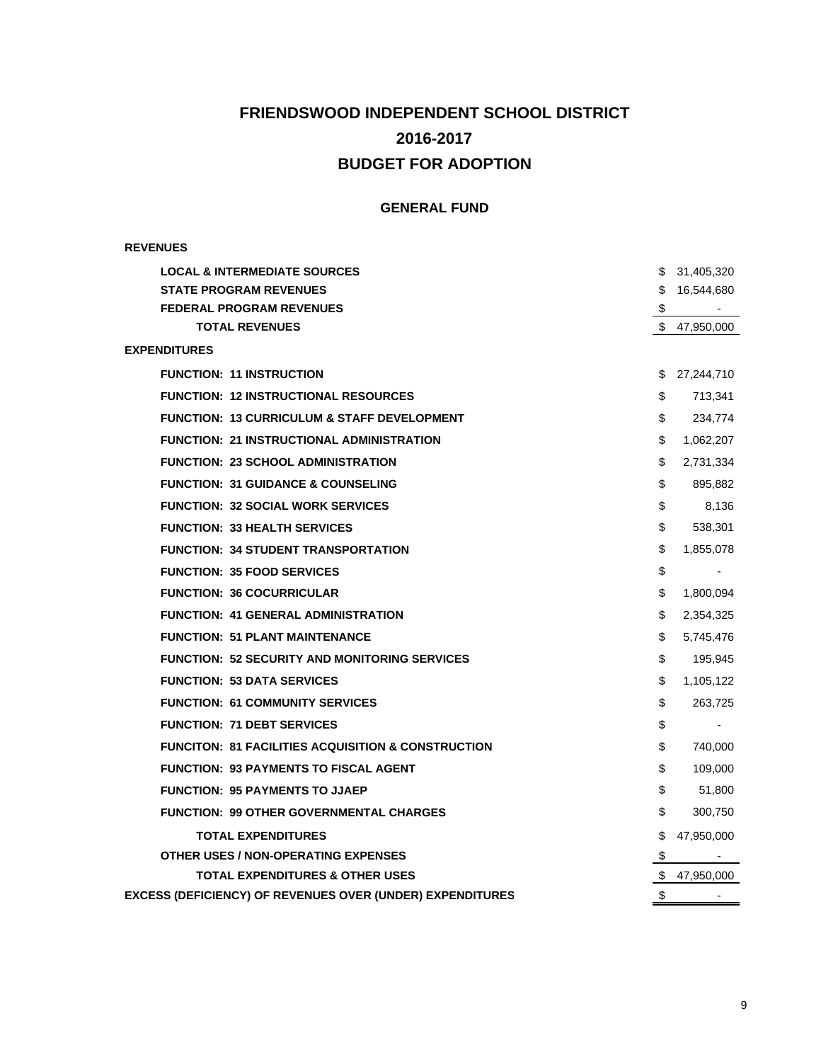# FRIENDSWOOD INDEPENDENT SCHOOL DISTRICT

# 2016-2017

# BUDGET FOR ADOPTION

## GENERAL FUND

| | | |
|---|---|---|
| **REVENUES** | | |
| **LOCAL & INTERMEDIATE SOURCES** | $ | 31,405,320 |
| **STATE PROGRAM REVENUES** | $ | 16,544,680 |
| **FEDERAL PROGRAM REVENUES** | $ | - |
| **TOTAL REVENUES** | $ | 47,950,000 |
| **EXPENDITURES** | | |
| **FUNCTION: 11 INSTRUCTION** | $ | 27,244,710 |
| **FUNCTION: 12 INSTRUCTIONAL RESOURCES** | $ | 713,341 |
| **FUNCTION: 13 CURRICULUM & STAFF DEVELOPMENT** | $ | 234,774 |
| **FUNCTION: 21 INSTRUCTIONAL ADMINISTRATION** | $ | 1,062,207 |
| **FUNCTION: 23 SCHOOL ADMINISTRATION** | $ | 2,731,334 |
| **FUNCTION: 31 GUIDANCE & COUNSELING** | $ | 895,882 |
| **FUNCTION: 32 SOCIAL WORK SERVICES** | $ | 8,136 |
| **FUNCTION: 33 HEALTH SERVICES** | $ | 538,301 |
| **FUNCTION: 34 STUDENT TRANSPORTATION** | $ | 1,855,078 |
| **FUNCTION: 35 FOOD SERVICES** | $ | - |
| **FUNCTION: 36 COCURRICULAR** | $ | 1,800,094 |
| **FUNCTION: 41 GENERAL ADMINISTRATION** | $ | 2,354,325 |
| **FUNCTION: 51 PLANT MAINTENANCE** | $ | 5,745,476 |
| **FUNCTION: 52 SECURITY AND MONITORING SERVICES** | $ | 195,945 |
| **FUNCTION: 53 DATA SERVICES** | $ | 1,105,122 |
| **FUNCTION: 61 COMMUNITY SERVICES** | $ | 263,725 |
| **FUNCTION: 71 DEBT SERVICES** | $ | - |
| **FUNCITON: 81 FACILITIES ACQUISITION & CONSTRUCTION** | $ | 740,000 |
| **FUNCTION: 93 PAYMENTS TO FISCAL AGENT** | $ | 109,000 |
| **FUNCTION: 95 PAYMENTS TO JJAEP** | $ | 51,800 |
| **FUNCTION: 99 OTHER GOVERNMENTAL CHARGES** | $ | 300,750 |
| **TOTAL EXPENDITURES** | $ | 47,950,000 |
| **OTHER USES / NON-OPERATING EXPENSES** | $ | - |
| **TOTAL EXPENDITURES & OTHER USES** | $ | 47,950,000 |
| **EXCESS (DEFICIENCY) OF REVENUES OVER (UNDER) EXPENDITURES** | $ | - |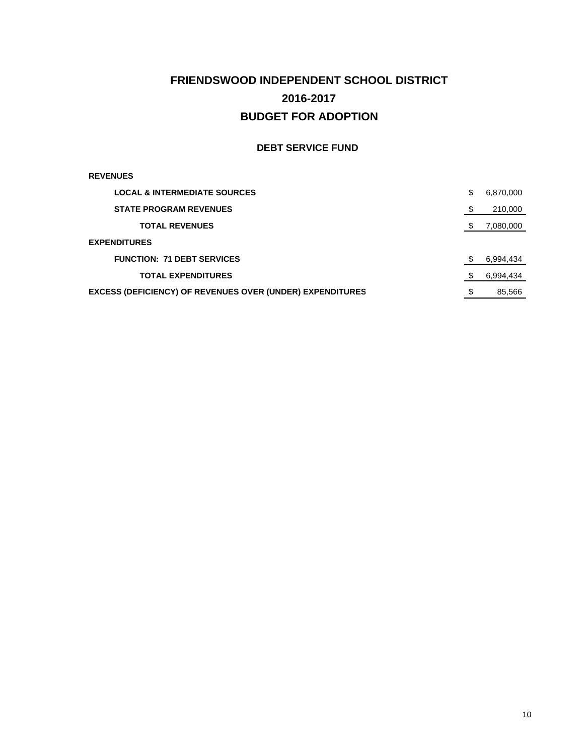# FRIENDSWOOD INDEPENDENT SCHOOL DISTRICT

# 2016-2017

# BUDGET FOR ADOPTION

## DEBT SERVICE FUND

| | | |
|---|---|---|
| **REVENUES** | | |
| **LOCAL & INTERMEDIATE SOURCES** | $ | 6,870,000 |
| **STATE PROGRAM REVENUES** | $ | 210,000 |
| **TOTAL REVENUES** | $ | 7,080,000 |
| **EXPENDITURES** | | |
| **FUNCTION: 71 DEBT SERVICES** | $ | 6,994,434 |
| **TOTAL EXPENDITURES** | $ | 6,994,434 |
| **EXCESS (DEFICIENCY) OF REVENUES OVER (UNDER) EXPENDITURES** | $ | 85,566 |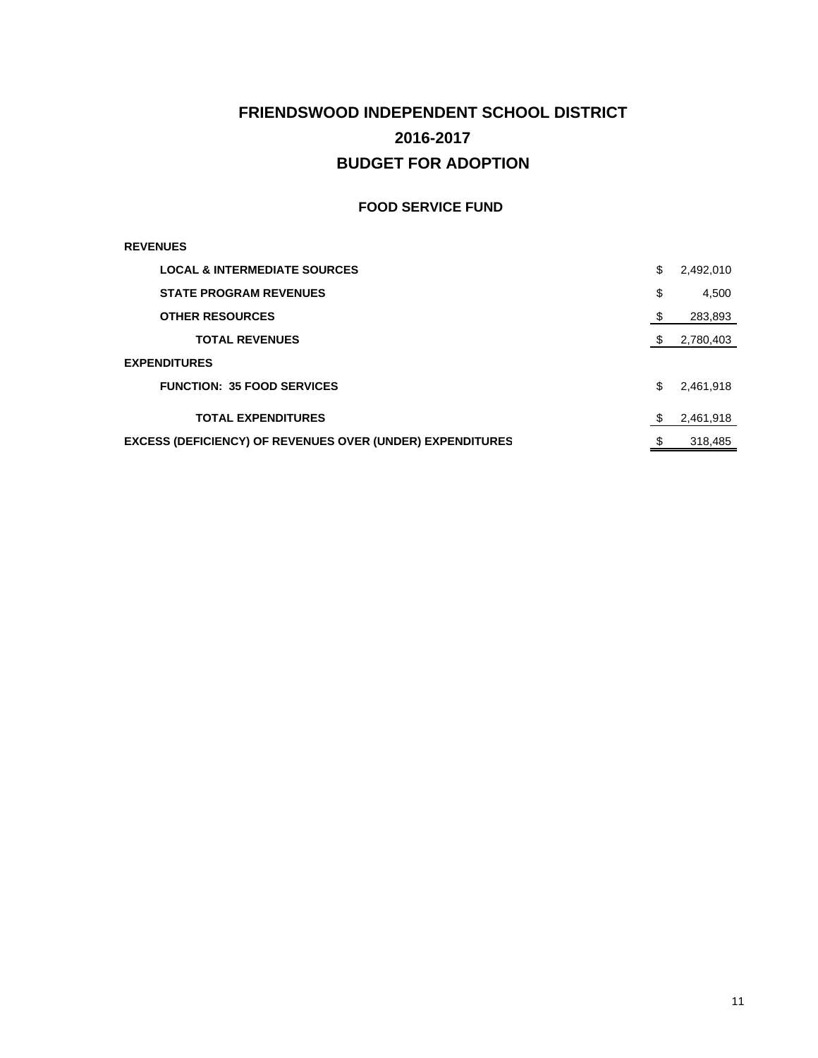# FRIENDSWOOD INDEPENDENT SCHOOL DISTRICT

# 2016-2017

# BUDGET FOR ADOPTION

## FOOD SERVICE FUND

| | | |
|---|---|---|
| **REVENUES** | | |
| **LOCAL & INTERMEDIATE SOURCES** | $ | 2,492,010 |
| **STATE PROGRAM REVENUES** | $ | 4,500 |
| **OTHER RESOURCES** | $ | 283,893 |
| **TOTAL REVENUES** | $ | 2,780,403 |
| **EXPENDITURES** | | |
| **FUNCTION: 35 FOOD SERVICES** | $ | 2,461,918 |
| **TOTAL EXPENDITURES** | $ | 2,461,918 |
| **EXCESS (DEFICIENCY) OF REVENUES OVER (UNDER) EXPENDITURES** | $ | 318,485 |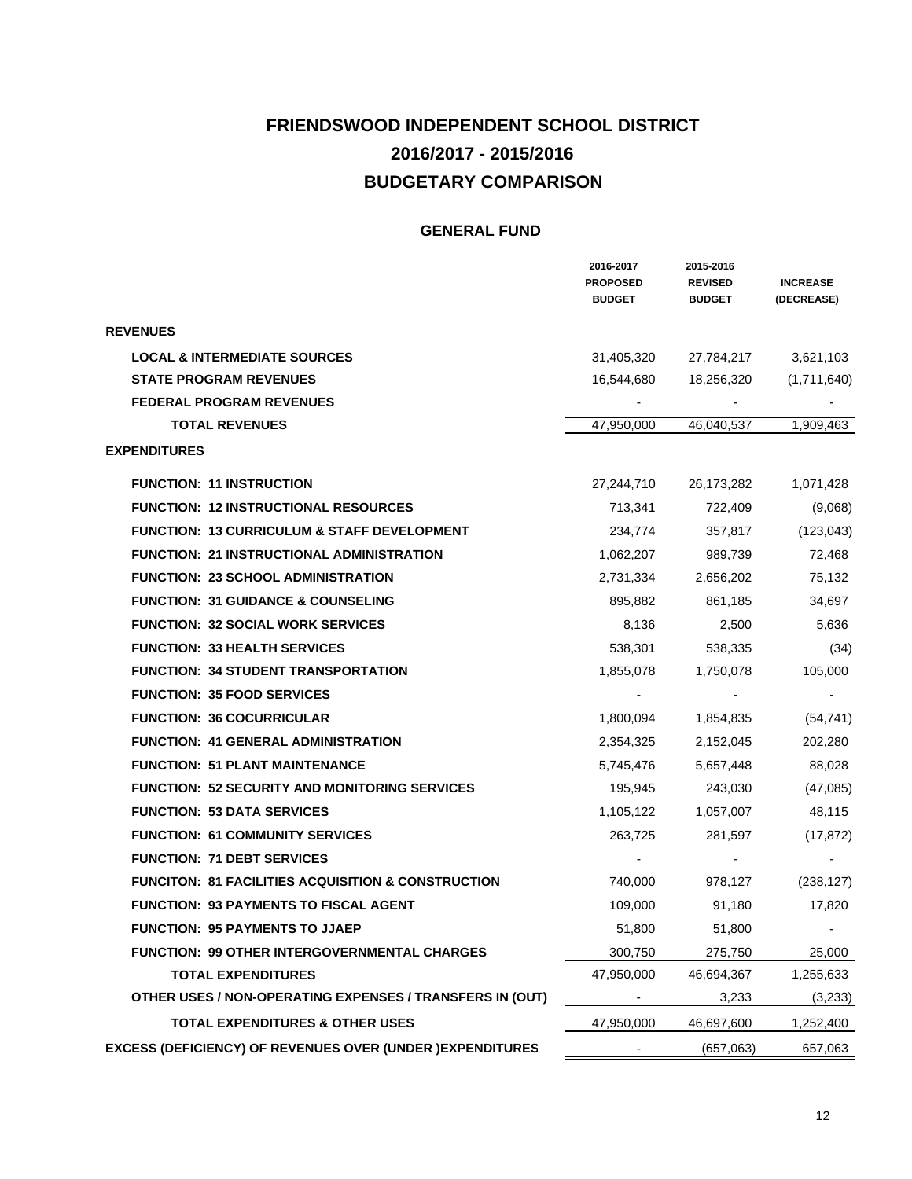# FRIENDSWOOD INDEPENDENT SCHOOL DISTRICT

## 2016/2017 - 2015/2016

## BUDGETARY COMPARISON

### GENERAL FUND

| | 2016-2017 PROPOSED BUDGET | 2015-2016 REVISED BUDGET | INCREASE (DECREASE) |
|---|---|---|---|
| **REVENUES** | | | |
| **LOCAL & INTERMEDIATE SOURCES** | 31,405,320 | 27,784,217 | 3,621,103 |
| **STATE PROGRAM REVENUES** | 16,544,680 | 18,256,320 | (1,711,640) |
| **FEDERAL PROGRAM REVENUES** | - | - | - |
| **TOTAL REVENUES** | 47,950,000 | 46,040,537 | 1,909,463 |
| **EXPENDITURES** | | | |
| **FUNCTION: 11 INSTRUCTION** | 27,244,710 | 26,173,282 | 1,071,428 |
| **FUNCTION: 12 INSTRUCTIONAL RESOURCES** | 713,341 | 722,409 | (9,068) |
| **FUNCTION: 13 CURRICULUM & STAFF DEVELOPMENT** | 234,774 | 357,817 | (123,043) |
| **FUNCTION: 21 INSTRUCTIONAL ADMINISTRATION** | 1,062,207 | 989,739 | 72,468 |
| **FUNCTION: 23 SCHOOL ADMINISTRATION** | 2,731,334 | 2,656,202 | 75,132 |
| **FUNCTION: 31 GUIDANCE & COUNSELING** | 895,882 | 861,185 | 34,697 |
| **FUNCTION: 32 SOCIAL WORK SERVICES** | 8,136 | 2,500 | 5,636 |
| **FUNCTION: 33 HEALTH SERVICES** | 538,301 | 538,335 | (34) |
| **FUNCTION: 34 STUDENT TRANSPORTATION** | 1,855,078 | 1,750,078 | 105,000 |
| **FUNCTION: 35 FOOD SERVICES** | - | - | - |
| **FUNCTION: 36 COCURRICULAR** | 1,800,094 | 1,854,835 | (54,741) |
| **FUNCTION: 41 GENERAL ADMINISTRATION** | 2,354,325 | 2,152,045 | 202,280 |
| **FUNCTION: 51 PLANT MAINTENANCE** | 5,745,476 | 5,657,448 | 88,028 |
| **FUNCTION: 52 SECURITY AND MONITORING SERVICES** | 195,945 | 243,030 | (47,085) |
| **FUNCTION: 53 DATA SERVICES** | 1,105,122 | 1,057,007 | 48,115 |
| **FUNCTION: 61 COMMUNITY SERVICES** | 263,725 | 281,597 | (17,872) |
| **FUNCTION: 71 DEBT SERVICES** | - | - | - |
| **FUNCITON: 81 FACILITIES ACQUISITION & CONSTRUCTION** | 740,000 | 978,127 | (238,127) |
| **FUNCTION: 93 PAYMENTS TO FISCAL AGENT** | 109,000 | 91,180 | 17,820 |
| **FUNCTION: 95 PAYMENTS TO JJAEP** | 51,800 | 51,800 | - |
| **FUNCTION: 99 OTHER INTERGOVERNMENTAL CHARGES** | 300,750 | 275,750 | 25,000 |
| **TOTAL EXPENDITURES** | 47,950,000 | 46,694,367 | 1,255,633 |
| **OTHER USES / NON-OPERATING EXPENSES / TRANSFERS IN (OUT)** | - | 3,233 | (3,233) |
| **TOTAL EXPENDITURES & OTHER USES** | 47,950,000 | 46,697,600 | 1,252,400 |
| **EXCESS (DEFICIENCY) OF REVENUES OVER (UNDER )EXPENDITURES** | - | (657,063) | 657,063 |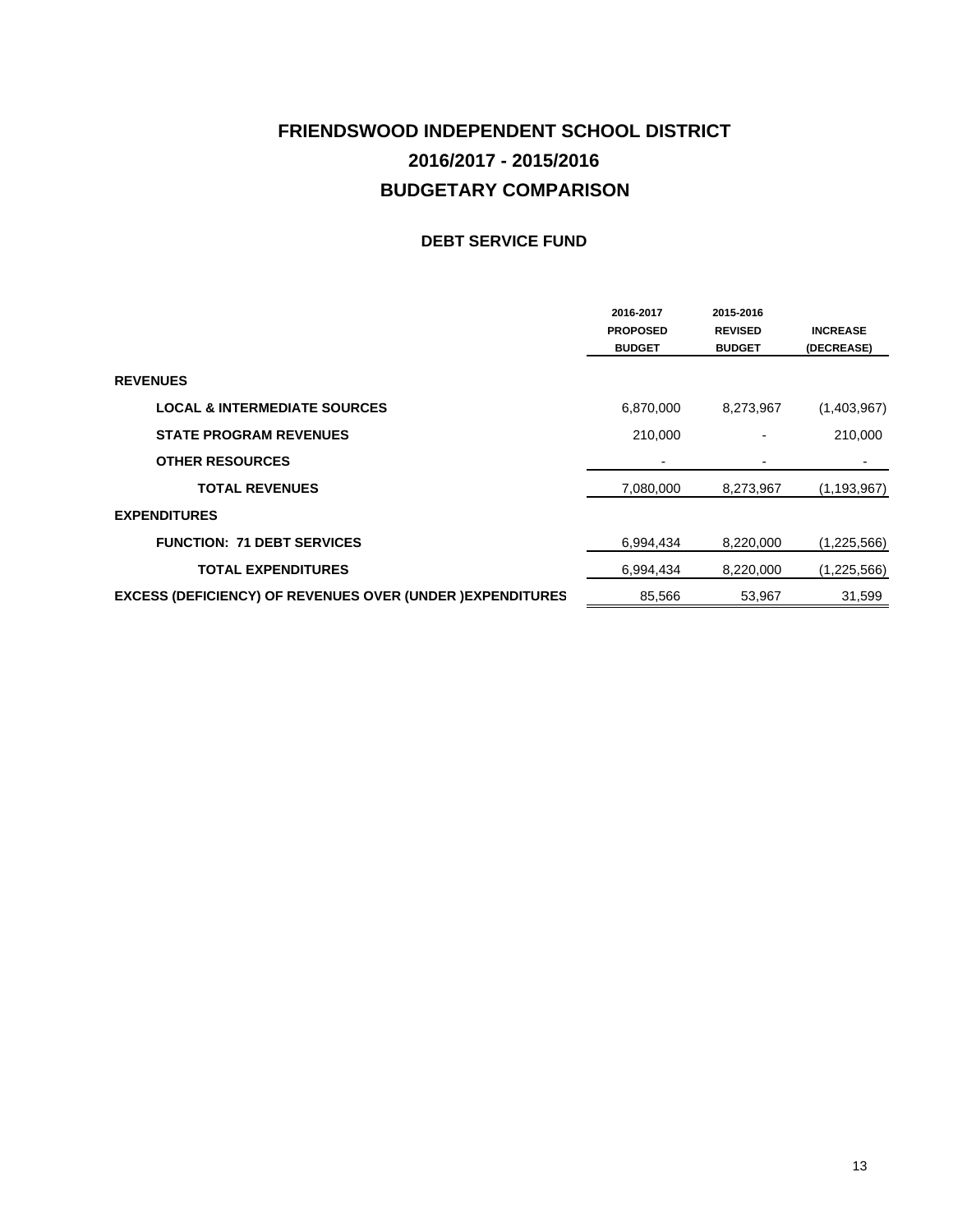# FRIENDSWOOD INDEPENDENT SCHOOL DISTRICT
# 2016/2017 - 2015/2016
# BUDGETARY COMPARISON

## DEBT SERVICE FUND

| | 2016-2017 PROPOSED BUDGET | 2015-2016 REVISED BUDGET | INCREASE (DECREASE) |
|---|---|---|---|
| **REVENUES** | | | |
| **LOCAL & INTERMEDIATE SOURCES** | 6,870,000 | 8,273,967 | (1,403,967) |
| **STATE PROGRAM REVENUES** | 210,000 | - | 210,000 |
| **OTHER RESOURCES** | - | - | - |
| **TOTAL REVENUES** | 7,080,000 | 8,273,967 | (1,193,967) |
| **EXPENDITURES** | | | |
| **FUNCTION: 71 DEBT SERVICES** | 6,994,434 | 8,220,000 | (1,225,566) |
| **TOTAL EXPENDITURES** | 6,994,434 | 8,220,000 | (1,225,566) |
| **EXCESS (DEFICIENCY) OF REVENUES OVER (UNDER )EXPENDITURES** | 85,566 | 53,967 | 31,599 |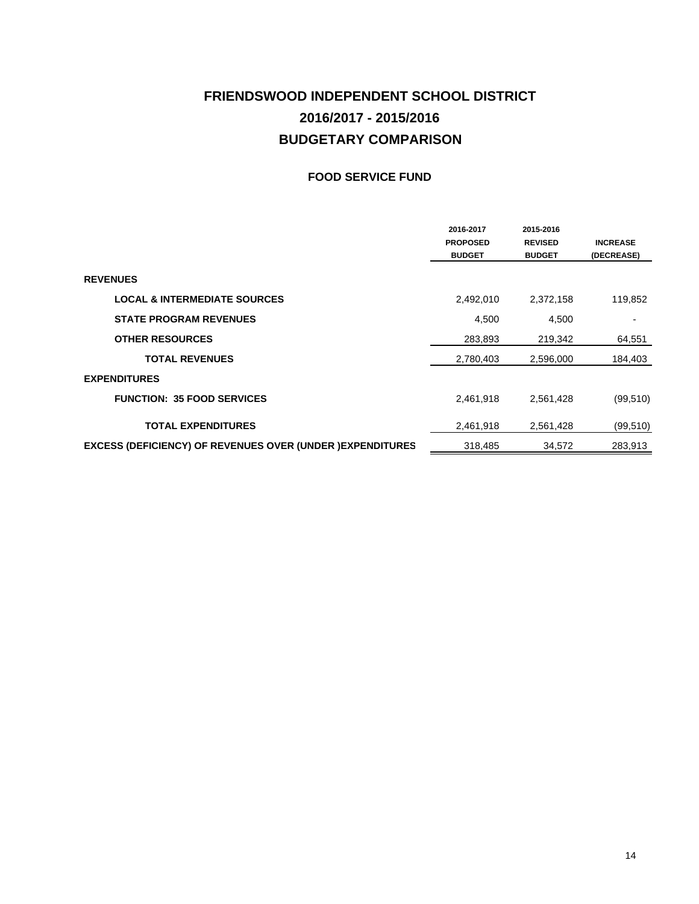# FRIENDSWOOD INDEPENDENT SCHOOL DISTRICT

# 2016/2017 - 2015/2016

# BUDGETARY COMPARISON

## FOOD SERVICE FUND

| | 2016-2017 PROPOSED BUDGET | 2015-2016 REVISED BUDGET | INCREASE (DECREASE) |
|---|---|---|---|
| **REVENUES** | | | |
| **LOCAL & INTERMEDIATE SOURCES** | 2,492,010 | 2,372,158 | 119,852 |
| **STATE PROGRAM REVENUES** | 4,500 | 4,500 | - |
| **OTHER RESOURCES** | 283,893 | 219,342 | 64,551 |
| **TOTAL REVENUES** | 2,780,403 | 2,596,000 | 184,403 |
| **EXPENDITURES** | | | |
| **FUNCTION: 35 FOOD SERVICES** | 2,461,918 | 2,561,428 | (99,510) |
| **TOTAL EXPENDITURES** | 2,461,918 | 2,561,428 | (99,510) |
| **EXCESS (DEFICIENCY) OF REVENUES OVER (UNDER )EXPENDITURES** | 318,485 | 34,572 | 283,913 |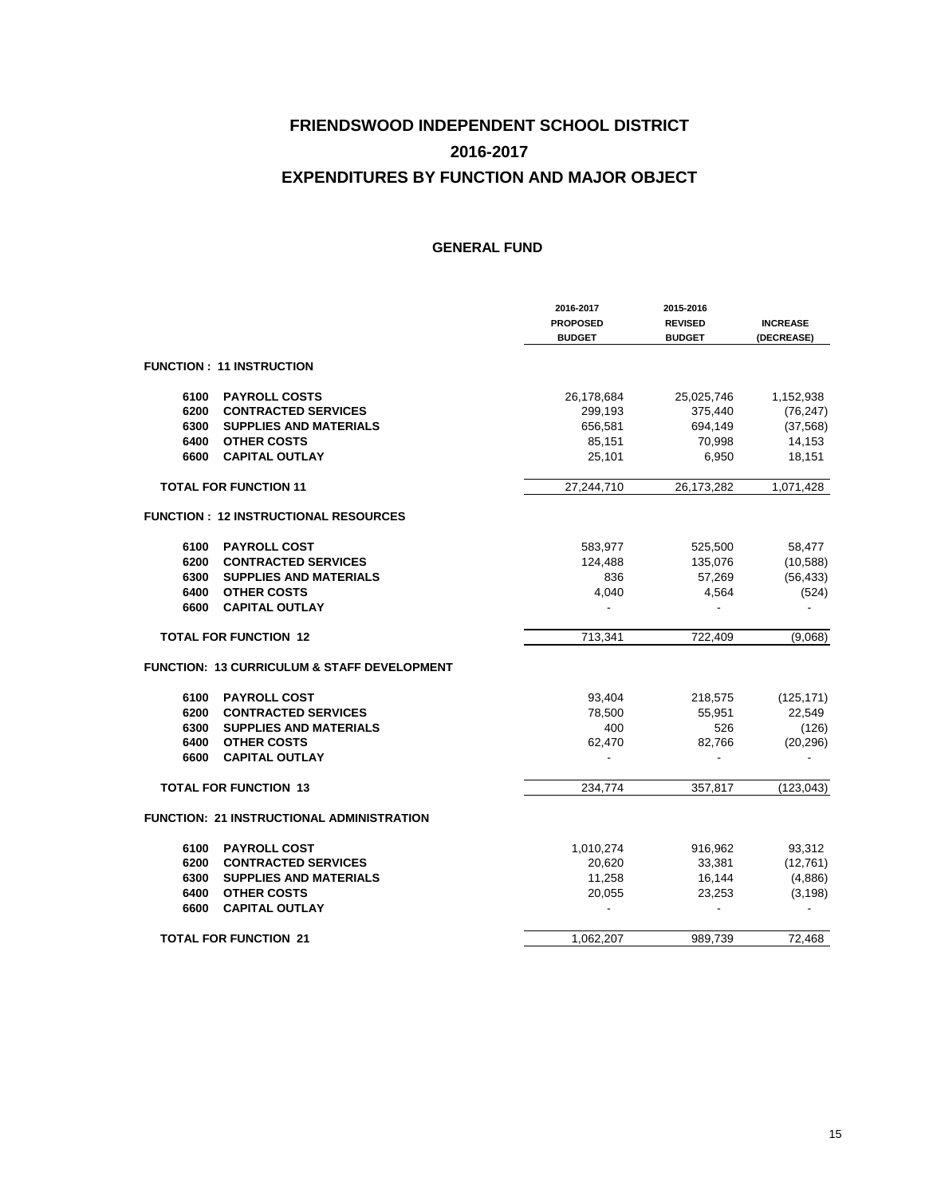# FRIENDSWOOD INDEPENDENT SCHOOL DISTRICT

## 2016-2017

## EXPENDITURES BY FUNCTION AND MAJOR OBJECT

### GENERAL FUND

| | | 2016-2017 PROPOSED BUDGET | 2015-2016 REVISED BUDGET | INCREASE (DECREASE) |
|---|---|---|---|---|
| **FUNCTION : 11 INSTRUCTION** | | | | |
| **6100** | **PAYROLL COSTS** | 26,178,684 | 25,025,746 | 1,152,938 |
| **6200** | **CONTRACTED SERVICES** | 299,193 | 375,440 | (76,247) |
| **6300** | **SUPPLIES AND MATERIALS** | 656,581 | 694,149 | (37,568) |
| **6400** | **OTHER COSTS** | 85,151 | 70,998 | 14,153 |
| **6600** | **CAPITAL OUTLAY** | 25,101 | 6,950 | 18,151 |
| **TOTAL FOR FUNCTION 11** | | 27,244,710 | 26,173,282 | 1,071,428 |
| **FUNCTION : 12 INSTRUCTIONAL RESOURCES** | | | | |
| **6100** | **PAYROLL COST** | 583,977 | 525,500 | 58,477 |
| **6200** | **CONTRACTED SERVICES** | 124,488 | 135,076 | (10,588) |
| **6300** | **SUPPLIES AND MATERIALS** | 836 | 57,269 | (56,433) |
| **6400** | **OTHER COSTS** | 4,040 | 4,564 | (524) |
| **6600** | **CAPITAL OUTLAY** | - | - | - |
| **TOTAL FOR FUNCTION 12** | | 713,341 | 722,409 | (9,068) |
| **FUNCTION: 13 CURRICULUM & STAFF DEVELOPMENT** | | | | |
| **6100** | **PAYROLL COST** | 93,404 | 218,575 | (125,171) |
| **6200** | **CONTRACTED SERVICES** | 78,500 | 55,951 | 22,549 |
| **6300** | **SUPPLIES AND MATERIALS** | 400 | 526 | (126) |
| **6400** | **OTHER COSTS** | 62,470 | 82,766 | (20,296) |
| **6600** | **CAPITAL OUTLAY** | - | - | - |
| **TOTAL FOR FUNCTION 13** | | 234,774 | 357,817 | (123,043) |
| **FUNCTION: 21 INSTRUCTIONAL ADMINISTRATION** | | | | |
| **6100** | **PAYROLL COST** | 1,010,274 | 916,962 | 93,312 |
| **6200** | **CONTRACTED SERVICES** | 20,620 | 33,381 | (12,761) |
| **6300** | **SUPPLIES AND MATERIALS** | 11,258 | 16,144 | (4,886) |
| **6400** | **OTHER COSTS** | 20,055 | 23,253 | (3,198) |
| **6600** | **CAPITAL OUTLAY** | - | - | - |
| **TOTAL FOR FUNCTION 21** | | 1,062,207 | 989,739 | 72,468 |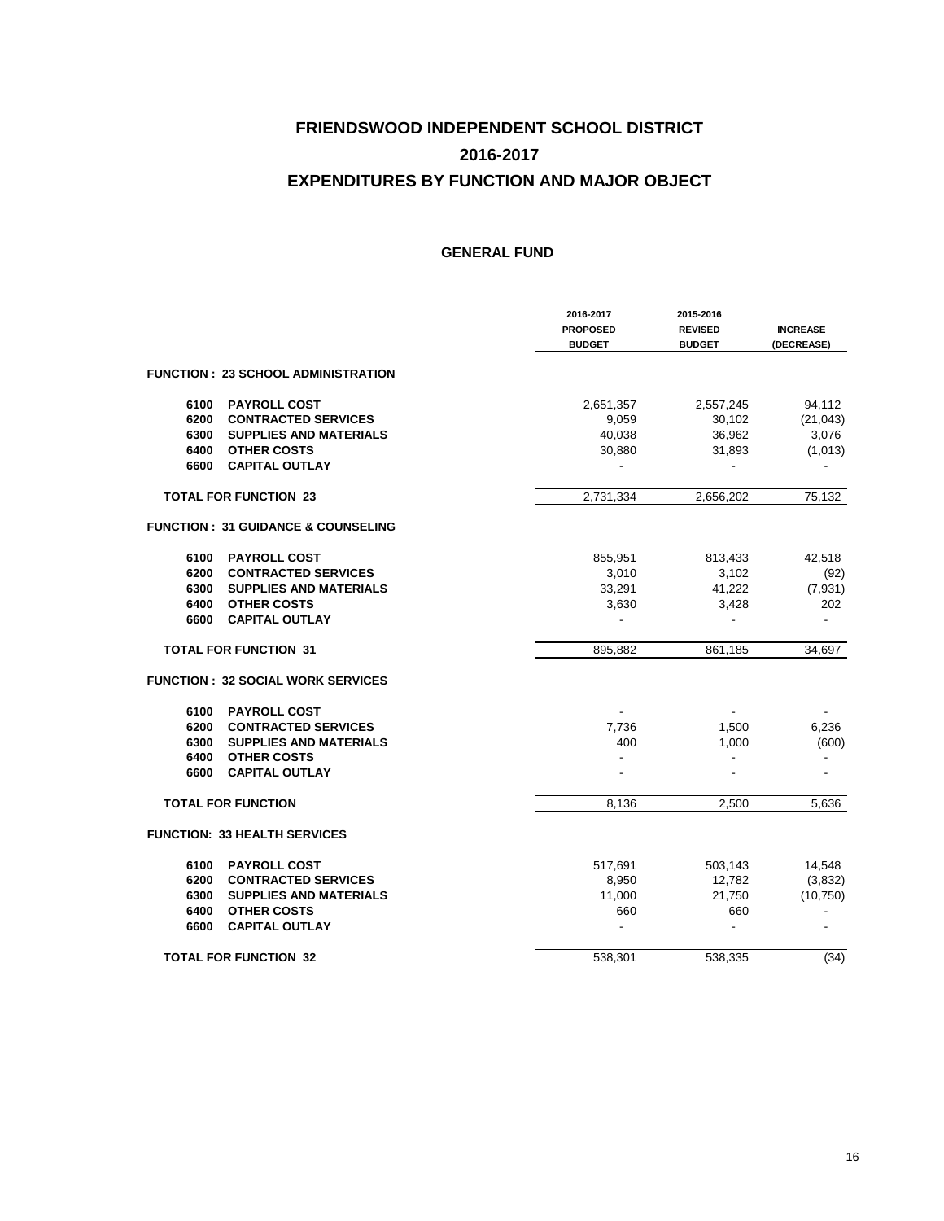# FRIENDSWOOD INDEPENDENT SCHOOL DISTRICT

# 2016-2017

# EXPENDITURES BY FUNCTION AND MAJOR OBJECT

## GENERAL FUND

| | | 2016-2017 PROPOSED BUDGET | 2015-2016 REVISED BUDGET | INCREASE (DECREASE) |
|---|---|---|---|---|
| **FUNCTION : 23 SCHOOL ADMINISTRATION** | | | | |
| 6100 | PAYROLL COST | 2,651,357 | 2,557,245 | 94,112 |
| 6200 | CONTRACTED SERVICES | 9,059 | 30,102 | (21,043) |
| 6300 | SUPPLIES AND MATERIALS | 40,038 | 36,962 | 3,076 |
| 6400 | OTHER COSTS | 30,880 | 31,893 | (1,013) |
| 6600 | CAPITAL OUTLAY | - | - | - |
| **TOTAL FOR FUNCTION 23** | | 2,731,334 | 2,656,202 | 75,132 |
| **FUNCTION : 31 GUIDANCE & COUNSELING** | | | | |
| 6100 | PAYROLL COST | 855,951 | 813,433 | 42,518 |
| 6200 | CONTRACTED SERVICES | 3,010 | 3,102 | (92) |
| 6300 | SUPPLIES AND MATERIALS | 33,291 | 41,222 | (7,931) |
| 6400 | OTHER COSTS | 3,630 | 3,428 | 202 |
| 6600 | CAPITAL OUTLAY | - | - | - |
| **TOTAL FOR FUNCTION 31** | | 895,882 | 861,185 | 34,697 |
| **FUNCTION : 32 SOCIAL WORK SERVICES** | | | | |
| 6100 | PAYROLL COST | - | - | - |
| 6200 | CONTRACTED SERVICES | 7,736 | 1,500 | 6,236 |
| 6300 | SUPPLIES AND MATERIALS | 400 | 1,000 | (600) |
| 6400 | OTHER COSTS | - | - | - |
| 6600 | CAPITAL OUTLAY | - | - | - |
| **TOTAL FOR FUNCTION** | | 8,136 | 2,500 | 5,636 |
| **FUNCTION: 33 HEALTH SERVICES** | | | | |
| 6100 | PAYROLL COST | 517,691 | 503,143 | 14,548 |
| 6200 | CONTRACTED SERVICES | 8,950 | 12,782 | (3,832) |
| 6300 | SUPPLIES AND MATERIALS | 11,000 | 21,750 | (10,750) |
| 6400 | OTHER COSTS | 660 | 660 | - |
| 6600 | CAPITAL OUTLAY | - | - | - |
| **TOTAL FOR FUNCTION 32** | | 538,301 | 538,335 | (34) |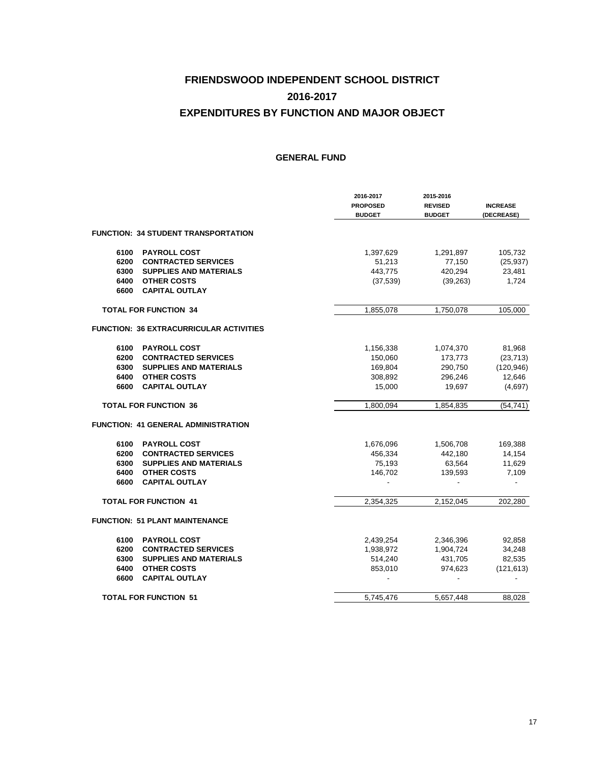# FRIENDSWOOD INDEPENDENT SCHOOL DISTRICT

## 2016-2017

## EXPENDITURES BY FUNCTION AND MAJOR OBJECT

### GENERAL FUND

| | 2016-2017 PROPOSED BUDGET | 2015-2016 REVISED BUDGET | INCREASE (DECREASE) |
|---|---|---|---|
| **FUNCTION: 34 STUDENT TRANSPORTATION** | | | |
| **6100 PAYROLL COST** | 1,397,629 | 1,291,897 | 105,732 |
| **6200 CONTRACTED SERVICES** | 51,213 | 77,150 | (25,937) |
| **6300 SUPPLIES AND MATERIALS** | 443,775 | 420,294 | 23,481 |
| **6400 OTHER COSTS** | (37,539) | (39,263) | 1,724 |
| **6600 CAPITAL OUTLAY** | | | |
| **TOTAL FOR FUNCTION 34** | 1,855,078 | 1,750,078 | 105,000 |
| **FUNCTION: 36 EXTRACURRICULAR ACTIVITIES** | | | |
| **6100 PAYROLL COST** | 1,156,338 | 1,074,370 | 81,968 |
| **6200 CONTRACTED SERVICES** | 150,060 | 173,773 | (23,713) |
| **6300 SUPPLIES AND MATERIALS** | 169,804 | 290,750 | (120,946) |
| **6400 OTHER COSTS** | 308,892 | 296,246 | 12,646 |
| **6600 CAPITAL OUTLAY** | 15,000 | 19,697 | (4,697) |
| **TOTAL FOR FUNCTION 36** | 1,800,094 | 1,854,835 | (54,741) |
| **FUNCTION: 41 GENERAL ADMINISTRATION** | | | |
| **6100 PAYROLL COST** | 1,676,096 | 1,506,708 | 169,388 |
| **6200 CONTRACTED SERVICES** | 456,334 | 442,180 | 14,154 |
| **6300 SUPPLIES AND MATERIALS** | 75,193 | 63,564 | 11,629 |
| **6400 OTHER COSTS** | 146,702 | 139,593 | 7,109 |
| **6600 CAPITAL OUTLAY** | - | - | - |
| **TOTAL FOR FUNCTION 41** | 2,354,325 | 2,152,045 | 202,280 |
| **FUNCTION: 51 PLANT MAINTENANCE** | | | |
| **6100 PAYROLL COST** | 2,439,254 | 2,346,396 | 92,858 |
| **6200 CONTRACTED SERVICES** | 1,938,972 | 1,904,724 | 34,248 |
| **6300 SUPPLIES AND MATERIALS** | 514,240 | 431,705 | 82,535 |
| **6400 OTHER COSTS** | 853,010 | 974,623 | (121,613) |
| **6600 CAPITAL OUTLAY** | - | - | - |
| **TOTAL FOR FUNCTION 51** | 5,745,476 | 5,657,448 | 88,028 |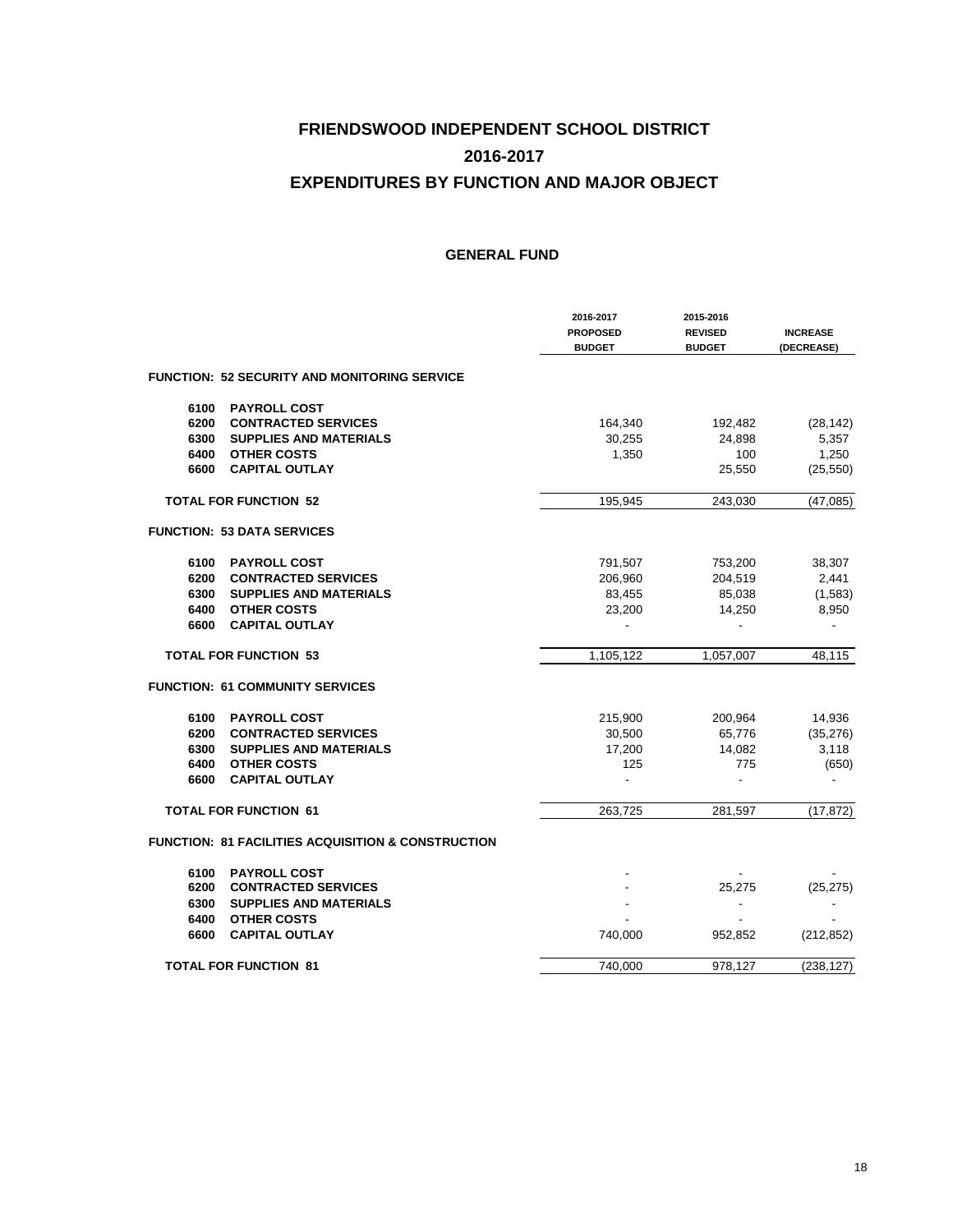# FRIENDSWOOD INDEPENDENT SCHOOL DISTRICT

# 2016-2017

# EXPENDITURES BY FUNCTION AND MAJOR OBJECT

## GENERAL FUND

| | | 2016-2017 PROPOSED BUDGET | 2015-2016 REVISED BUDGET | INCREASE (DECREASE) |
|---|---|---|---|---|
| **FUNCTION: 52 SECURITY AND MONITORING SERVICE** | | | | |
| 6100 | **PAYROLL COST** | | | |
| 6200 | **CONTRACTED SERVICES** | 164,340 | 192,482 | (28,142) |
| 6300 | **SUPPLIES AND MATERIALS** | 30,255 | 24,898 | 5,357 |
| 6400 | **OTHER COSTS** | 1,350 | 100 | 1,250 |
| 6600 | **CAPITAL OUTLAY** | | 25,550 | (25,550) |
| **TOTAL FOR FUNCTION 52** | | 195,945 | 243,030 | (47,085) |
| **FUNCTION: 53 DATA SERVICES** | | | | |
| 6100 | **PAYROLL COST** | 791,507 | 753,200 | 38,307 |
| 6200 | **CONTRACTED SERVICES** | 206,960 | 204,519 | 2,441 |
| 6300 | **SUPPLIES AND MATERIALS** | 83,455 | 85,038 | (1,583) |
| 6400 | **OTHER COSTS** | 23,200 | 14,250 | 8,950 |
| 6600 | **CAPITAL OUTLAY** | - | - | - |
| **TOTAL FOR FUNCTION 53** | | 1,105,122 | 1,057,007 | 48,115 |
| **FUNCTION: 61 COMMUNITY SERVICES** | | | | |
| 6100 | **PAYROLL COST** | 215,900 | 200,964 | 14,936 |
| 6200 | **CONTRACTED SERVICES** | 30,500 | 65,776 | (35,276) |
| 6300 | **SUPPLIES AND MATERIALS** | 17,200 | 14,082 | 3,118 |
| 6400 | **OTHER COSTS** | 125 | 775 | (650) |
| 6600 | **CAPITAL OUTLAY** | - | - | - |
| **TOTAL FOR FUNCTION 61** | | 263,725 | 281,597 | (17,872) |
| **FUNCTION: 81 FACILITIES ACQUISITION & CONSTRUCTION** | | | | |
| 6100 | **PAYROLL COST** | - | - | - |
| 6200 | **CONTRACTED SERVICES** | - | 25,275 | (25,275) |
| 6300 | **SUPPLIES AND MATERIALS** | - | - | - |
| 6400 | **OTHER COSTS** | - | - | - |
| 6600 | **CAPITAL OUTLAY** | 740,000 | 952,852 | (212,852) |
| **TOTAL FOR FUNCTION 81** | | 740,000 | 978,127 | (238,127) |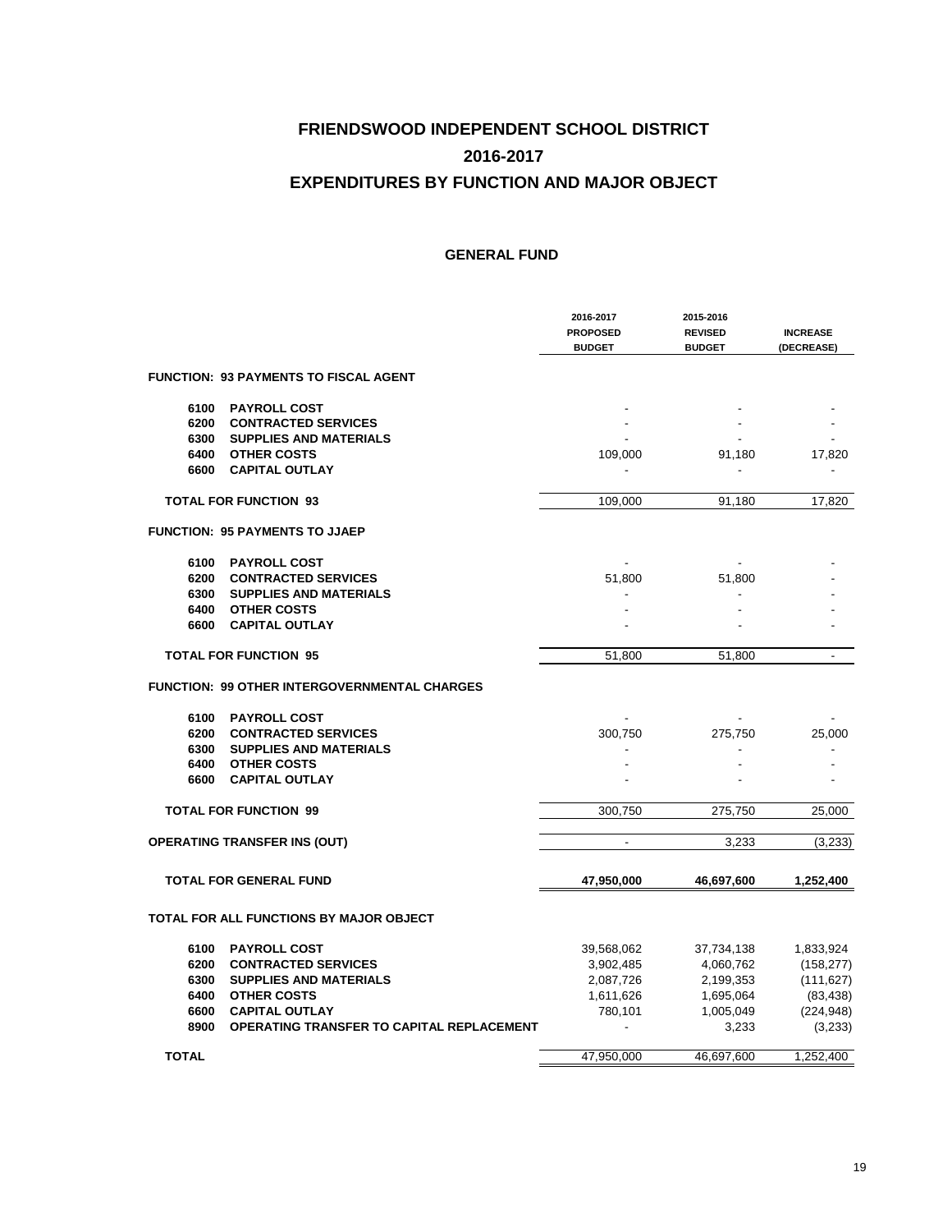# FRIENDSWOOD INDEPENDENT SCHOOL DISTRICT

## 2016-2017

## EXPENDITURES BY FUNCTION AND MAJOR OBJECT

### GENERAL FUND

| | | 2016-2017 PROPOSED BUDGET | 2015-2016 REVISED BUDGET | INCREASE (DECREASE) |
|---|---|---|---|---|
| **FUNCTION: 93 PAYMENTS TO FISCAL AGENT** | | | | |
| 6100 | PAYROLL COST | - | - | - |
| 6200 | CONTRACTED SERVICES | - | - | - |
| 6300 | SUPPLIES AND MATERIALS | - | - | - |
| 6400 | OTHER COSTS | 109,000 | 91,180 | 17,820 |
| 6600 | CAPITAL OUTLAY | - | - | - |
| **TOTAL FOR FUNCTION 93** | | 109,000 | 91,180 | 17,820 |
| **FUNCTION: 95 PAYMENTS TO JJAEP** | | | | |
| 6100 | PAYROLL COST | - | - | - |
| 6200 | CONTRACTED SERVICES | 51,800 | 51,800 | - |
| 6300 | SUPPLIES AND MATERIALS | - | - | - |
| 6400 | OTHER COSTS | - | - | - |
| 6600 | CAPITAL OUTLAY | - | - | - |
| **TOTAL FOR FUNCTION 95** | | 51,800 | 51,800 | - |
| **FUNCTION: 99 OTHER INTERGOVERNMENTAL CHARGES** | | | | |
| 6100 | PAYROLL COST | - | - | - |
| 6200 | CONTRACTED SERVICES | 300,750 | 275,750 | 25,000 |
| 6300 | SUPPLIES AND MATERIALS | - | - | - |
| 6400 | OTHER COSTS | - | - | - |
| 6600 | CAPITAL OUTLAY | - | - | - |
| **TOTAL FOR FUNCTION 99** | | 300,750 | 275,750 | 25,000 |
| **OPERATING TRANSFER INS (OUT)** | | - | 3,233 | (3,233) |
| **TOTAL FOR GENERAL FUND** | | **47,950,000** | **46,697,600** | **1,252,400** |
| **TOTAL FOR ALL FUNCTIONS BY MAJOR OBJECT** | | | | |
| 6100 | PAYROLL COST | 39,568,062 | 37,734,138 | 1,833,924 |
| 6200 | CONTRACTED SERVICES | 3,902,485 | 4,060,762 | (158,277) |
| 6300 | SUPPLIES AND MATERIALS | 2,087,726 | 2,199,353 | (111,627) |
| 6400 | OTHER COSTS | 1,611,626 | 1,695,064 | (83,438) |
| 6600 | CAPITAL OUTLAY | 780,101 | 1,005,049 | (224,948) |
| 8900 | OPERATING TRANSFER TO CAPITAL REPLACEMENT | - | 3,233 | (3,233) |
| **TOTAL** | | 47,950,000 | 46,697,600 | 1,252,400 |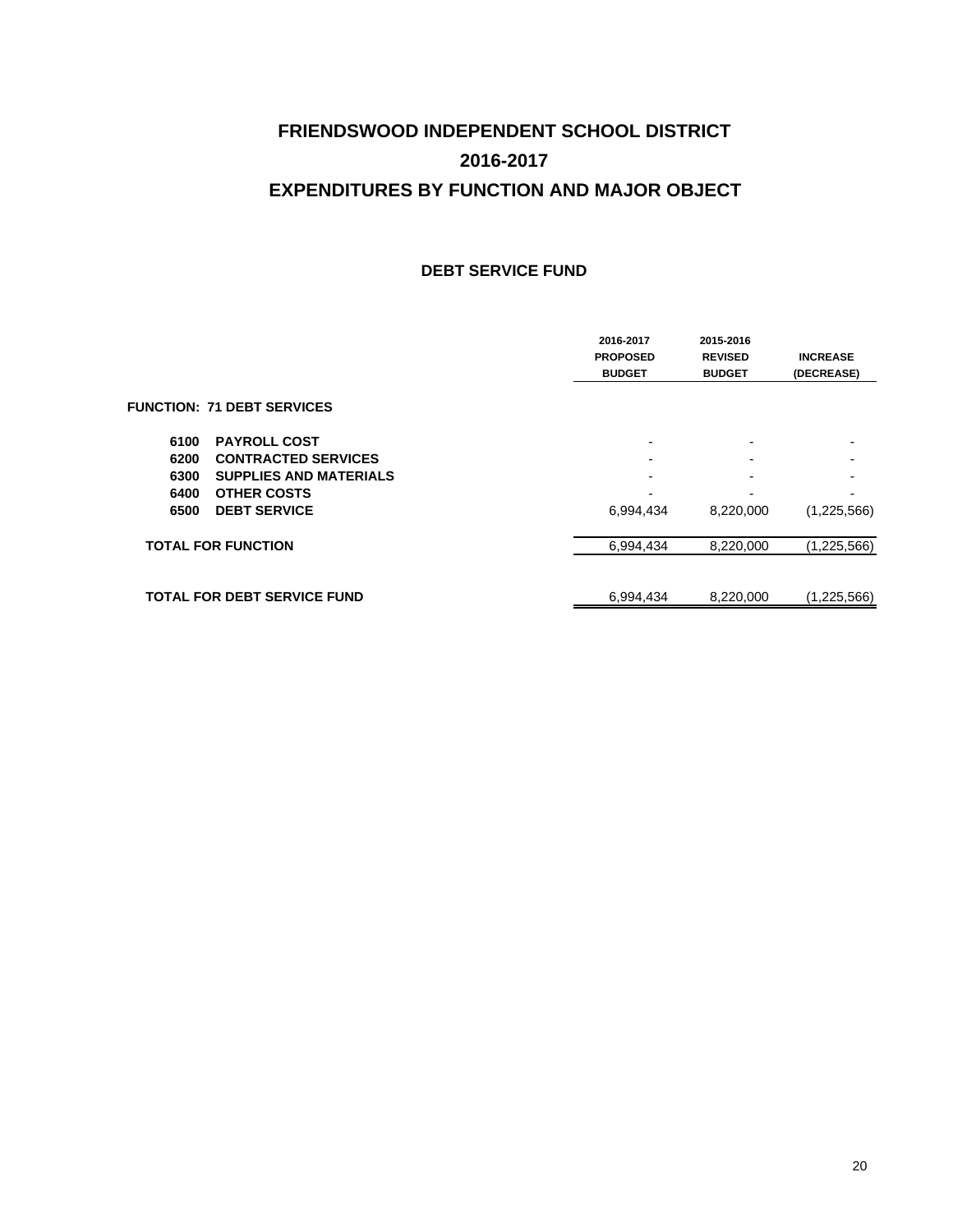# FRIENDSWOOD INDEPENDENT SCHOOL DISTRICT

# 2016-2017

# EXPENDITURES BY FUNCTION AND MAJOR OBJECT

## DEBT SERVICE FUND

| | | 2016-2017 PROPOSED BUDGET | 2015-2016 REVISED BUDGET | INCREASE (DECREASE) |
|---|---|---|---|---|
| **FUNCTION: 71 DEBT SERVICES** | | | | |
| **6100** | **PAYROLL COST** | - | - | - |
| **6200** | **CONTRACTED SERVICES** | - | - | - |
| **6300** | **SUPPLIES AND MATERIALS** | - | - | - |
| **6400** | **OTHER COSTS** | - | - | - |
| **6500** | **DEBT SERVICE** | 6,994,434 | 8,220,000 | (1,225,566) |
| **TOTAL FOR FUNCTION** | | 6,994,434 | 8,220,000 | (1,225,566) |
| **TOTAL FOR DEBT SERVICE FUND** | | 6,994,434 | 8,220,000 | (1,225,566) |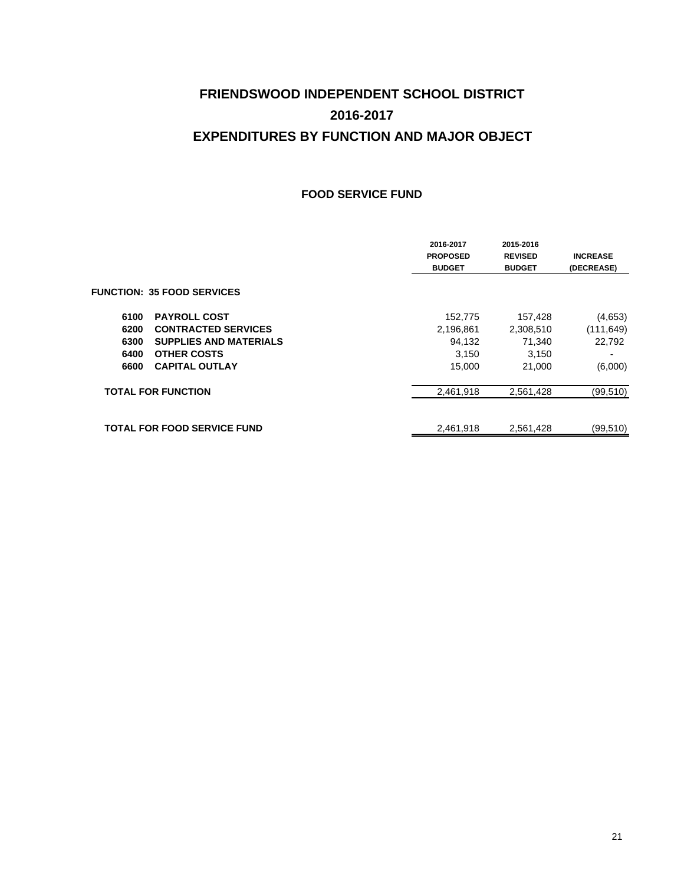# FRIENDSWOOD INDEPENDENT SCHOOL DISTRICT

# 2016-2017

# EXPENDITURES BY FUNCTION AND MAJOR OBJECT

## FOOD SERVICE FUND

| | | 2016-2017 PROPOSED BUDGET | 2015-2016 REVISED BUDGET | INCREASE (DECREASE) |
|---|---|---|---|---|
| **FUNCTION: 35 FOOD SERVICES** | | | | |
| **6100** | **PAYROLL COST** | 152,775 | 157,428 | (4,653) |
| **6200** | **CONTRACTED SERVICES** | 2,196,861 | 2,308,510 | (111,649) |
| **6300** | **SUPPLIES AND MATERIALS** | 94,132 | 71,340 | 22,792 |
| **6400** | **OTHER COSTS** | 3,150 | 3,150 | - |
| **6600** | **CAPITAL OUTLAY** | 15,000 | 21,000 | (6,000) |
| **TOTAL FOR FUNCTION** | | 2,461,918 | 2,561,428 | (99,510) |
| **TOTAL FOR FOOD SERVICE FUND** | | 2,461,918 | 2,561,428 | (99,510) |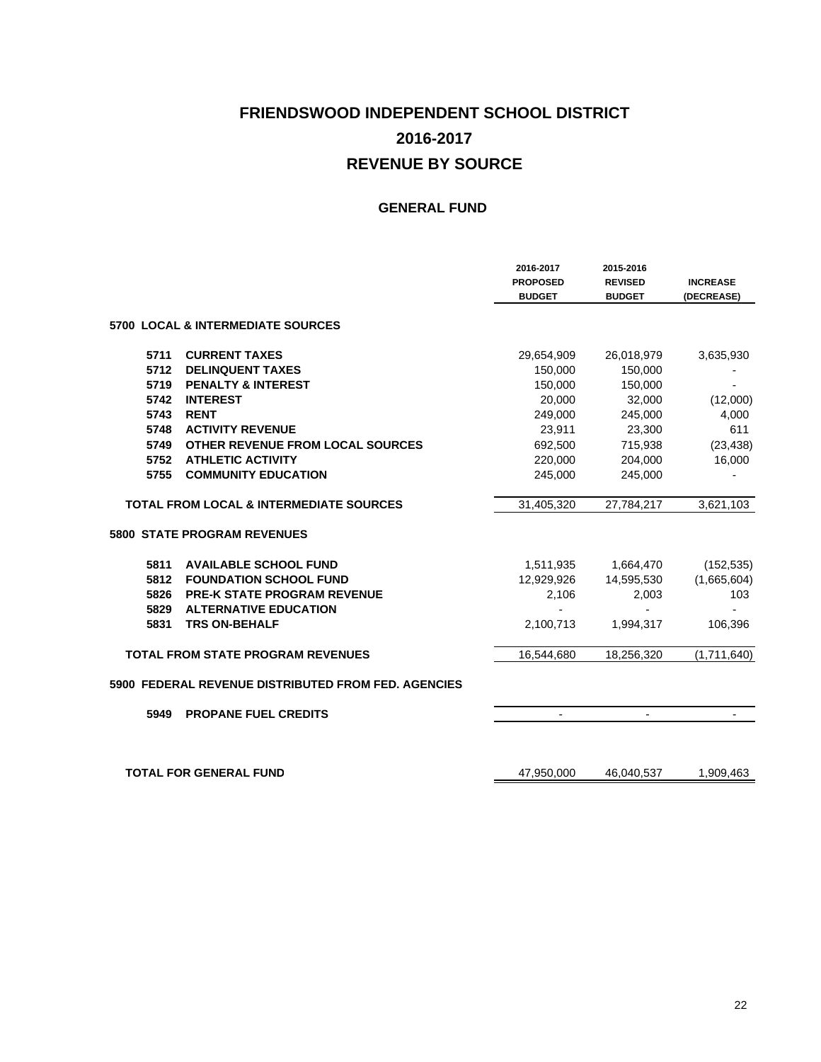# FRIENDSWOOD INDEPENDENT SCHOOL DISTRICT

## 2016-2017

## REVENUE BY SOURCE

### GENERAL FUND

| | | 2016-2017 PROPOSED BUDGET | 2015-2016 REVISED BUDGET | INCREASE (DECREASE) |
|---|---|---|---|---|
| **5700** | **LOCAL & INTERMEDIATE SOURCES** | | | |
| **5711** | **CURRENT TAXES** | 29,654,909 | 26,018,979 | 3,635,930 |
| **5712** | **DELINQUENT TAXES** | 150,000 | 150,000 | - |
| **5719** | **PENALTY & INTEREST** | 150,000 | 150,000 | - |
| **5742** | **INTEREST** | 20,000 | 32,000 | (12,000) |
| **5743** | **RENT** | 249,000 | 245,000 | 4,000 |
| **5748** | **ACTIVITY REVENUE** | 23,911 | 23,300 | 611 |
| **5749** | **OTHER REVENUE FROM LOCAL SOURCES** | 692,500 | 715,938 | (23,438) |
| **5752** | **ATHLETIC ACTIVITY** | 220,000 | 204,000 | 16,000 |
| **5755** | **COMMUNITY EDUCATION** | 245,000 | 245,000 | - |
| | **TOTAL FROM LOCAL & INTERMEDIATE SOURCES** | 31,405,320 | 27,784,217 | 3,621,103 |
| **5800** | **STATE PROGRAM REVENUES** | | | |
| **5811** | **AVAILABLE SCHOOL FUND** | 1,511,935 | 1,664,470 | (152,535) |
| **5812** | **FOUNDATION SCHOOL FUND** | 12,929,926 | 14,595,530 | (1,665,604) |
| **5826** | **PRE-K STATE PROGRAM REVENUE** | 2,106 | 2,003 | 103 |
| **5829** | **ALTERNATIVE EDUCATION** | - | - | - |
| **5831** | **TRS ON-BEHALF** | 2,100,713 | 1,994,317 | 106,396 |
| | **TOTAL FROM STATE PROGRAM REVENUES** | 16,544,680 | 18,256,320 | (1,711,640) |
| **5900** | **FEDERAL REVENUE DISTRIBUTED FROM FED. AGENCIES** | | | |
| **5949** | **PROPANE FUEL CREDITS** | - | - | - |
| | **TOTAL FOR GENERAL FUND** | 47,950,000 | 46,040,537 | 1,909,463 |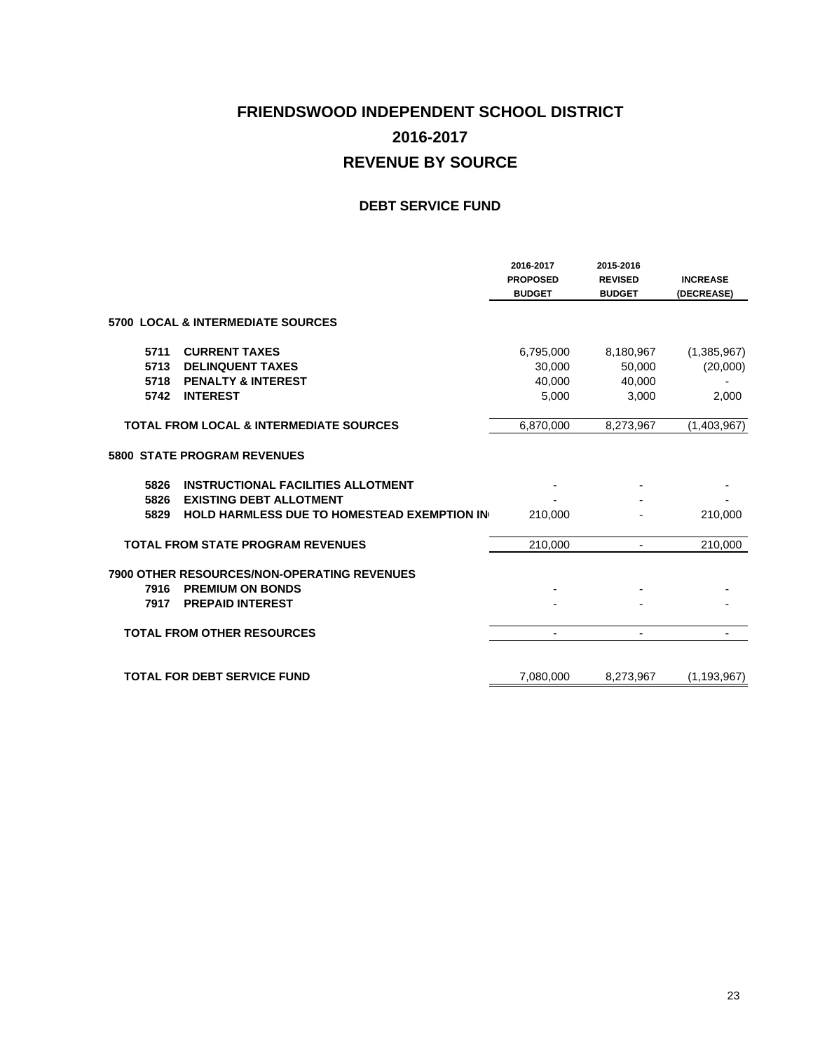# FRIENDSWOOD INDEPENDENT SCHOOL DISTRICT

## 2016-2017

## REVENUE BY SOURCE

### DEBT SERVICE FUND

| | | 2016-2017 PROPOSED BUDGET | 2015-2016 REVISED BUDGET | INCREASE (DECREASE) |
|---|---|---|---|---|
| **5700 LOCAL & INTERMEDIATE SOURCES** | | | | |
| **5711** | **CURRENT TAXES** | 6,795,000 | 8,180,967 | (1,385,967) |
| **5713** | **DELINQUENT TAXES** | 30,000 | 50,000 | (20,000) |
| **5718** | **PENALTY & INTEREST** | 40,000 | 40,000 | - |
| **5742** | **INTEREST** | 5,000 | 3,000 | 2,000 |
| **TOTAL FROM LOCAL & INTERMEDIATE SOURCES** | | 6,870,000 | 8,273,967 | (1,403,967) |
| **5800 STATE PROGRAM REVENUES** | | | | |
| **5826** | **INSTRUCTIONAL FACILITIES ALLOTMENT** | - | - | - |
| **5826** | **EXISTING DEBT ALLOTMENT** | - | - | - |
| **5829** | **HOLD HARMLESS DUE TO HOMESTEAD EXEMPTION IN** | 210,000 | - | 210,000 |
| **TOTAL FROM STATE PROGRAM REVENUES** | | 210,000 | - | 210,000 |
| **7900 OTHER RESOURCES/NON-OPERATING REVENUES** | | | | |
| **7916** | **PREMIUM ON BONDS** | - | - | - |
| **7917** | **PREPAID INTEREST** | - | - | - |
| **TOTAL FROM OTHER RESOURCES** | | - | - | - |
| **TOTAL FOR DEBT SERVICE FUND** | | 7,080,000 | 8,273,967 | (1,193,967) |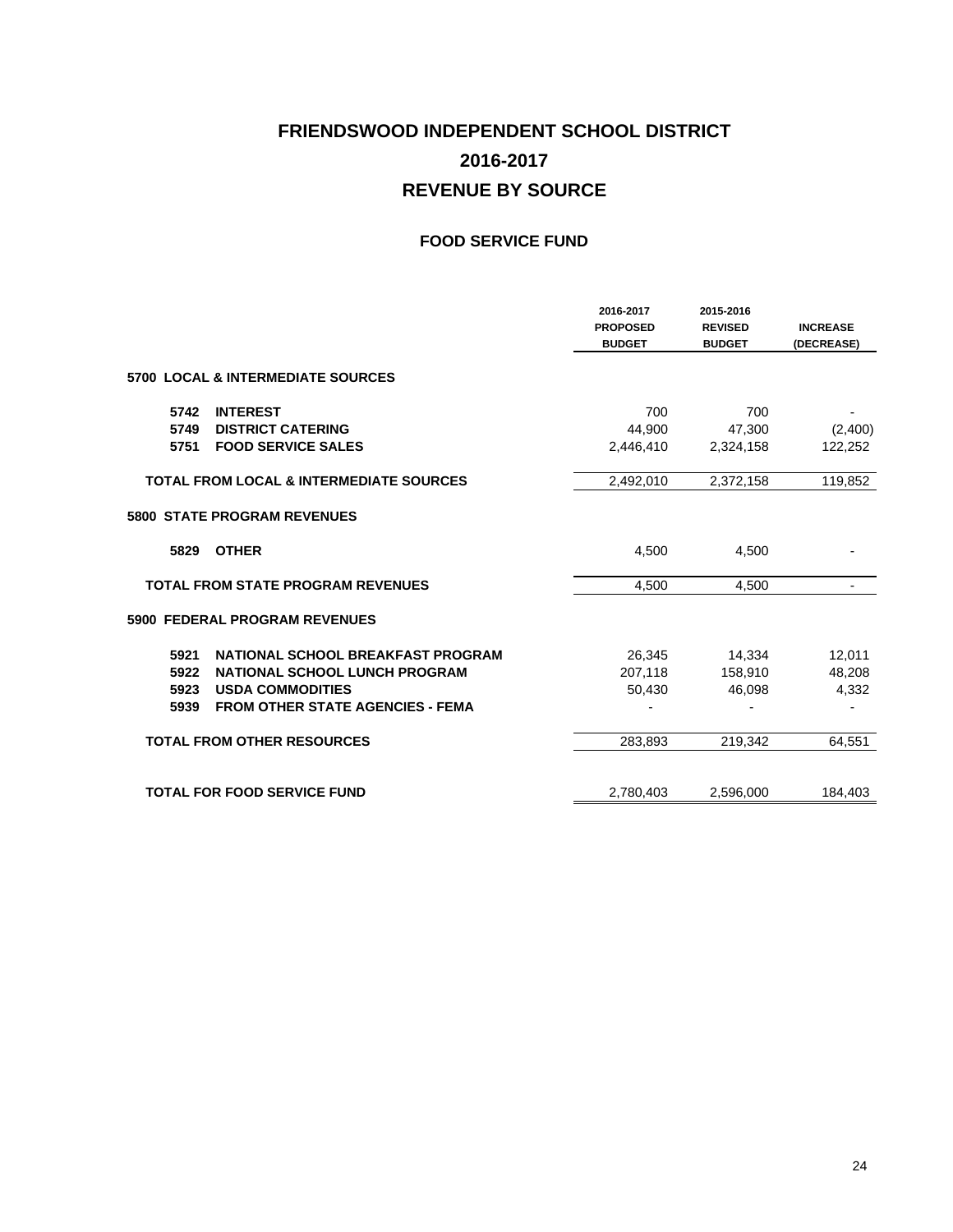# FRIENDSWOOD INDEPENDENT SCHOOL DISTRICT

# 2016-2017

# REVENUE BY SOURCE

## FOOD SERVICE FUND

| | | 2016-2017 PROPOSED BUDGET | 2015-2016 REVISED BUDGET | INCREASE (DECREASE) |
|---|---|---|---|---|
| **5700 LOCAL & INTERMEDIATE SOURCES** | | | | |
| **5742** | **INTEREST** | 700 | 700 | - |
| **5749** | **DISTRICT CATERING** | 44,900 | 47,300 | (2,400) |
| **5751** | **FOOD SERVICE SALES** | 2,446,410 | 2,324,158 | 122,252 |
| **TOTAL FROM LOCAL & INTERMEDIATE SOURCES** | | 2,492,010 | 2,372,158 | 119,852 |
| **5800 STATE PROGRAM REVENUES** | | | | |
| **5829** | **OTHER** | 4,500 | 4,500 | - |
| **TOTAL FROM STATE PROGRAM REVENUES** | | 4,500 | 4,500 | - |
| **5900 FEDERAL PROGRAM REVENUES** | | | | |
| **5921** | **NATIONAL SCHOOL BREAKFAST PROGRAM** | 26,345 | 14,334 | 12,011 |
| **5922** | **NATIONAL SCHOOL LUNCH PROGRAM** | 207,118 | 158,910 | 48,208 |
| **5923** | **USDA COMMODITIES** | 50,430 | 46,098 | 4,332 |
| **5939** | **FROM OTHER STATE AGENCIES - FEMA** | - | - | - |
| **TOTAL FROM OTHER RESOURCES** | | 283,893 | 219,342 | 64,551 |
| **TOTAL FOR FOOD SERVICE FUND** | | 2,780,403 | 2,596,000 | 184,403 |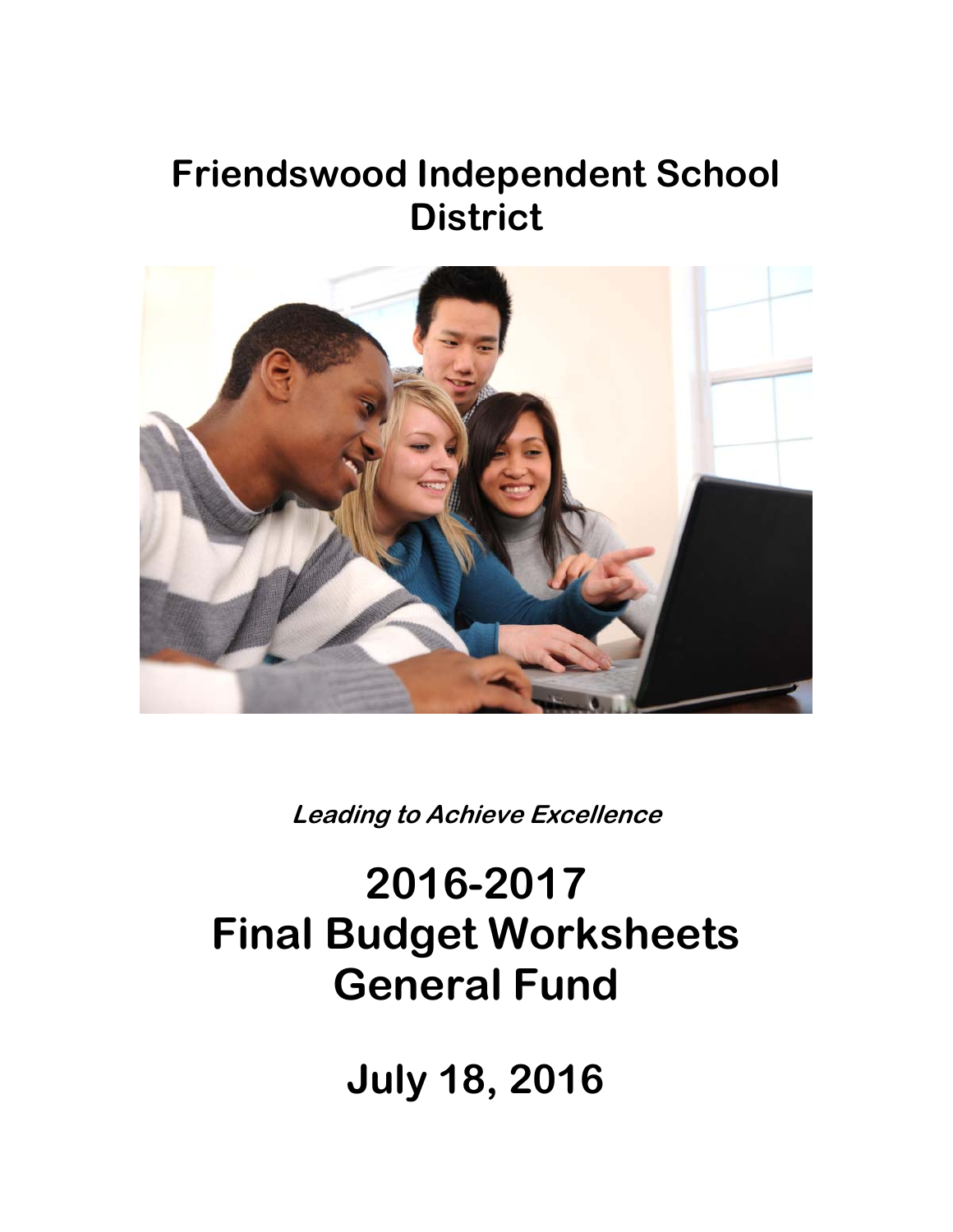# Friendswood Independent School District

***Leading to Achieve Excellence***

# 2016-2017
# Final Budget Worksheets
# General Fund

# July 18, 2016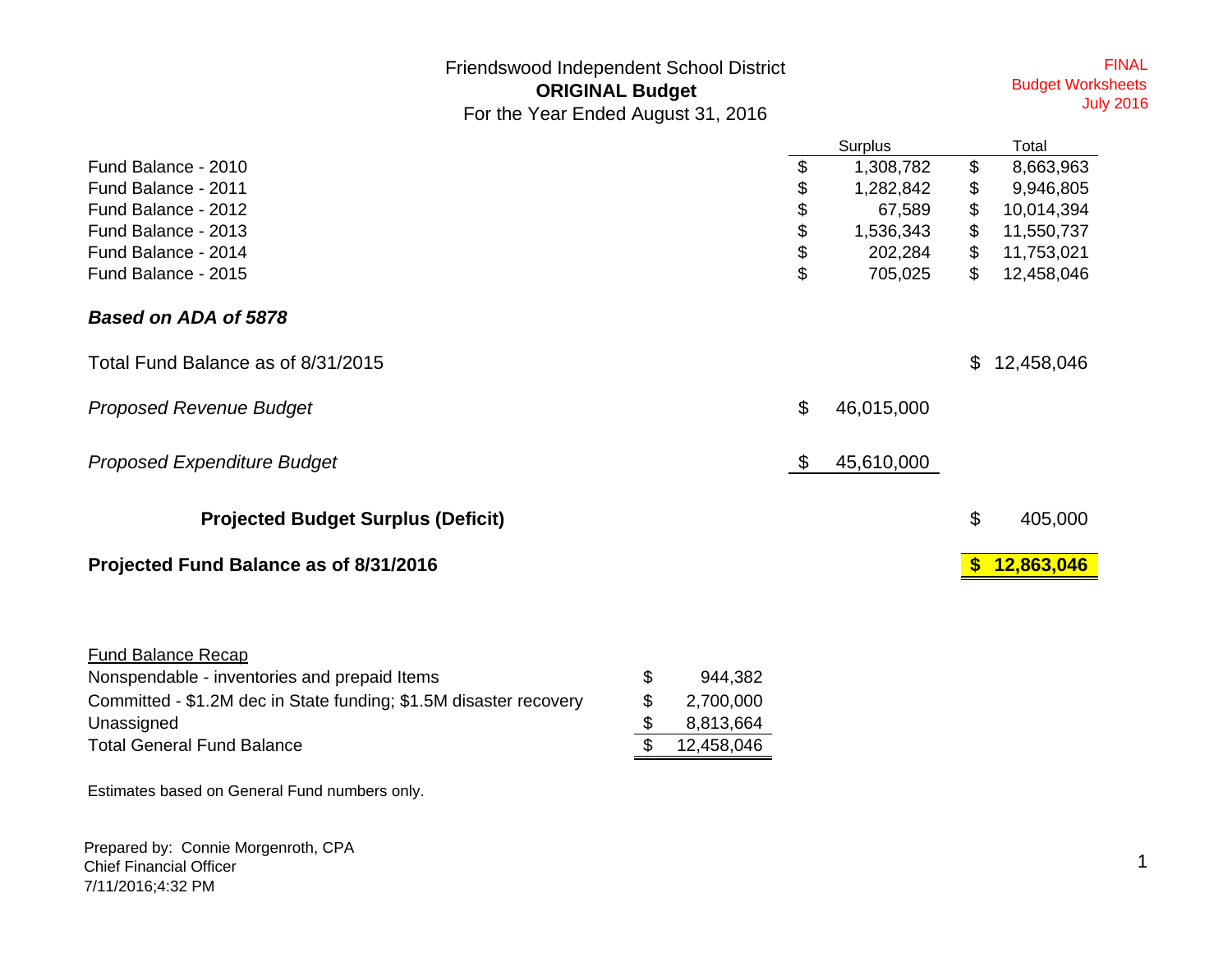FINAL
Budget Worksheets
July 2016

# Friendswood Independent School District
## **ORIGINAL Budget**
For the Year Ended August 31, 2016

| | Surplus | Total |
|---|---|---|
| Fund Balance - 2010 | $ 1,308,782 | $ 8,663,963 |
| Fund Balance - 2011 | $ 1,282,842 | $ 9,946,805 |
| Fund Balance - 2012 | $ 67,589 | $ 10,014,394 |
| Fund Balance - 2013 | $ 1,536,343 | $ 11,550,737 |
| Fund Balance - 2014 | $ 202,284 | $ 11,753,021 |
| Fund Balance - 2015 | $ 705,025 | $ 12,458,046 |

***Based on ADA of 5878***

| | | |
|---|---|---|
| Total Fund Balance as of 8/31/2015 | | $ 12,458,046 |
| *Proposed Revenue Budget* | $ 46,015,000 | |
| *Proposed Expenditure Budget* | $ 45,610,000 | |
| **Projected Budget Surplus (Deficit)** | | $ 405,000 |
| **Projected Fund Balance as of 8/31/2016** | | **$ 12,863,046** |

| Fund Balance Recap | |
|---|---|
| Nonspendable - inventories and prepaid Items | $ 944,382 |
| Committed - $1.2M dec in State funding; $1.5M disaster recovery | $ 2,700,000 |
| Unassigned | $ 8,813,664 |
| Total General Fund Balance | $ 12,458,046 |

Estimates based on General Fund numbers only.

Prepared by: Connie Morgenroth, CPA
Chief Financial Officer
7/11/2016;4:32 PM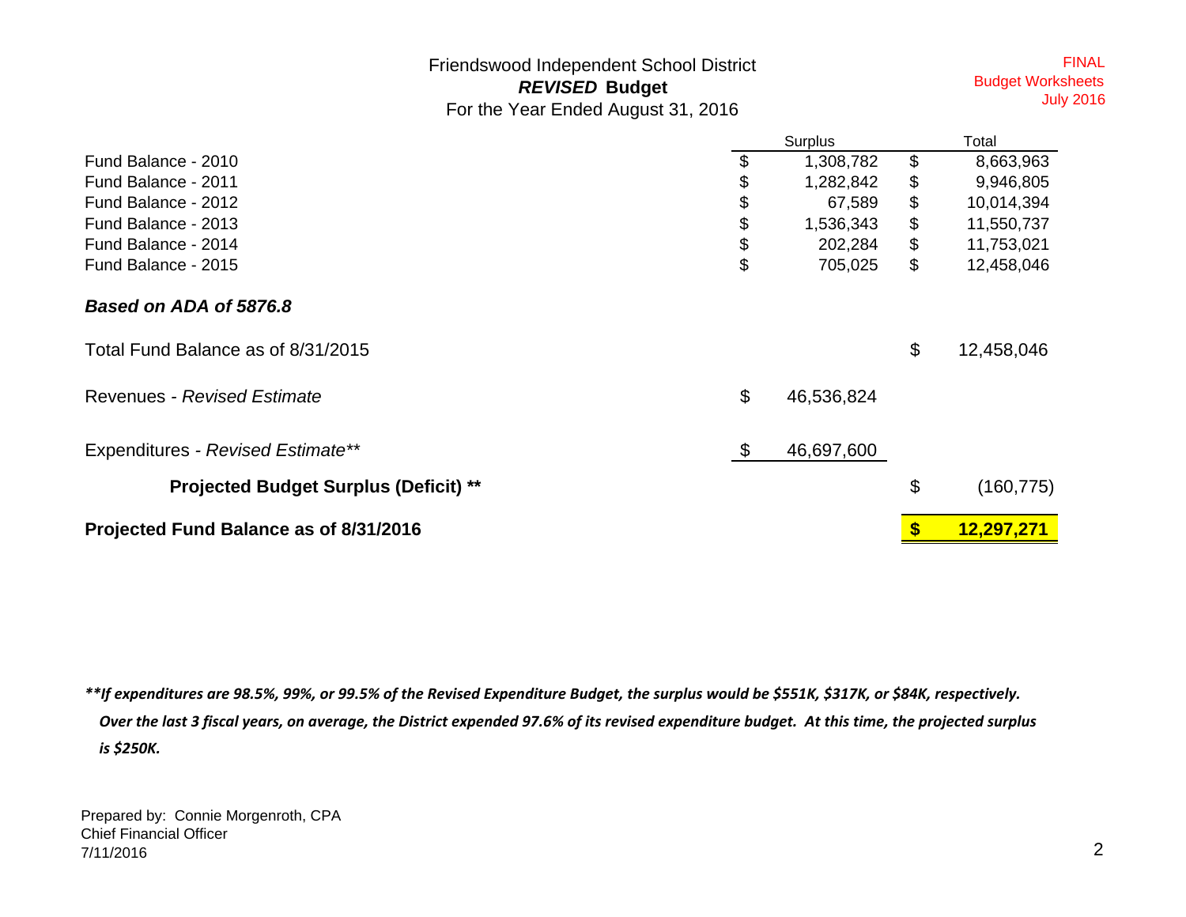Friendswood Independent School District

***REVISED* Budget**

For the Year Ended August 31, 2016

FINAL
Budget Worksheets
July 2016

| | Surplus | Total |
|---|---|---|
| Fund Balance - 2010 | $ 1,308,782 | $ 8,663,963 |
| Fund Balance - 2011 | $ 1,282,842 | $ 9,946,805 |
| Fund Balance - 2012 | $ 67,589 | $ 10,014,394 |
| Fund Balance - 2013 | $ 1,536,343 | $ 11,550,737 |
| Fund Balance - 2014 | $ 202,284 | $ 11,753,021 |
| Fund Balance - 2015 | $ 705,025 | $ 12,458,046 |

***Based on ADA of 5876.8***

| | | |
|---|---|---|
| Total Fund Balance as of 8/31/2015 | | $ 12,458,046 |
| Revenues - *Revised Estimate* | $ 46,536,824 | |
| Expenditures - *Revised Estimate*** | $ 46,697,600 | |
| **Projected Budget Surplus (Deficit) **** | | $ (160,775) |
| **Projected Fund Balance as of 8/31/2016** | | **$ 12,297,271** |

***\*\*If expenditures are 98.5%, 99%, or 99.5% of the Revised Expenditure Budget, the surplus would be $551K, $317K, or $84K, respectively. Over the last 3 fiscal years, on average, the District expended 97.6% of its revised expenditure budget. At this time, the projected surplus is $250K.***

Prepared by: Connie Morgenroth, CPA
Chief Financial Officer
7/11/2016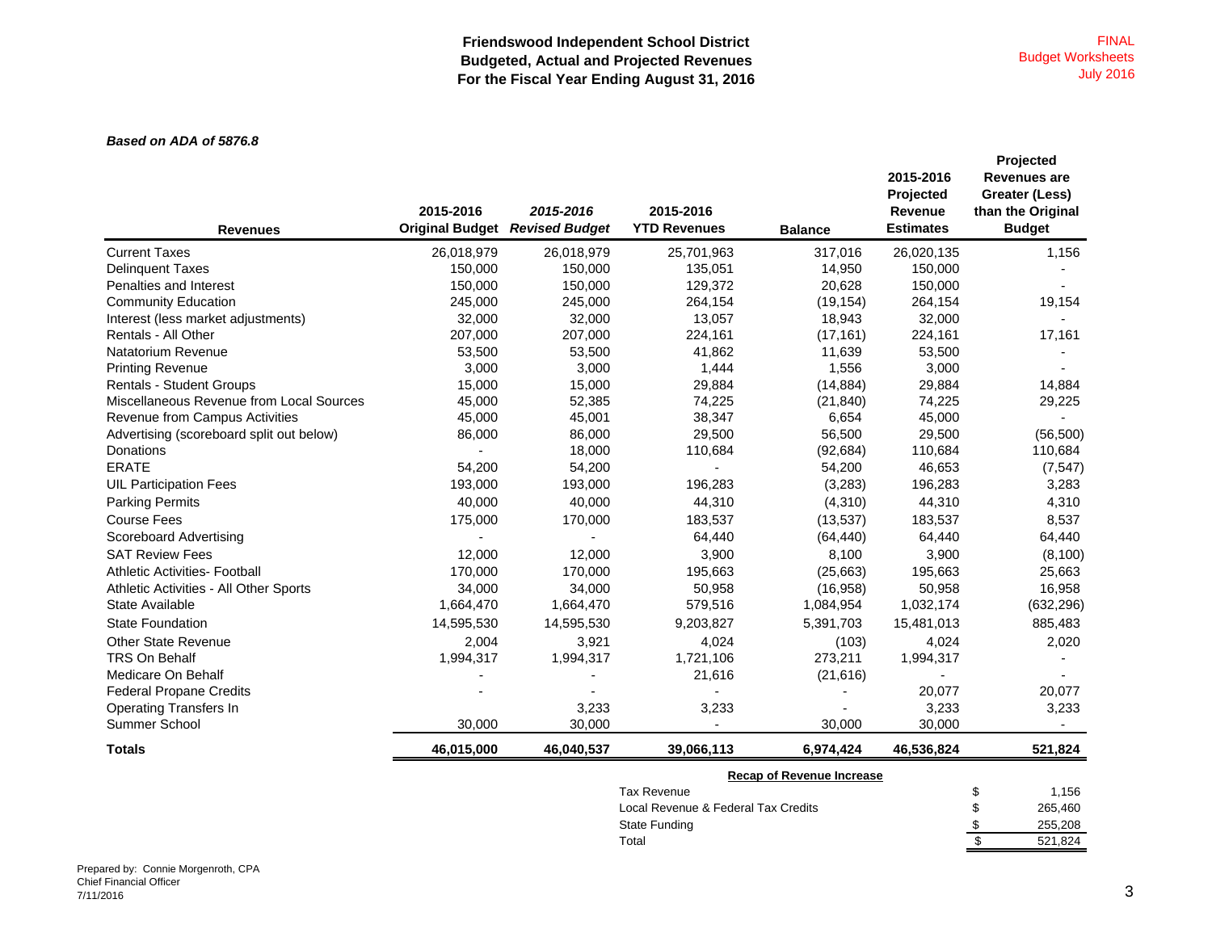# Friendswood Independent School District
## Budgeted, Actual and Projected Revenues
## For the Fiscal Year Ending August 31, 2016

FINAL
Budget Worksheets
July 2016

***Based on ADA of 5876.8***

| Revenues | 2015-2016 Original Budget | *2015-2016 Revised Budget* | 2015-2016 YTD Revenues | Balance | 2015-2016 Projected Revenue Estimates | Projected Revenues are Greater (Less) than the Original Budget |
|---|---|---|---|---|---|---|
| Current Taxes | 26,018,979 | 26,018,979 | 25,701,963 | 317,016 | 26,020,135 | 1,156 |
| Delinquent Taxes | 150,000 | 150,000 | 135,051 | 14,950 | 150,000 | - |
| Penalties and Interest | 150,000 | 150,000 | 129,372 | 20,628 | 150,000 | - |
| Community Education | 245,000 | 245,000 | 264,154 | (19,154) | 264,154 | 19,154 |
| Interest (less market adjustments) | 32,000 | 32,000 | 13,057 | 18,943 | 32,000 | - |
| Rentals - All Other | 207,000 | 207,000 | 224,161 | (17,161) | 224,161 | 17,161 |
| Natatorium Revenue | 53,500 | 53,500 | 41,862 | 11,639 | 53,500 | - |
| Printing Revenue | 3,000 | 3,000 | 1,444 | 1,556 | 3,000 | - |
| Rentals - Student Groups | 15,000 | 15,000 | 29,884 | (14,884) | 29,884 | 14,884 |
| Miscellaneous Revenue from Local Sources | 45,000 | 52,385 | 74,225 | (21,840) | 74,225 | 29,225 |
| Revenue from Campus Activities | 45,000 | 45,001 | 38,347 | 6,654 | 45,000 | - |
| Advertising (scoreboard split out below) | 86,000 | 86,000 | 29,500 | 56,500 | 29,500 | (56,500) |
| Donations | - | 18,000 | 110,684 | (92,684) | 110,684 | 110,684 |
| ERATE | 54,200 | 54,200 | - | 54,200 | 46,653 | (7,547) |
| UIL Participation Fees | 193,000 | 193,000 | 196,283 | (3,283) | 196,283 | 3,283 |
| Parking Permits | 40,000 | 40,000 | 44,310 | (4,310) | 44,310 | 4,310 |
| Course Fees | 175,000 | 170,000 | 183,537 | (13,537) | 183,537 | 8,537 |
| Scoreboard Advertising | - | - | 64,440 | (64,440) | 64,440 | 64,440 |
| SAT Review Fees | 12,000 | 12,000 | 3,900 | 8,100 | 3,900 | (8,100) |
| Athletic Activities- Football | 170,000 | 170,000 | 195,663 | (25,663) | 195,663 | 25,663 |
| Athletic Activities - All Other Sports | 34,000 | 34,000 | 50,958 | (16,958) | 50,958 | 16,958 |
| State Available | 1,664,470 | 1,664,470 | 579,516 | 1,084,954 | 1,032,174 | (632,296) |
| State Foundation | 14,595,530 | 14,595,530 | 9,203,827 | 5,391,703 | 15,481,013 | 885,483 |
| Other State Revenue | 2,004 | 3,921 | 4,024 | (103) | 4,024 | 2,020 |
| TRS On Behalf | 1,994,317 | 1,994,317 | 1,721,106 | 273,211 | 1,994,317 | - |
| Medicare On Behalf | - | - | 21,616 | (21,616) | - | - |
| Federal Propane Credits | - | - | - | - | 20,077 | 20,077 |
| Operating Transfers In | | 3,233 | 3,233 | - | 3,233 | 3,233 |
| Summer School | 30,000 | 30,000 | - | 30,000 | 30,000 | - |
| **Totals** | **46,015,000** | **46,040,537** | **39,066,113** | **6,974,424** | **46,536,824** | **521,824** |

**Recap of Revenue Increase**

| | | |
|---|---|---|
| Tax Revenue | $ | 1,156 |
| Local Revenue & Federal Tax Credits | $ | 265,460 |
| State Funding | $ | 255,208 |
| Total | $ | 521,824 |

Prepared by: Connie Morgenroth, CPA
Chief Financial Officer
7/11/2016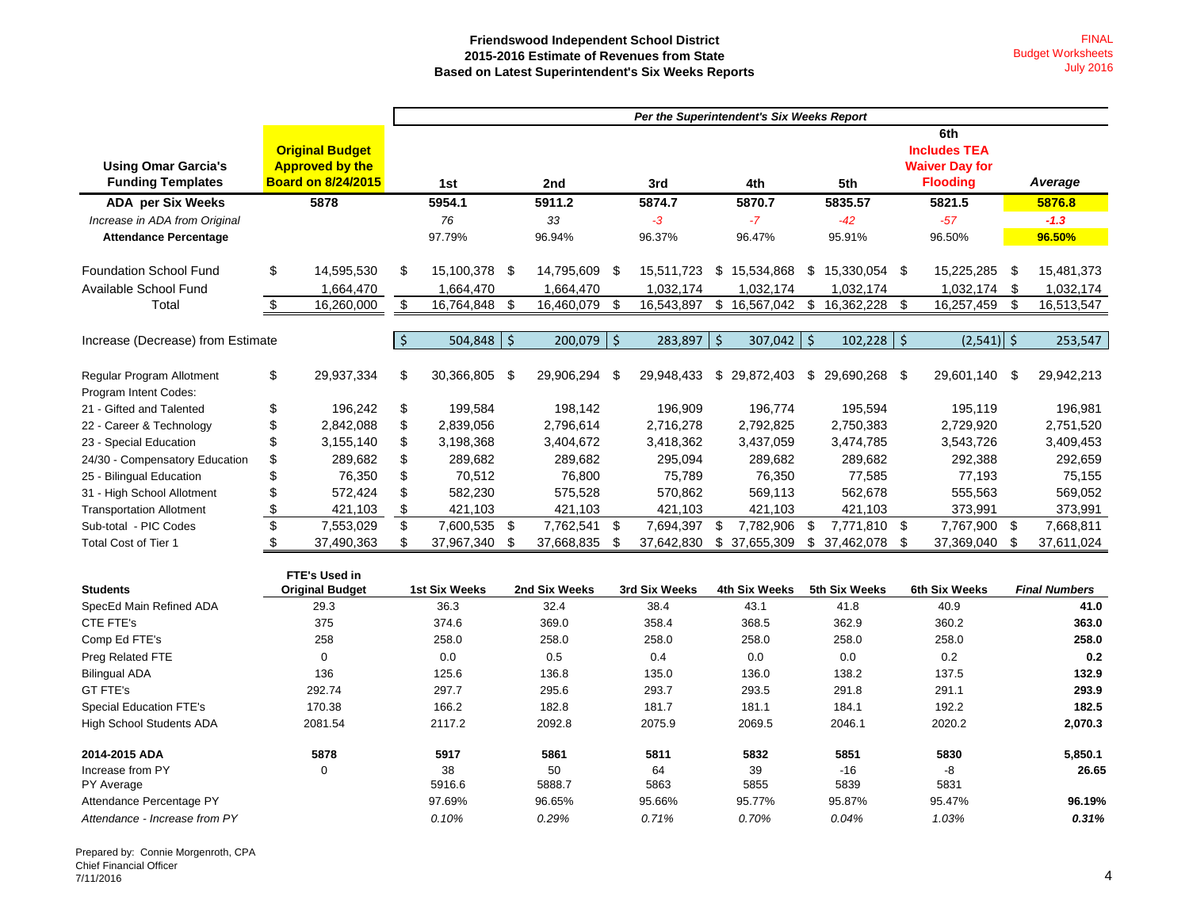**Friendswood Independent School District**
**2015-2016 Estimate of Revenues from State**
**Based on Latest Superintendent's Six Weeks Reports**

FINAL
Budget Worksheets
July 2016

| Using Omar Garcia's Funding Templates | Original Budget Approved by the Board on 8/24/2015 | 1st | 2nd | 3rd | 4th | 5th | 6th Includes TEA Waiver Day for Flooding | *Average* |
|---|---|---|---|---|---|---|---|---|
| | | *Per the Superintendent's Six Weeks Report* | | | | | | |
| **ADA per Six Weeks** | **5878** | **5954.1** | **5911.2** | **5874.7** | **5870.7** | **5835.57** | **5821.5** | **5876.8** |
| *Increase in ADA from Original* | | *76* | *33* | *-3* | *-7* | *-42* | *-57* | ***-1.3*** |
| **Attendance Percentage** | | 97.79% | 96.94% | 96.37% | 96.47% | 95.91% | 96.50% | **96.50%** |
| Foundation School Fund | $ 14,595,530 | $ 15,100,378 | $ 14,795,609 | $ 15,511,723 | $ 15,534,868 | $ 15,330,054 | $ 15,225,285 | $ 15,481,373 |
| Available School Fund | 1,664,470 | 1,664,470 | 1,664,470 | 1,032,174 | 1,032,174 | 1,032,174 | 1,032,174 | $ 1,032,174 |
| Total | $ 16,260,000 | $ 16,764,848 | $ 16,460,079 | $ 16,543,897 | $ 16,567,042 | $ 16,362,228 | $ 16,257,459 | $ 16,513,547 |
| Increase (Decrease) from Estimate | | $ 504,848 | $ 200,079 | $ 283,897 | $ 307,042 | $ 102,228 | $ (2,541) | $ 253,547 |
| Regular Program Allotment | $ 29,937,334 | $ 30,366,805 | $ 29,906,294 | $ 29,948,433 | $ 29,872,403 | $ 29,690,268 | $ 29,601,140 | $ 29,942,213 |
| Program Intent Codes: | | | | | | | | |
| 21 - Gifted and Talented | $ 196,242 | $ 199,584 | 198,142 | 196,909 | 196,774 | 195,594 | 195,119 | 196,981 |
| 22 - Career & Technology | $ 2,842,088 | $ 2,839,056 | 2,796,614 | 2,716,278 | 2,792,825 | 2,750,383 | 2,729,920 | 2,751,520 |
| 23 - Special Education | $ 3,155,140 | $ 3,198,368 | 3,404,672 | 3,418,362 | 3,437,059 | 3,474,785 | 3,543,726 | 3,409,453 |
| 24/30 - Compensatory Education | $ 289,682 | $ 289,682 | 289,682 | 295,094 | 289,682 | 289,682 | 292,388 | 292,659 |
| 25 - Bilingual Education | $ 76,350 | $ 70,512 | 76,800 | 75,789 | 76,350 | 77,585 | 77,193 | 75,155 |
| 31 - High School Allotment | $ 572,424 | $ 582,230 | 575,528 | 570,862 | 569,113 | 562,678 | 555,563 | 569,052 |
| Transportation Allotment | $ 421,103 | $ 421,103 | 421,103 | 421,103 | 421,103 | 421,103 | 373,991 | 373,991 |
| Sub-total - PIC Codes | $ 7,553,029 | $ 7,600,535 | $ 7,762,541 | $ 7,694,397 | $ 7,782,906 | $ 7,771,810 | $ 7,767,900 | $ 7,668,811 |
| Total Cost of Tier 1 | $ 37,490,363 | $ 37,967,340 | $ 37,668,835 | $ 37,642,830 | $ 37,655,309 | $ 37,462,078 | $ 37,369,040 | $ 37,611,024 |

| Students | FTE's Used in Original Budget | 1st Six Weeks | 2nd Six Weeks | 3rd Six Weeks | 4th Six Weeks | 5th Six Weeks | 6th Six Weeks | *Final Numbers* |
|---|---|---|---|---|---|---|---|---|
| SpecEd Main Refined ADA | 29.3 | 36.3 | 32.4 | 38.4 | 43.1 | 41.8 | 40.9 | **41.0** |
| CTE FTE's | 375 | 374.6 | 369.0 | 358.4 | 368.5 | 362.9 | 360.2 | **363.0** |
| Comp Ed FTE's | 258 | 258.0 | 258.0 | 258.0 | 258.0 | 258.0 | 258.0 | **258.0** |
| Preg Related FTE | 0 | 0.0 | 0.5 | 0.4 | 0.0 | 0.0 | 0.2 | **0.2** |
| Bilingual ADA | 136 | 125.6 | 136.8 | 135.0 | 136.0 | 138.2 | 137.5 | **132.9** |
| GT FTE's | 292.74 | 297.7 | 295.6 | 293.7 | 293.5 | 291.8 | 291.1 | **293.9** |
| Special Education FTE's | 170.38 | 166.2 | 182.8 | 181.7 | 181.1 | 184.1 | 192.2 | **182.5** |
| High School Students ADA | 2081.54 | 2117.2 | 2092.8 | 2075.9 | 2069.5 | 2046.1 | 2020.2 | **2,070.3** |
| **2014-2015 ADA** | **5878** | **5917** | **5861** | **5811** | **5832** | **5851** | **5830** | **5,850.1** |
| Increase from PY | 0 | 38 | 50 | 64 | 39 | -16 | -8 | **26.65** |
| PY Average | | 5916.6 | 5888.7 | 5863 | 5855 | 5839 | 5831 | |
| Attendance Percentage PY | | 97.69% | 96.65% | 95.66% | 95.77% | 95.87% | 95.47% | **96.19%** |
| *Attendance - Increase from PY* | | *0.10%* | *0.29%* | *0.71%* | *0.70%* | *0.04%* | *1.03%* | ***0.31%*** |

Prepared by: Connie Morgenroth, CPA
Chief Financial Officer
7/11/2016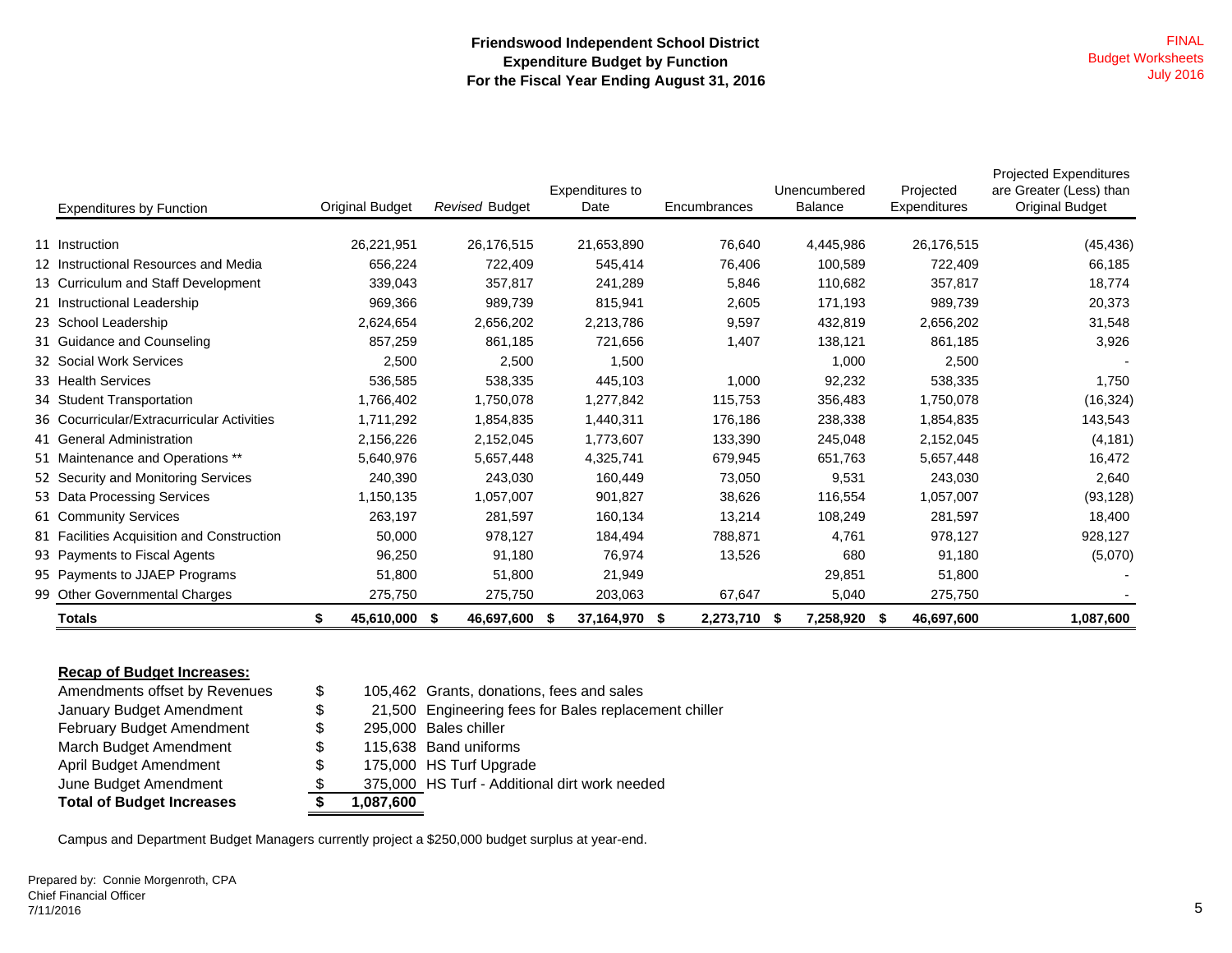**Friendswood Independent School District**
**Expenditure Budget by Function**
**For the Fiscal Year Ending August 31, 2016**

FINAL
Budget Worksheets
July 2016

| Expenditures by Function | Original Budget | *Revised* Budget | Expenditures to Date | Encumbrances | Unencumbered Balance | Projected Expenditures | Projected Expenditures are Greater (Less) than Original Budget |
|---|---|---|---|---|---|---|---|
| 11 Instruction | 26,221,951 | 26,176,515 | 21,653,890 | 76,640 | 4,445,986 | 26,176,515 | (45,436) |
| 12 Instructional Resources and Media | 656,224 | 722,409 | 545,414 | 76,406 | 100,589 | 722,409 | 66,185 |
| 13 Curriculum and Staff Development | 339,043 | 357,817 | 241,289 | 5,846 | 110,682 | 357,817 | 18,774 |
| 21 Instructional Leadership | 969,366 | 989,739 | 815,941 | 2,605 | 171,193 | 989,739 | 20,373 |
| 23 School Leadership | 2,624,654 | 2,656,202 | 2,213,786 | 9,597 | 432,819 | 2,656,202 | 31,548 |
| 31 Guidance and Counseling | 857,259 | 861,185 | 721,656 | 1,407 | 138,121 | 861,185 | 3,926 |
| 32 Social Work Services | 2,500 | 2,500 | 1,500 | | 1,000 | 2,500 | - |
| 33 Health Services | 536,585 | 538,335 | 445,103 | 1,000 | 92,232 | 538,335 | 1,750 |
| 34 Student Transportation | 1,766,402 | 1,750,078 | 1,277,842 | 115,753 | 356,483 | 1,750,078 | (16,324) |
| 36 Cocurricular/Extracurricular Activities | 1,711,292 | 1,854,835 | 1,440,311 | 176,186 | 238,338 | 1,854,835 | 143,543 |
| 41 General Administration | 2,156,226 | 2,152,045 | 1,773,607 | 133,390 | 245,048 | 2,152,045 | (4,181) |
| 51 Maintenance and Operations ** | 5,640,976 | 5,657,448 | 4,325,741 | 679,945 | 651,763 | 5,657,448 | 16,472 |
| 52 Security and Monitoring Services | 240,390 | 243,030 | 160,449 | 73,050 | 9,531 | 243,030 | 2,640 |
| 53 Data Processing Services | 1,150,135 | 1,057,007 | 901,827 | 38,626 | 116,554 | 1,057,007 | (93,128) |
| 61 Community Services | 263,197 | 281,597 | 160,134 | 13,214 | 108,249 | 281,597 | 18,400 |
| 81 Facilities Acquisition and Construction | 50,000 | 978,127 | 184,494 | 788,871 | 4,761 | 978,127 | 928,127 |
| 93 Payments to Fiscal Agents | 96,250 | 91,180 | 76,974 | 13,526 | 680 | 91,180 | (5,070) |
| 95 Payments to JJAEP Programs | 51,800 | 51,800 | 21,949 | | 29,851 | 51,800 | - |
| 99 Other Governmental Charges | 275,750 | 275,750 | 203,063 | 67,647 | 5,040 | 275,750 | - |
| **Totals** | **$ 45,610,000** | **$ 46,697,600** | **$ 37,164,970** | **$ 2,273,710** | **$ 7,258,920** | **$ 46,697,600** | **1,087,600** |

**Recap of Budget Increases:**

| | | |
|---|---|---|
| Amendments offset by Revenues | $ 105,462 | Grants, donations, fees and sales |
| January Budget Amendment | $ 21,500 | Engineering fees for Bales replacement chiller |
| February Budget Amendment | $ 295,000 | Bales chiller |
| March Budget Amendment | $ 115,638 | Band uniforms |
| April Budget Amendment | $ 175,000 | HS Turf Upgrade |
| June Budget Amendment | $ 375,000 | HS Turf - Additional dirt work needed |
| **Total of Budget Increases** | **$ 1,087,600** | |

Campus and Department Budget Managers currently project a $250,000 budget surplus at year-end.

Prepared by: Connie Morgenroth, CPA
Chief Financial Officer
7/11/2016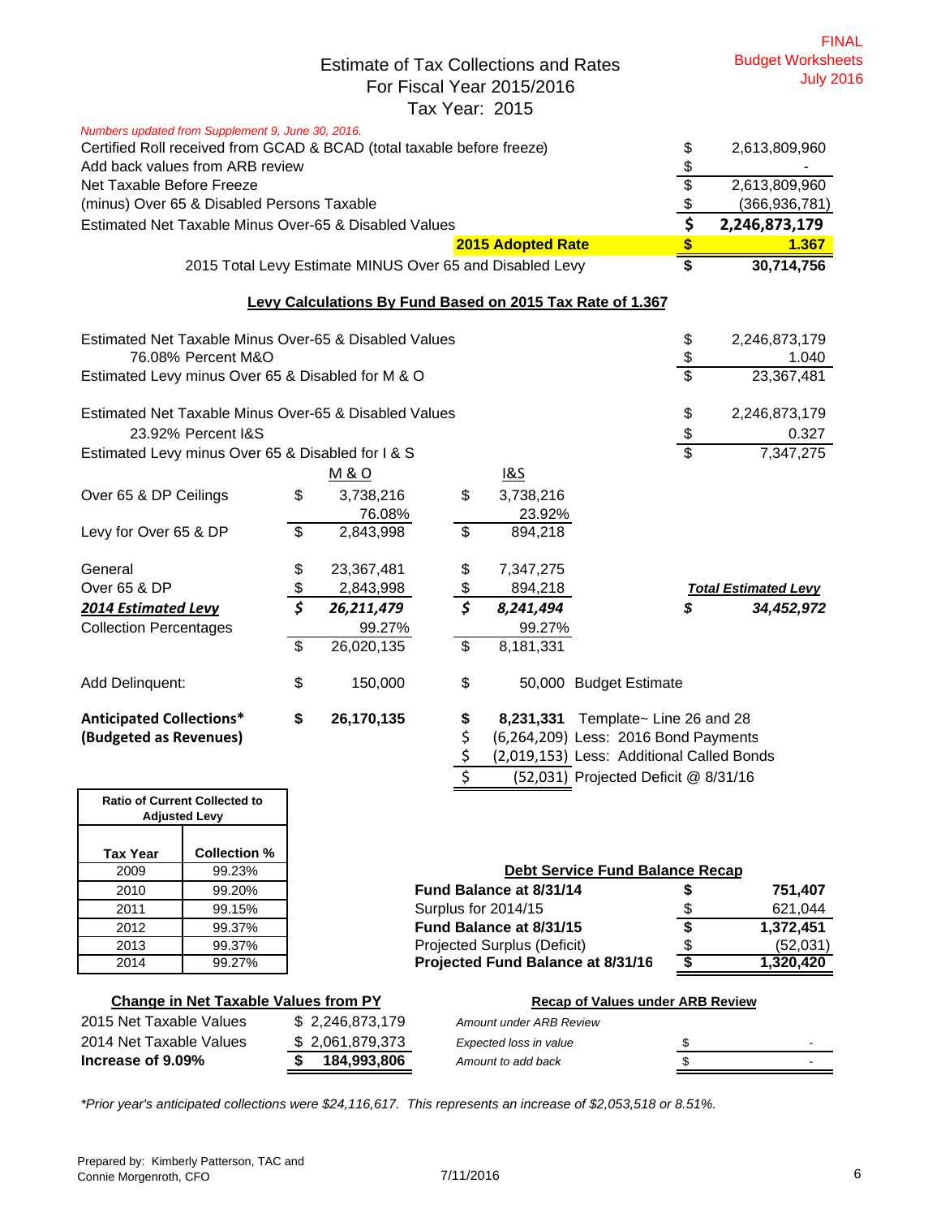FINAL
Budget Worksheets
July 2016

# Estimate of Tax Collections and Rates
## For Fiscal Year 2015/2016
## Tax Year: 2015

*Numbers updated from Supplement 9, June 30, 2016.*

| | | |
|---|---|---|
| Certified Roll received from GCAD & BCAD (total taxable before freeze) | $ | 2,613,809,960 |
| Add back values from ARB review | $ | - |
| Net Taxable Before Freeze | $ | 2,613,809,960 |
| (minus) Over 65 & Disabled Persons Taxable | $ | (366,936,781) |
| **Estimated Net Taxable Minus Over-65 & Disabled Values** | **$** | **2,246,873,179** |
| **2015 Adopted Rate** | **$** | **1.367** |
| 2015 Total Levy Estimate MINUS Over 65 and Disabled Levy | $ | **30,714,756** |

### Levy Calculations By Fund Based on 2015 Tax Rate of 1.367

| | | |
|---|---|---|
| Estimated Net Taxable Minus Over-65 & Disabled Values | $ | 2,246,873,179 |
| 76.08% Percent M&O | $ | 1.040 |
| Estimated Levy minus Over 65 & Disabled for M & O | $ | 23,367,481 |
| Estimated Net Taxable Minus Over-65 & Disabled Values | $ | 2,246,873,179 |
| 23.92% Percent I&S | $ | 0.327 |
| Estimated Levy minus Over 65 & Disabled for I & S | $ | 7,347,275 |

| | M & O | I&S | | |
|---|---|---|---|---|
| Over 65 & DP Ceilings | $ 3,738,216 | $ 3,738,216 | | |
| | 76.08% | 23.92% | | |
| Levy for Over 65 & DP | $ 2,843,998 | $ 894,218 | | |
| General | $ 23,367,481 | $ 7,347,275 | | |
| Over 65 & DP | $ 2,843,998 | $ 894,218 | | ***Total Estimated Levy*** |
| ***2014 Estimated Levy*** | ***$ 26,211,479*** | ***$ 8,241,494*** | | ***$ 34,452,972*** |
| Collection Percentages | 99.27% | 99.27% | | |
| | $ 26,020,135 | $ 8,181,331 | | |
| Add Delinquent: | $ 150,000 | $ 50,000 | Budget Estimate | |
| **Anticipated Collections* (Budgeted as Revenues)** | **$ 26,170,135** | **$ 8,231,331** | Template~ Line 26 and 28 | |
| | | $ (6,264,209) | Less: 2016 Bond Payments | |
| | | $ (2,019,153) | Less: Additional Called Bonds | |
| | | $ (52,031) | Projected Deficit @ 8/31/16 | |

| Ratio of Current Collected to Adjusted Levy | |
|---|---|
| **Tax Year** | **Collection %** |
| 2009 | 99.23% |
| 2010 | 99.20% |
| 2011 | 99.15% |
| 2012 | 99.37% |
| 2013 | 99.37% |
| 2014 | 99.27% |

### Debt Service Fund Balance Recap

| | | |
|---|---|---|
| **Fund Balance at 8/31/14** | **$** | **751,407** |
| Surplus for 2014/15 | $ | 621,044 |
| **Fund Balance at 8/31/15** | **$** | **1,372,451** |
| Projected Surplus (Deficit) | $ | (52,031) |
| **Projected Fund Balance at 8/31/16** | **$** | **1,320,420** |

### Change in Net Taxable Values from PY

| | |
|---|---|
| 2015 Net Taxable Values | $ 2,246,873,179 |
| 2014 Net Taxable Values | $ 2,061,879,373 |
| **Increase of 9.09%** | **$ 184,993,806** |

### Recap of Values under ARB Review

| | | |
|---|---|---|
| *Amount under ARB Review* | | |
| *Expected loss in value* | $ | - |
| *Amount to add back* | $ | - |

*\*Prior year's anticipated collections were $24,116,617. This represents an increase of $2,053,518 or 8.51%.*

Prepared by: Kimberly Patterson, TAC and
Connie Morgenroth, CFO

7/11/2016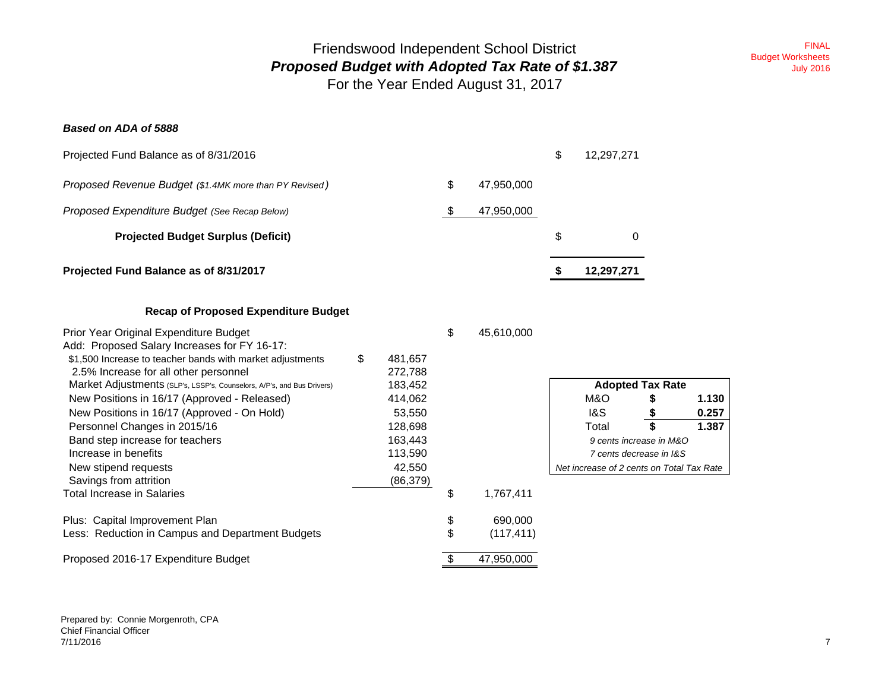FINAL
Budget Worksheets
July 2016

# Friendswood Independent School District
## *Proposed Budget with Adopted Tax Rate of $1.387*
### For the Year Ended August 31, 2017

***Based on ADA of 5888***

| | | | |
|---|---|---|---|
| Projected Fund Balance as of 8/31/2016 | | | $ 12,297,271 |
| *Proposed Revenue Budget ($1.4MK more than PY Revised)* | | $ 47,950,000 | |
| *Proposed Expenditure Budget (See Recap Below)* | | $ 47,950,000 | |
| **Projected Budget Surplus (Deficit)** | | | $ 0 |
| **Projected Fund Balance as of 8/31/2017** | | | **$ 12,297,271** |

**Recap of Proposed Expenditure Budget**

| | | |
|---|---|---|
| Prior Year Original Expenditure Budget | | $ 45,610,000 |
| Add: Proposed Salary Increases for FY 16-17: | | |
| $1,500 Increase to teacher bands with market adjustments | $ 481,657 | |
| 2.5% Increase for all other personnel | 272,788 | |
| Market Adjustments (SLP's, LSSP's, Counselors, A/P's, and Bus Drivers) | 183,452 | |
| New Positions in 16/17 (Approved - Released) | 414,062 | |
| New Positions in 16/17 (Approved - On Hold) | 53,550 | |
| Personnel Changes in 2015/16 | 128,698 | |
| Band step increase for teachers | 163,443 | |
| Increase in benefits | 113,590 | |
| New stipend requests | 42,550 | |
| Savings from attrition | (86,379) | |
| Total Increase in Salaries | | $ 1,767,411 |
| Plus: Capital Improvement Plan | | $ 690,000 |
| Less: Reduction in Campus and Department Budgets | | $ (117,411) |
| Proposed 2016-17 Expenditure Budget | | $ 47,950,000 |

| Adopted Tax Rate | | |
|---|---|---|
| M&O | **$** | **1.130** |
| I&S | **$** | **0.257** |
| Total | **$** | **1.387** |

*9 cents increase in M&O*
*7 cents decrease in I&S*
*Net increase of 2 cents on Total Tax Rate*

Prepared by: Connie Morgenroth, CPA
Chief Financial Officer
7/11/2016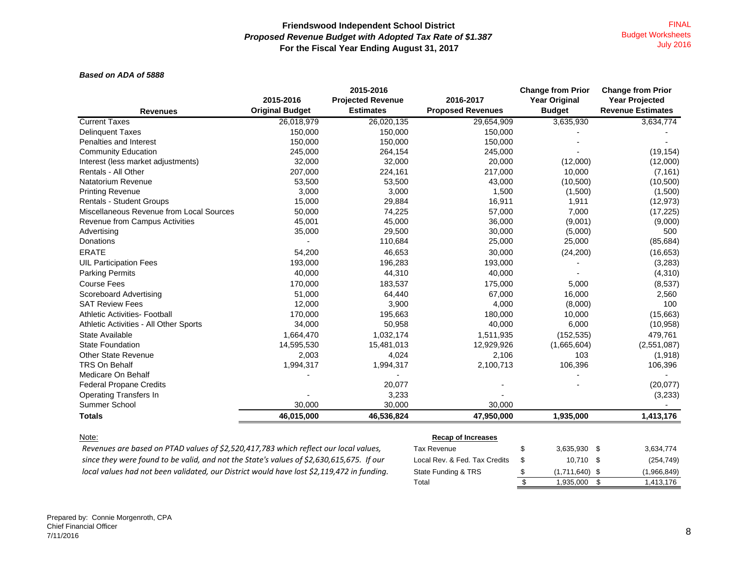# Friendswood Independent School District
## *Proposed Revenue Budget with Adopted Tax Rate of $1.387*
## For the Fiscal Year Ending August 31, 2017

FINAL
Budget Worksheets
July 2016

***Based on ADA of 5888***

| Revenues | 2015-2016 Original Budget | 2015-2016 Projected Revenue Estimates | 2016-2017 Proposed Revenues | Change from Prior Year Original Budget | Change from Prior Year Projected Revenue Estimates |
|---|---|---|---|---|---|
| Current Taxes | 26,018,979 | 26,020,135 | 29,654,909 | 3,635,930 | 3,634,774 |
| Delinquent Taxes | 150,000 | 150,000 | 150,000 | - | - |
| Penalties and Interest | 150,000 | 150,000 | 150,000 | - | - |
| Community Education | 245,000 | 264,154 | 245,000 | - | (19,154) |
| Interest (less market adjustments) | 32,000 | 32,000 | 20,000 | (12,000) | (12,000) |
| Rentals - All Other | 207,000 | 224,161 | 217,000 | 10,000 | (7,161) |
| Natatorium Revenue | 53,500 | 53,500 | 43,000 | (10,500) | (10,500) |
| Printing Revenue | 3,000 | 3,000 | 1,500 | (1,500) | (1,500) |
| Rentals - Student Groups | 15,000 | 29,884 | 16,911 | 1,911 | (12,973) |
| Miscellaneous Revenue from Local Sources | 50,000 | 74,225 | 57,000 | 7,000 | (17,225) |
| Revenue from Campus Activities | 45,001 | 45,000 | 36,000 | (9,001) | (9,000) |
| Advertising | 35,000 | 29,500 | 30,000 | (5,000) | 500 |
| Donations | - | 110,684 | 25,000 | 25,000 | (85,684) |
| ERATE | 54,200 | 46,653 | 30,000 | (24,200) | (16,653) |
| UIL Participation Fees | 193,000 | 196,283 | 193,000 | - | (3,283) |
| Parking Permits | 40,000 | 44,310 | 40,000 | - | (4,310) |
| Course Fees | 170,000 | 183,537 | 175,000 | 5,000 | (8,537) |
| Scoreboard Advertising | 51,000 | 64,440 | 67,000 | 16,000 | 2,560 |
| SAT Review Fees | 12,000 | 3,900 | 4,000 | (8,000) | 100 |
| Athletic Activities- Football | 170,000 | 195,663 | 180,000 | 10,000 | (15,663) |
| Athletic Activities - All Other Sports | 34,000 | 50,958 | 40,000 | 6,000 | (10,958) |
| State Available | 1,664,470 | 1,032,174 | 1,511,935 | (152,535) | 479,761 |
| State Foundation | 14,595,530 | 15,481,013 | 12,929,926 | (1,665,604) | (2,551,087) |
| Other State Revenue | 2,003 | 4,024 | 2,106 | 103 | (1,918) |
| TRS On Behalf | 1,994,317 | 1,994,317 | 2,100,713 | 106,396 | 106,396 |
| Medicare On Behalf | - | - | | - | - |
| Federal Propane Credits | | 20,077 | - | - | (20,077) |
| Operating Transfers In | - | 3,233 | - | | (3,233) |
| Summer School | 30,000 | 30,000 | 30,000 | | - |
| **Totals** | **46,015,000** | **46,536,824** | **47,950,000** | **1,935,000** | **1,413,176** |

Note:

*Revenues are based on PTAD values of $2,520,417,783 which reflect our local values, since they were found to be valid, and not the State's values of $2,630,615,675. If our local values had not been validated, our District would have lost $2,119,472 in funding.*

**Recap of Increases**

| | | |
|---|---|---|
| Tax Revenue | $ 3,635,930 | $ 3,634,774 |
| Local Rev. & Fed. Tax Credits | $ 10,710 | $ (254,749) |
| State Funding & TRS | $ (1,711,640) | $ (1,966,849) |
| Total | $ 1,935,000 | $ 1,413,176 |

Prepared by: Connie Morgenroth, CPA
Chief Financial Officer
7/11/2016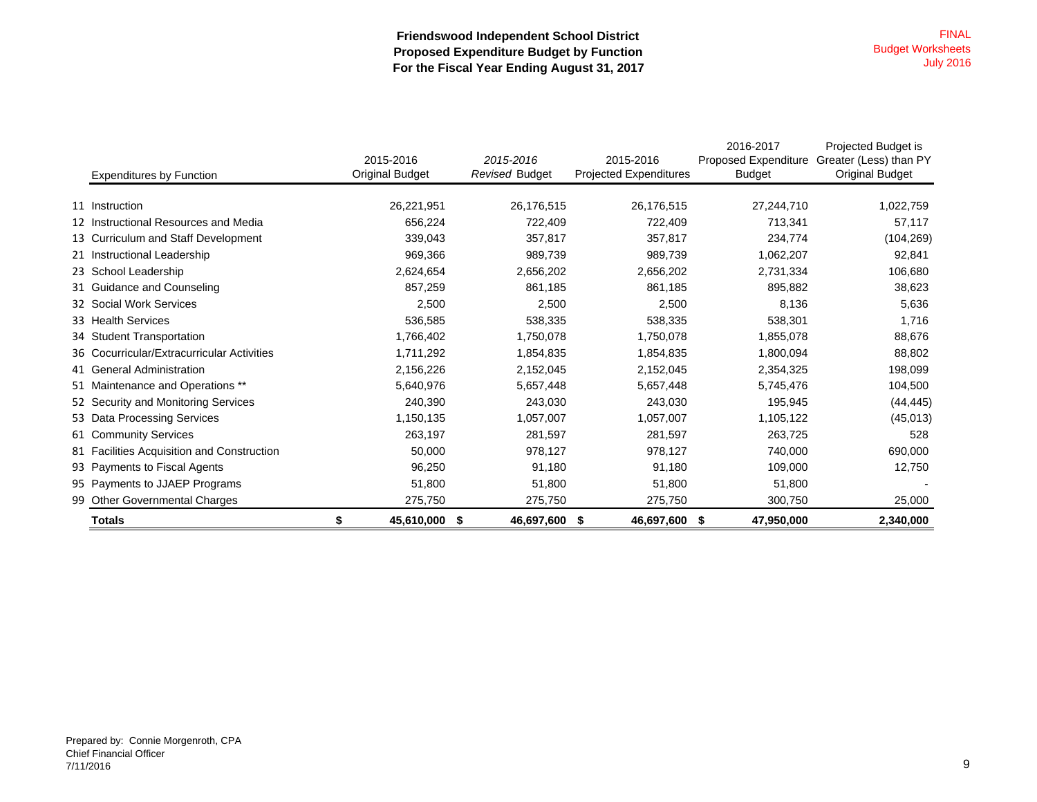# Friendswood Independent School District
## Proposed Expenditure Budget by Function
### For the Fiscal Year Ending August 31, 2017

FINAL
Budget Worksheets
July 2016

| | Expenditures by Function | 2015-2016 Original Budget | *2015-2016 Revised* Budget | 2015-2016 Projected Expenditures | 2016-2017 Proposed Expenditure Budget | Projected Budget is Greater (Less) than PY Original Budget |
|---|---|---|---|---|---|---|
| 11 | Instruction | 26,221,951 | 26,176,515 | 26,176,515 | 27,244,710 | 1,022,759 |
| 12 | Instructional Resources and Media | 656,224 | 722,409 | 722,409 | 713,341 | 57,117 |
| 13 | Curriculum and Staff Development | 339,043 | 357,817 | 357,817 | 234,774 | (104,269) |
| 21 | Instructional Leadership | 969,366 | 989,739 | 989,739 | 1,062,207 | 92,841 |
| 23 | School Leadership | 2,624,654 | 2,656,202 | 2,656,202 | 2,731,334 | 106,680 |
| 31 | Guidance and Counseling | 857,259 | 861,185 | 861,185 | 895,882 | 38,623 |
| 32 | Social Work Services | 2,500 | 2,500 | 2,500 | 8,136 | 5,636 |
| 33 | Health Services | 536,585 | 538,335 | 538,335 | 538,301 | 1,716 |
| 34 | Student Transportation | 1,766,402 | 1,750,078 | 1,750,078 | 1,855,078 | 88,676 |
| 36 | Cocurricular/Extracurricular Activities | 1,711,292 | 1,854,835 | 1,854,835 | 1,800,094 | 88,802 |
| 41 | General Administration | 2,156,226 | 2,152,045 | 2,152,045 | 2,354,325 | 198,099 |
| 51 | Maintenance and Operations ** | 5,640,976 | 5,657,448 | 5,657,448 | 5,745,476 | 104,500 |
| 52 | Security and Monitoring Services | 240,390 | 243,030 | 243,030 | 195,945 | (44,445) |
| 53 | Data Processing Services | 1,150,135 | 1,057,007 | 1,057,007 | 1,105,122 | (45,013) |
| 61 | Community Services | 263,197 | 281,597 | 281,597 | 263,725 | 528 |
| 81 | Facilities Acquisition and Construction | 50,000 | 978,127 | 978,127 | 740,000 | 690,000 |
| 93 | Payments to Fiscal Agents | 96,250 | 91,180 | 91,180 | 109,000 | 12,750 |
| 95 | Payments to JJAEP Programs | 51,800 | 51,800 | 51,800 | 51,800 | - |
| 99 | Other Governmental Charges | 275,750 | 275,750 | 275,750 | 300,750 | 25,000 |
| | **Totals** | **$ 45,610,000** | **$ 46,697,600** | **$ 46,697,600** | **$ 47,950,000** | **2,340,000** |

Prepared by: Connie Morgenroth, CPA
Chief Financial Officer
7/11/2016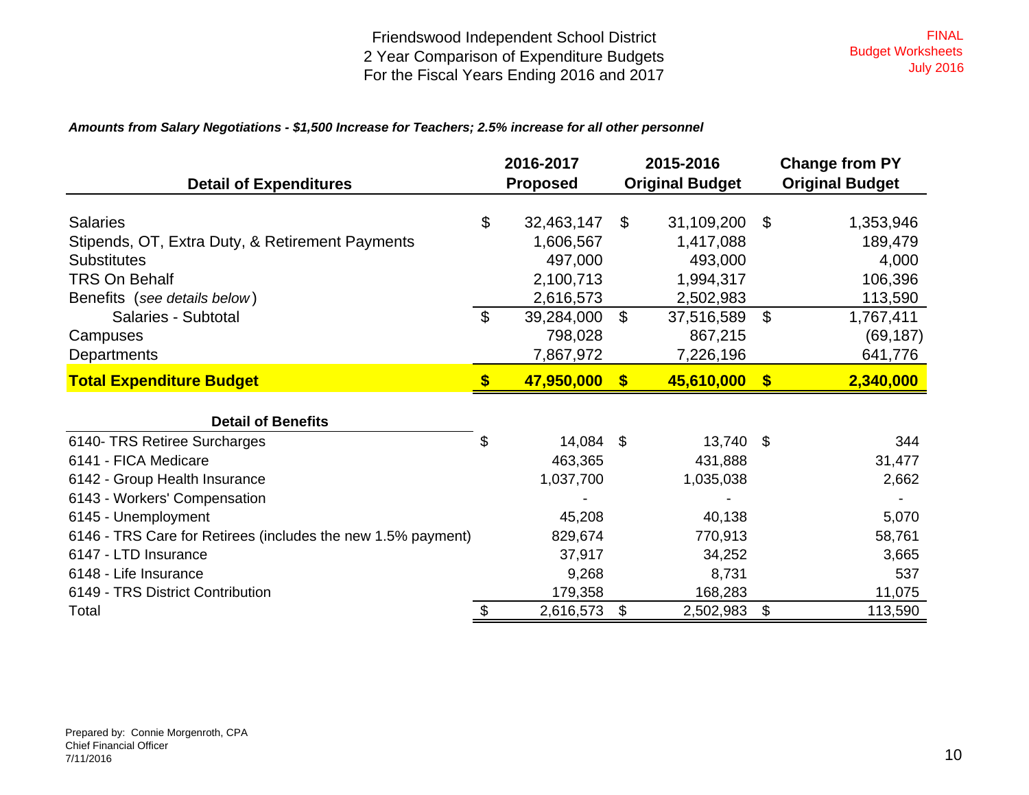Friendswood Independent School District
2 Year Comparison of Expenditure Budgets
For the Fiscal Years Ending 2016 and 2017

FINAL
Budget Worksheets
July 2016

***Amounts from Salary Negotiations - $1,500 Increase for Teachers; 2.5% increase for all other personnel***

| Detail of Expenditures | 2016-2017 Proposed | 2015-2016 Original Budget | Change from PY Original Budget |
|---|---|---|---|
| Salaries | $ 32,463,147 | $ 31,109,200 | $ 1,353,946 |
| Stipends, OT, Extra Duty, & Retirement Payments | 1,606,567 | 1,417,088 | 189,479 |
| Substitutes | 497,000 | 493,000 | 4,000 |
| TRS On Behalf | 2,100,713 | 1,994,317 | 106,396 |
| Benefits (*see details below*) | 2,616,573 | 2,502,983 | 113,590 |
| Salaries - Subtotal | $ 39,284,000 | $ 37,516,589 | $ 1,767,411 |
| Campuses | 798,028 | 867,215 | (69,187) |
| Departments | 7,867,972 | 7,226,196 | 641,776 |
| **Total Expenditure Budget** | **$ 47,950,000** | **$ 45,610,000** | **$ 2,340,000** |

| Detail of Benefits | 2016-2017 Proposed | 2015-2016 Original Budget | Change from PY Original Budget |
|---|---|---|---|
| 6140- TRS Retiree Surcharges | $ 14,084 | $ 13,740 | $ 344 |
| 6141 - FICA Medicare | 463,365 | 431,888 | 31,477 |
| 6142 - Group Health Insurance | 1,037,700 | 1,035,038 | 2,662 |
| 6143 - Workers' Compensation | - | - | - |
| 6145 - Unemployment | 45,208 | 40,138 | 5,070 |
| 6146 - TRS Care for Retirees (includes the new 1.5% payment) | 829,674 | 770,913 | 58,761 |
| 6147 - LTD Insurance | 37,917 | 34,252 | 3,665 |
| 6148 - Life Insurance | 9,268 | 8,731 | 537 |
| 6149 - TRS District Contribution | 179,358 | 168,283 | 11,075 |
| Total | $ 2,616,573 | $ 2,502,983 | $ 113,590 |

Prepared by: Connie Morgenroth, CPA
Chief Financial Officer
7/11/2016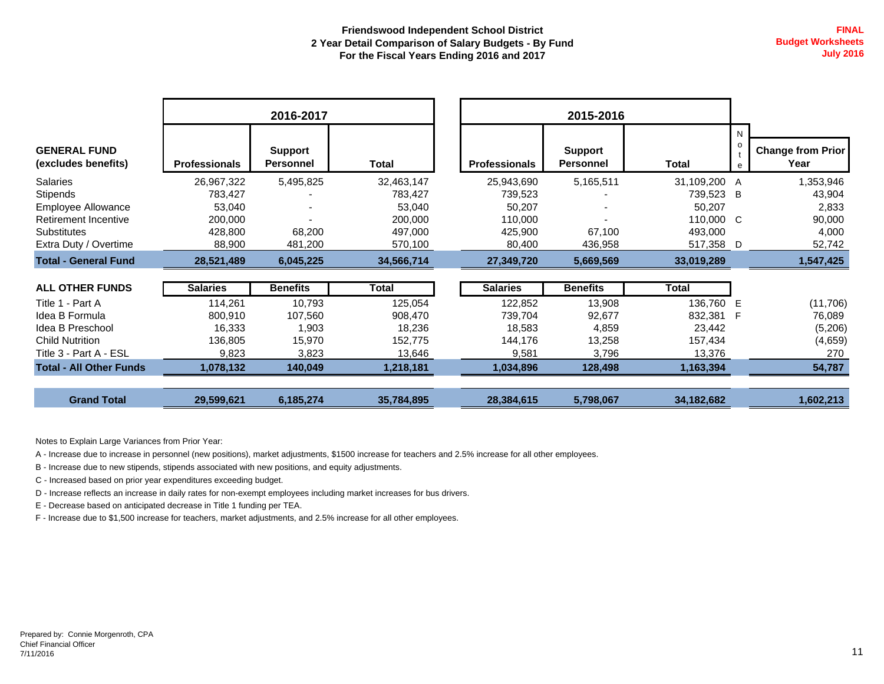**Friendswood Independent School District**
**2 Year Detail Comparison of Salary Budgets - By Fund**
**For the Fiscal Years Ending 2016 and 2017**

**FINAL**
**Budget Worksheets**
**July 2016**

| | 2016-2017 | | | 2015-2016 | | | | |
|---|---|---|---|---|---|---|---|---|
| **GENERAL FUND (excludes benefits)** | **Professionals** | **Support Personnel** | **Total** | **Professionals** | **Support Personnel** | **Total** | **Note** | **Change from Prior Year** |
| Salaries | 26,967,322 | 5,495,825 | 32,463,147 | 25,943,690 | 5,165,511 | 31,109,200 | A | 1,353,946 |
| Stipends | 783,427 | - | 783,427 | 739,523 | - | 739,523 | B | 43,904 |
| Employee Allowance | 53,040 | - | 53,040 | 50,207 | - | 50,207 | | 2,833 |
| Retirement Incentive | 200,000 | - | 200,000 | 110,000 | - | 110,000 | C | 90,000 |
| Substitutes | 428,800 | 68,200 | 497,000 | 425,900 | 67,100 | 493,000 | | 4,000 |
| Extra Duty / Overtime | 88,900 | 481,200 | 570,100 | 80,400 | 436,958 | 517,358 | D | 52,742 |
| **Total - General Fund** | **28,521,489** | **6,045,225** | **34,566,714** | **27,349,720** | **5,669,569** | **33,019,289** | | **1,547,425** |
| **ALL OTHER FUNDS** | **Salaries** | **Benefits** | **Total** | **Salaries** | **Benefits** | **Total** | | |
| Title 1 - Part A | 114,261 | 10,793 | 125,054 | 122,852 | 13,908 | 136,760 | E | (11,706) |
| Idea B Formula | 800,910 | 107,560 | 908,470 | 739,704 | 92,677 | 832,381 | F | 76,089 |
| Idea B Preschool | 16,333 | 1,903 | 18,236 | 18,583 | 4,859 | 23,442 | | (5,206) |
| Child Nutrition | 136,805 | 15,970 | 152,775 | 144,176 | 13,258 | 157,434 | | (4,659) |
| Title 3 - Part A - ESL | 9,823 | 3,823 | 13,646 | 9,581 | 3,796 | 13,376 | | 270 |
| **Total - All Other Funds** | **1,078,132** | **140,049** | **1,218,181** | **1,034,896** | **128,498** | **1,163,394** | | **54,787** |
| **Grand Total** | **29,599,621** | **6,185,274** | **35,784,895** | **28,384,615** | **5,798,067** | **34,182,682** | | **1,602,213** |

Notes to Explain Large Variances from Prior Year:

A - Increase due to increase in personnel (new positions), market adjustments, $1500 increase for teachers and 2.5% increase for all other employees.

B - Increase due to new stipends, stipends associated with new positions, and equity adjustments.

C - Increased based on prior year expenditures exceeding budget.

D - Increase reflects an increase in daily rates for non-exempt employees including market increases for bus drivers.

E - Decrease based on anticipated decrease in Title 1 funding per TEA.

F - Increase due to $1,500 increase for teachers, market adjustments, and 2.5% increase for all other employees.

Prepared by: Connie Morgenroth, CPA
Chief Financial Officer
7/11/2016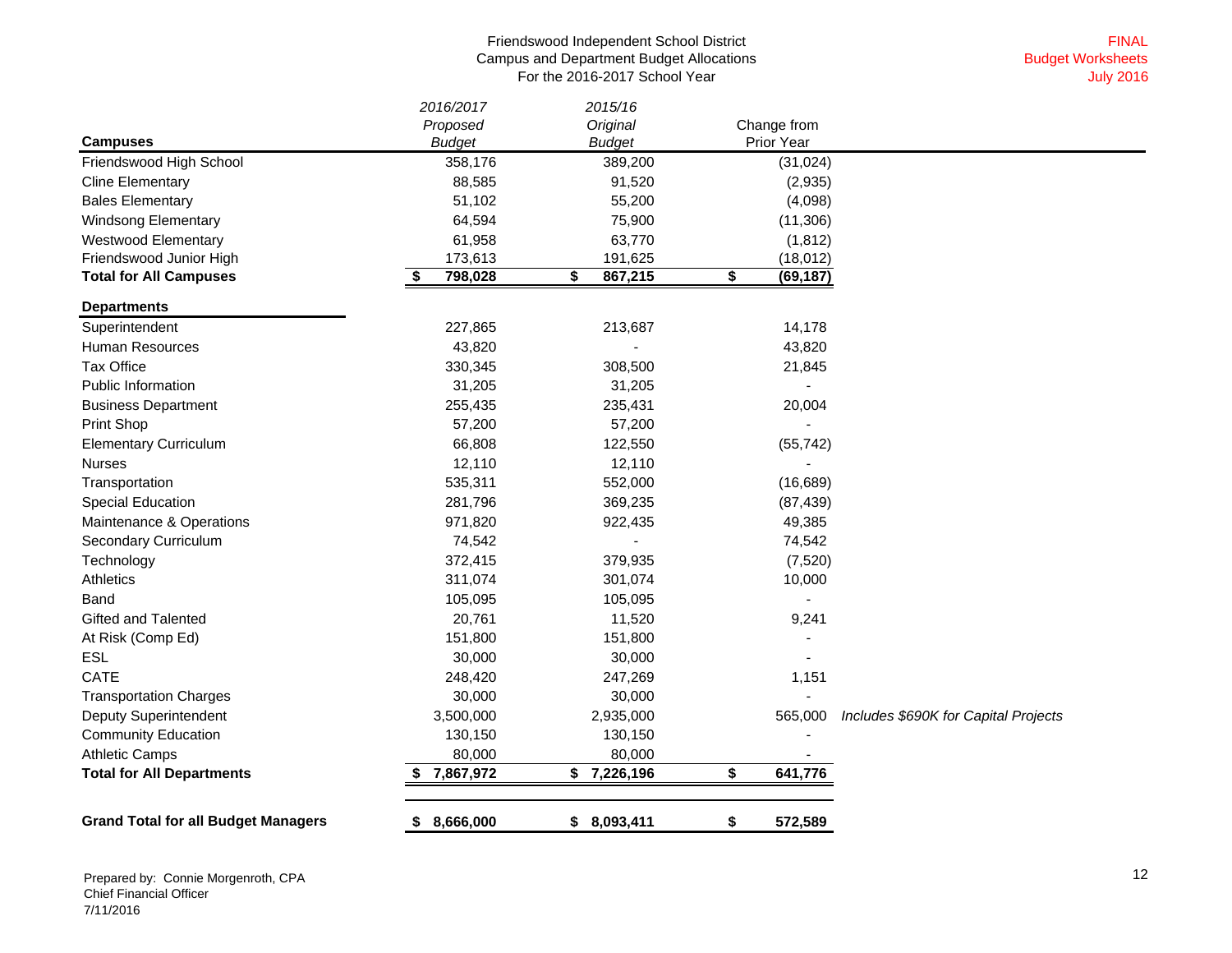Friendswood Independent School District
Campus and Department Budget Allocations
For the 2016-2017 School Year

FINAL
Budget Worksheets
July 2016

| **Campuses** | *2016/2017 Proposed Budget* | *2015/16 Original Budget* | Change from Prior Year | |
|---|---|---|---|---|
| Friendswood High School | 358,176 | 389,200 | (31,024) | |
| Cline Elementary | 88,585 | 91,520 | (2,935) | |
| Bales Elementary | 51,102 | 55,200 | (4,098) | |
| Windsong Elementary | 64,594 | 75,900 | (11,306) | |
| Westwood Elementary | 61,958 | 63,770 | (1,812) | |
| Friendswood Junior High | 173,613 | 191,625 | (18,012) | |
| **Total for All Campuses** | **$ 798,028** | **$ 867,215** | **$ (69,187)** | |
| **Departments** | | | | |
| Superintendent | 227,865 | 213,687 | 14,178 | |
| Human Resources | 43,820 | - | 43,820 | |
| Tax Office | 330,345 | 308,500 | 21,845 | |
| Public Information | 31,205 | 31,205 | - | |
| Business Department | 255,435 | 235,431 | 20,004 | |
| Print Shop | 57,200 | 57,200 | - | |
| Elementary Curriculum | 66,808 | 122,550 | (55,742) | |
| Nurses | 12,110 | 12,110 | - | |
| Transportation | 535,311 | 552,000 | (16,689) | |
| Special Education | 281,796 | 369,235 | (87,439) | |
| Maintenance & Operations | 971,820 | 922,435 | 49,385 | |
| Secondary Curriculum | 74,542 | - | 74,542 | |
| Technology | 372,415 | 379,935 | (7,520) | |
| Athletics | 311,074 | 301,074 | 10,000 | |
| Band | 105,095 | 105,095 | - | |
| Gifted and Talented | 20,761 | 11,520 | 9,241 | |
| At Risk (Comp Ed) | 151,800 | 151,800 | - | |
| ESL | 30,000 | 30,000 | - | |
| CATE | 248,420 | 247,269 | 1,151 | |
| Transportation Charges | 30,000 | 30,000 | - | |
| Deputy Superintendent | 3,500,000 | 2,935,000 | 565,000 | *Includes $690K for Capital Projects* |
| Community Education | 130,150 | 130,150 | - | |
| Athletic Camps | 80,000 | 80,000 | - | |
| **Total for All Departments** | **$ 7,867,972** | **$ 7,226,196** | **$ 641,776** | |
| **Grand Total for all Budget Managers** | **$ 8,666,000** | **$ 8,093,411** | **$ 572,589** | |

Prepared by: Connie Morgenroth, CPA
Chief Financial Officer
7/11/2016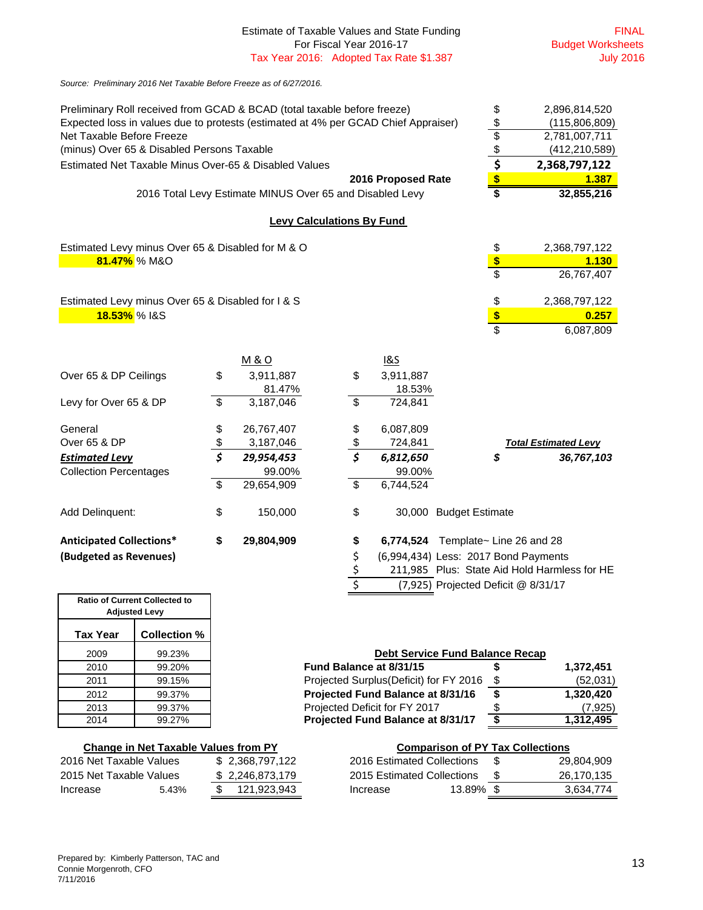Estimate of Taxable Values and State Funding
For Fiscal Year 2016-17
Tax Year 2016: Adopted Tax Rate $1.387

FINAL
Budget Worksheets
July 2016

*Source: Preliminary 2016 Net Taxable Before Freeze as of 6/27/2016.*

| | | |
|---|---|---|
| Preliminary Roll received from GCAD & BCAD (total taxable before freeze) | $ | 2,896,814,520 |
| Expected loss in values due to protests (estimated at 4% per GCAD Chief Appraiser) | $ | (115,806,809) |
| Net Taxable Before Freeze | $ | 2,781,007,711 |
| (minus) Over 65 & Disabled Persons Taxable | $ | (412,210,589) |
| Estimated Net Taxable Minus Over-65 & Disabled Values | $ | **2,368,797,122** |
| **2016 Proposed Rate** | **$** | **1.387** |
| 2016 Total Levy Estimate MINUS Over 65 and Disabled Levy | **$** | **32,855,216** |

**Levy Calculations By Fund**

| | | |
|---|---|---|
| Estimated Levy minus Over 65 & Disabled for M & O | $ | 2,368,797,122 |
| **81.47%** % M&O | **$** | **1.130** |
| | $ | 26,767,407 |
| Estimated Levy minus Over 65 & Disabled for I & S | $ | 2,368,797,122 |
| **18.53%** % I&S | **$** | **0.257** |
| | $ | 6,087,809 |

| | M & O | I&S | |
|---|---|---|---|
| Over 65 & DP Ceilings | $ 3,911,887 | $ 3,911,887 | |
| | 81.47% | 18.53% | |
| Levy for Over 65 & DP | $ 3,187,046 | $ 724,841 | |
| General | $ 26,767,407 | $ 6,087,809 | |
| Over 65 & DP | $ 3,187,046 | $ 724,841 | ***Total Estimated Levy*** |
| ***Estimated Levy*** | ***$ 29,954,453*** | ***$ 6,812,650*** | ***$ 36,767,103*** |
| Collection Percentages | 99.00% | 99.00% | |
| | $ 29,654,909 | $ 6,744,524 | |
| Add Delinquent: | $ 150,000 | $ 30,000 | Budget Estimate |
| **Anticipated Collections*** | **$ 29,804,909** | **$ 6,774,524** | Template~ Line 26 and 28 |
| **(Budgeted as Revenues)** | | $ (6,994,434) | Less: 2017 Bond Payments |
| | | $ 211,985 | Plus: State Aid Hold Harmless for HE |
| | | $ (7,925) | Projected Deficit @ 8/31/17 |

**Ratio of Current Collected to Adjusted Levy**

| Tax Year | Collection % |
|---|---|
| 2009 | 99.23% |
| 2010 | 99.20% |
| 2011 | 99.15% |
| 2012 | 99.37% |
| 2013 | 99.37% |
| 2014 | 99.27% |

**Debt Service Fund Balance Recap**

| | | |
|---|---|---|
| **Fund Balance at 8/31/15** | **$** | **1,372,451** |
| Projected Surplus(Deficit) for FY 2016 | $ | (52,031) |
| **Projected Fund Balance at 8/31/16** | **$** | **1,320,420** |
| Projected Deficit for FY 2017 | $ | (7,925) |
| **Projected Fund Balance at 8/31/17** | **$** | **1,312,495** |

**Change in Net Taxable Values from PY**

| | | |
|---|---|---|
| 2016 Net Taxable Values | | $ 2,368,797,122 |
| 2015 Net Taxable Values | | $ 2,246,873,179 |
| Increase | 5.43% | $ 121,923,943 |

**Comparison of PY Tax Collections**

| | | |
|---|---|---|
| 2016 Estimated Collections | | $ 29,804,909 |
| 2015 Estimated Collections | | $ 26,170,135 |
| Increase | 13.89% | $ 3,634,774 |

Prepared by: Kimberly Patterson, TAC and
Connie Morgenroth, CFO
7/11/2016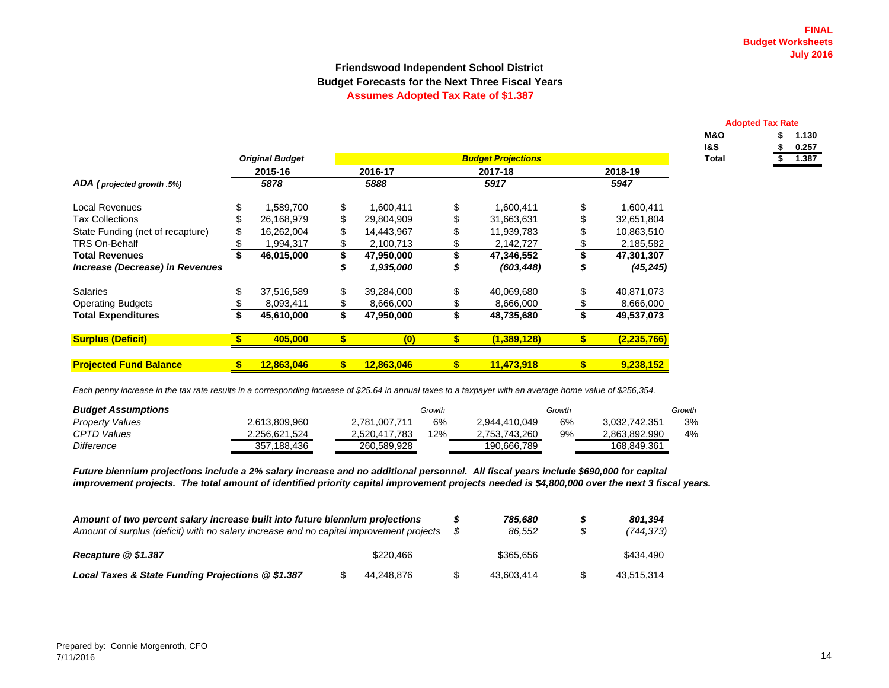**FINAL**
**Budget Worksheets**
**July 2016**

## Friendswood Independent School District
## Budget Forecasts for the Next Three Fiscal Years
**Assumes Adopted Tax Rate of $1.387**

| Adopted Tax Rate | |
|---|---|
| M&O | $ 1.130 |
| I&S | $ 0.257 |
| Total | $ 1.387 |

| | Original Budget | Budget Projections | | |
|---|---|---|---|---|
| | 2015-16 | 2016-17 | 2017-18 | 2018-19 |
| *ADA (projected growth .5%)* | *5878* | *5888* | *5917* | *5947* |
| Local Revenues | $ 1,589,700 | $ 1,600,411 | $ 1,600,411 | $ 1,600,411 |
| Tax Collections | $ 26,168,979 | $ 29,804,909 | $ 31,663,631 | $ 32,651,804 |
| State Funding (net of recapture) | $ 16,262,004 | $ 14,443,967 | $ 11,939,783 | $ 10,863,510 |
| TRS On-Behalf | $ 1,994,317 | $ 2,100,713 | $ 2,142,727 | $ 2,185,582 |
| **Total Revenues** | **$ 46,015,000** | **$ 47,950,000** | **$ 47,346,552** | **$ 47,301,307** |
| ***Increase (Decrease) in Revenues*** | | ***$ 1,935,000*** | ***$ (603,448)*** | ***$ (45,245)*** |
| Salaries | $ 37,516,589 | $ 39,284,000 | $ 40,069,680 | $ 40,871,073 |
| Operating Budgets | $ 8,093,411 | $ 8,666,000 | $ 8,666,000 | $ 8,666,000 |
| **Total Expenditures** | **$ 45,610,000** | **$ 47,950,000** | **$ 48,735,680** | **$ 49,537,073** |
| **Surplus (Deficit)** | **$ 405,000** | **$ (0)** | **$ (1,389,128)** | **$ (2,235,766)** |
| **Projected Fund Balance** | **$ 12,863,046** | **$ 12,863,046** | **$ 11,473,918** | **$ 9,238,152** |

*Each penny increase in the tax rate results in a corresponding increase of $25.64 in annual taxes to a taxpayer with an average home value of $256,354.*

| ***Budget Assumptions*** | | | *Growth* | | *Growth* | | *Growth* |
|---|---|---|---|---|---|---|---|
| *Property Values* | 2,613,809,960 | 2,781,007,711 | 6% | 2,944,410,049 | 6% | 3,032,742,351 | 3% |
| *CPTD Values* | 2,256,621,524 | 2,520,417,783 | 12% | 2,753,743,260 | 9% | 2,863,892,990 | 4% |
| *Difference* | 357,188,436 | 260,589,928 | | 190,666,789 | | 168,849,361 | |

***Future biennium projections include a 2% salary increase and no additional personnel. All fiscal years include $690,000 for capital improvement projects. The total amount of identified priority capital improvement projects needed is $4,800,000 over the next 3 fiscal years.***

| | 2016-17 | 2017-18 | 2018-19 |
|---|---|---|---|
| ***Amount of two percent salary increase built into future biennium projections*** | | ***$ 785,680*** | ***$ 801,394*** |
| *Amount of surplus (deficit) with no salary increase and no capital improvement projects* | | *$ 86,552* | *$ (744,373)* |
| ***Recapture @ $1.387*** | $220,466 | $365,656 | $434,490 |
| ***Local Taxes & State Funding Projections @ $1.387*** | $ 44,248,876 | $ 43,603,414 | $ 43,515,314 |

Prepared by: Connie Morgenroth, CFO
7/11/2016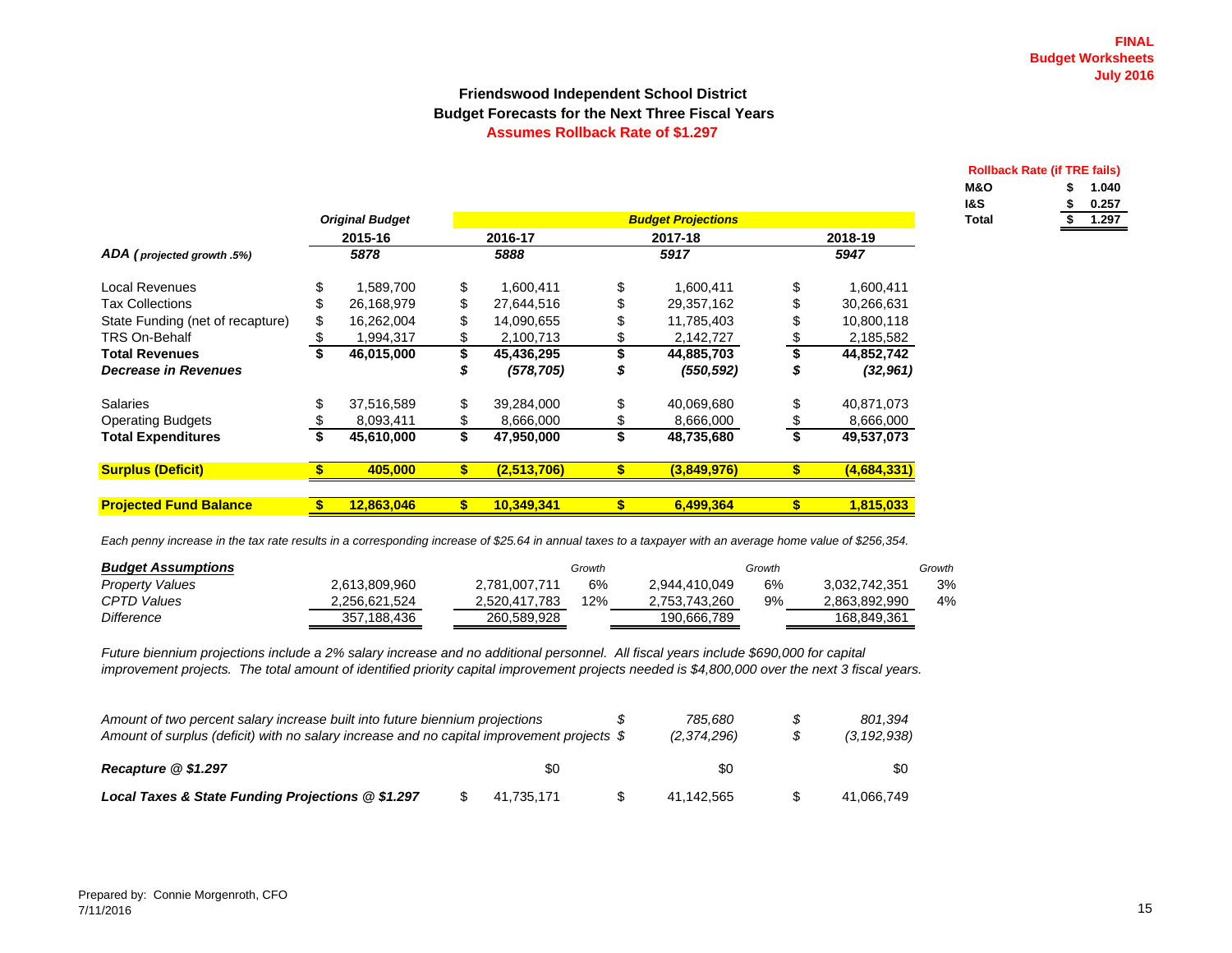**FINAL**
**Budget Worksheets**
**July 2016**

## Friendswood Independent School District
## Budget Forecasts for the Next Three Fiscal Years
### Assumes Rollback Rate of $1.297

**Rollback Rate (if TRE fails)**

| | |
|---|---|
| **M&O** | **$ 1.040** |
| **I&S** | **$ 0.257** |
| **Total** | **$ 1.297** |

| | *Original Budget* | *Budget Projections* | | |
|---|---|---|---|---|
| | **2015-16** | **2016-17** | **2017-18** | **2018-19** |
| ***ADA** (projected growth .5%)* | *5878* | *5888* | *5917* | *5947* |
| Local Revenues | $ 1,589,700 | $ 1,600,411 | $ 1,600,411 | $ 1,600,411 |
| Tax Collections | $ 26,168,979 | $ 27,644,516 | $ 29,357,162 | $ 30,266,631 |
| State Funding (net of recapture) | $ 16,262,004 | $ 14,090,655 | $ 11,785,403 | $ 10,800,118 |
| TRS On-Behalf | $ 1,994,317 | $ 2,100,713 | $ 2,142,727 | $ 2,185,582 |
| **Total Revenues** | **$ 46,015,000** | **$ 45,436,295** | **$ 44,885,703** | **$ 44,852,742** |
| ***Decrease in Revenues*** | | ***$ (578,705)*** | ***$ (550,592)*** | ***$ (32,961)*** |
| Salaries | $ 37,516,589 | $ 39,284,000 | $ 40,069,680 | $ 40,871,073 |
| Operating Budgets | $ 8,093,411 | $ 8,666,000 | $ 8,666,000 | $ 8,666,000 |
| **Total Expenditures** | **$ 45,610,000** | **$ 47,950,000** | **$ 48,735,680** | **$ 49,537,073** |
| **Surplus (Deficit)** | **$ 405,000** | **$ (2,513,706)** | **$ (3,849,976)** | **$ (4,684,331)** |
| **Projected Fund Balance** | **$ 12,863,046** | **$ 10,349,341** | **$ 6,499,364** | **$ 1,815,033** |

*Each penny increase in the tax rate results in a corresponding increase of $25.64 in annual taxes to a taxpayer with an average home value of $256,354.*

| ***Budget Assumptions*** | | | *Growth* | | *Growth* | | *Growth* |
|---|---|---|---|---|---|---|---|
| *Property Values* | 2,613,809,960 | 2,781,007,711 | 6% | 2,944,410,049 | 6% | 3,032,742,351 | 3% |
| *CPTD Values* | 2,256,621,524 | 2,520,417,783 | 12% | 2,753,743,260 | 9% | 2,863,892,990 | 4% |
| *Difference* | 357,188,436 | 260,589,928 | | 190,666,789 | | 168,849,361 | |

*Future biennium projections include a 2% salary increase and no additional personnel. All fiscal years include $690,000 for capital improvement projects. The total amount of identified priority capital improvement projects needed is $4,800,000 over the next 3 fiscal years.*

| | 2016-17 | 2017-18 | 2018-19 |
|---|---|---|---|
| *Amount of two percent salary increase built into future biennium projections* | | *$ 785,680* | *$ 801,394* |
| *Amount of surplus (deficit) with no salary increase and no capital improvement projects* | | *$ (2,374,296)* | *$ (3,192,938)* |
| ***Recapture @ $1.297*** | $0 | $0 | $0 |
| ***Local Taxes & State Funding Projections @ $1.297*** | $ 41,735,171 | $ 41,142,565 | $ 41,066,749 |

Prepared by: Connie Morgenroth, CFO
7/11/2016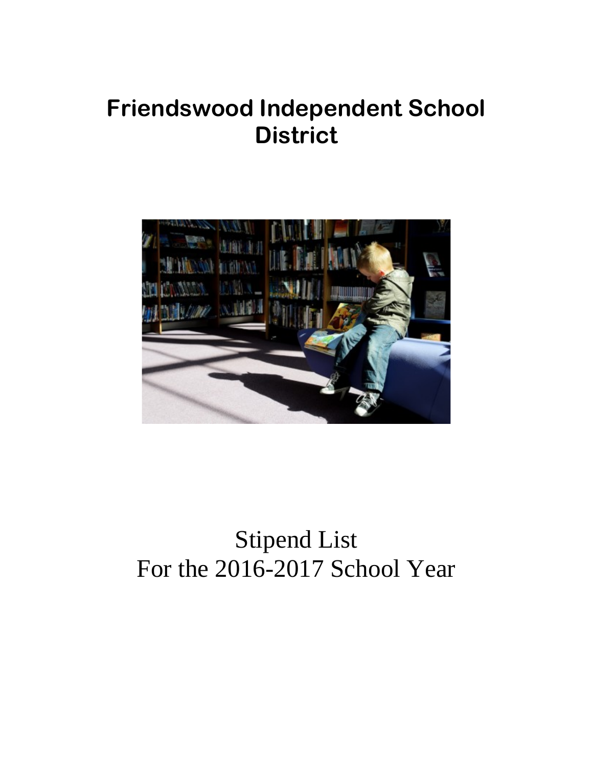# Friendswood Independent School District

Stipend List
For the 2016-2017 School Year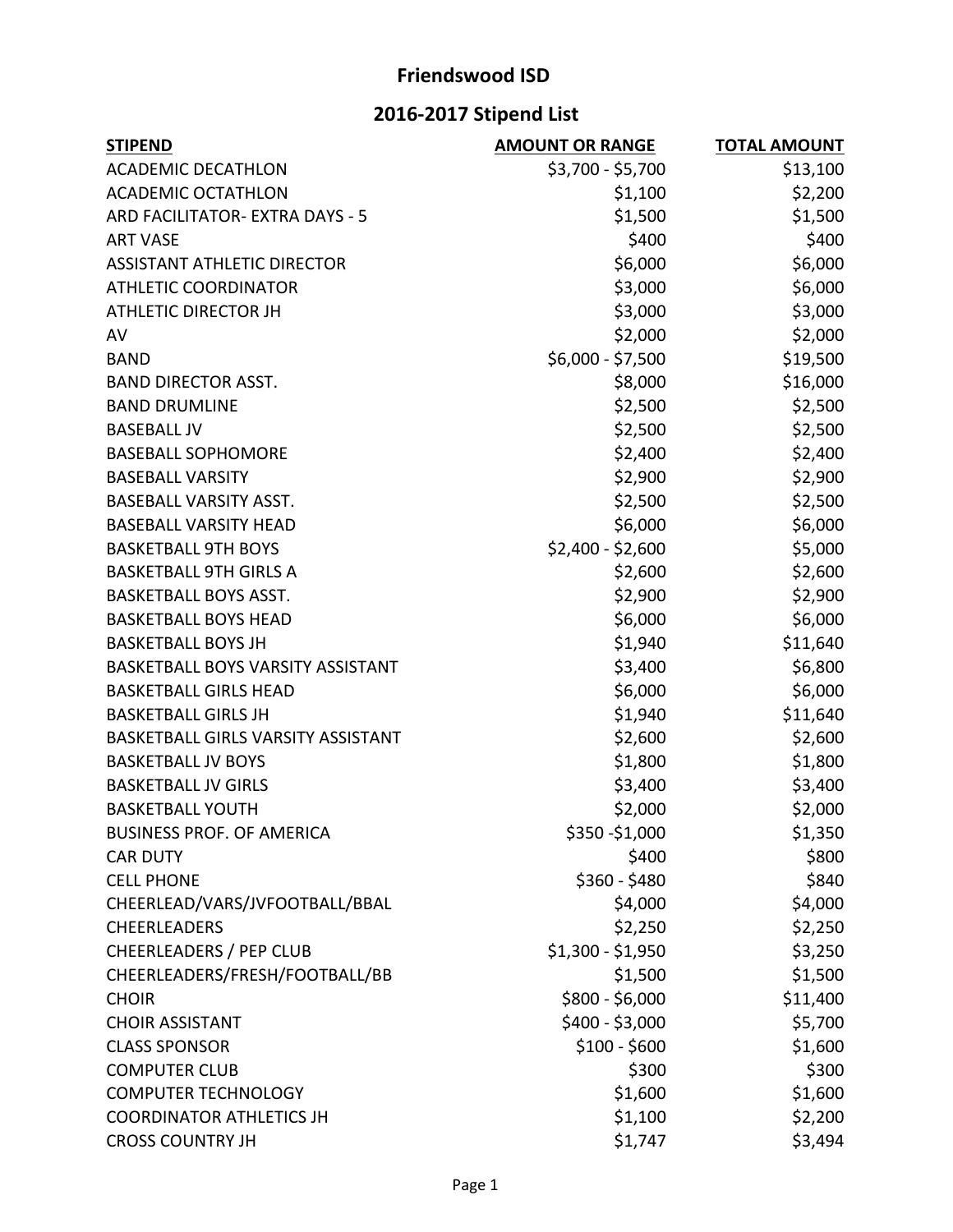# Friendswood ISD

## 2016-2017 Stipend List

| STIPEND | AMOUNT OR RANGE | TOTAL AMOUNT |
|---|---|---|
| ACADEMIC DECATHLON | $3,700 - $5,700 | $13,100 |
| ACADEMIC OCTATHLON | $1,100 | $2,200 |
| ARD FACILITATOR- EXTRA DAYS - 5 | $1,500 | $1,500 |
| ART VASE | $400 | $400 |
| ASSISTANT ATHLETIC DIRECTOR | $6,000 | $6,000 |
| ATHLETIC COORDINATOR | $3,000 | $6,000 |
| ATHLETIC DIRECTOR JH | $3,000 | $3,000 |
| AV | $2,000 | $2,000 |
| BAND | $6,000 - $7,500 | $19,500 |
| BAND DIRECTOR ASST. | $8,000 | $16,000 |
| BAND DRUMLINE | $2,500 | $2,500 |
| BASEBALL JV | $2,500 | $2,500 |
| BASEBALL SOPHOMORE | $2,400 | $2,400 |
| BASEBALL VARSITY | $2,900 | $2,900 |
| BASEBALL VARSITY ASST. | $2,500 | $2,500 |
| BASEBALL VARSITY HEAD | $6,000 | $6,000 |
| BASKETBALL 9TH BOYS | $2,400 - $2,600 | $5,000 |
| BASKETBALL 9TH GIRLS A | $2,600 | $2,600 |
| BASKETBALL BOYS ASST. | $2,900 | $2,900 |
| BASKETBALL BOYS HEAD | $6,000 | $6,000 |
| BASKETBALL BOYS JH | $1,940 | $11,640 |
| BASKETBALL BOYS VARSITY ASSISTANT | $3,400 | $6,800 |
| BASKETBALL GIRLS HEAD | $6,000 | $6,000 |
| BASKETBALL GIRLS JH | $1,940 | $11,640 |
| BASKETBALL GIRLS VARSITY ASSISTANT | $2,600 | $2,600 |
| BASKETBALL JV BOYS | $1,800 | $1,800 |
| BASKETBALL JV GIRLS | $3,400 | $3,400 |
| BASKETBALL YOUTH | $2,000 | $2,000 |
| BUSINESS PROF. OF AMERICA | $350 -$1,000 | $1,350 |
| CAR DUTY | $400 | $800 |
| CELL PHONE | $360 - $480 | $840 |
| CHEERLEAD/VARS/JVFOOTBALL/BBAL | $4,000 | $4,000 |
| CHEERLEADERS | $2,250 | $2,250 |
| CHEERLEADERS / PEP CLUB | $1,300 - $1,950 | $3,250 |
| CHEERLEADERS/FRESH/FOOTBALL/BB | $1,500 | $1,500 |
| CHOIR | $800 - $6,000 | $11,400 |
| CHOIR ASSISTANT | $400 - $3,000 | $5,700 |
| CLASS SPONSOR | $100 - $600 | $1,600 |
| COMPUTER CLUB | $300 | $300 |
| COMPUTER TECHNOLOGY | $1,600 | $1,600 |
| COORDINATOR ATHLETICS JH | $1,100 | $2,200 |
| CROSS COUNTRY JH | $1,747 | $3,494 |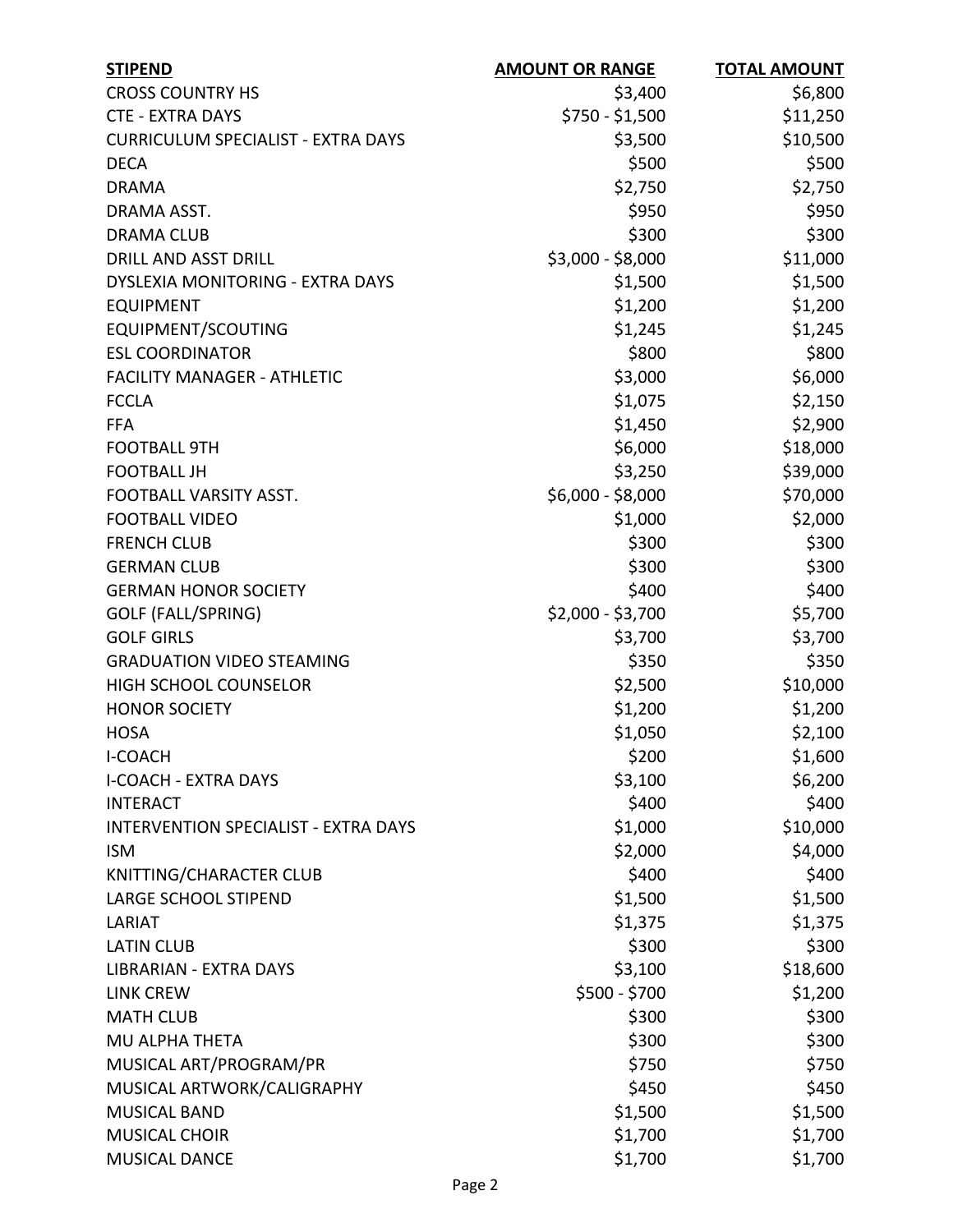| STIPEND | AMOUNT OR RANGE | TOTAL AMOUNT |
|---|---|---|
| CROSS COUNTRY HS | $3,400 | $6,800 |
| CTE - EXTRA DAYS | $750 - $1,500 | $11,250 |
| CURRICULUM SPECIALIST - EXTRA DAYS | $3,500 | $10,500 |
| DECA | $500 | $500 |
| DRAMA | $2,750 | $2,750 |
| DRAMA ASST. | $950 | $950 |
| DRAMA CLUB | $300 | $300 |
| DRILL AND ASST DRILL | $3,000 - $8,000 | $11,000 |
| DYSLEXIA MONITORING - EXTRA DAYS | $1,500 | $1,500 |
| EQUIPMENT | $1,200 | $1,200 |
| EQUIPMENT/SCOUTING | $1,245 | $1,245 |
| ESL COORDINATOR | $800 | $800 |
| FACILITY MANAGER - ATHLETIC | $3,000 | $6,000 |
| FCCLA | $1,075 | $2,150 |
| FFA | $1,450 | $2,900 |
| FOOTBALL 9TH | $6,000 | $18,000 |
| FOOTBALL JH | $3,250 | $39,000 |
| FOOTBALL VARSITY ASST. | $6,000 - $8,000 | $70,000 |
| FOOTBALL VIDEO | $1,000 | $2,000 |
| FRENCH CLUB | $300 | $300 |
| GERMAN CLUB | $300 | $300 |
| GERMAN HONOR SOCIETY | $400 | $400 |
| GOLF (FALL/SPRING) | $2,000 - $3,700 | $5,700 |
| GOLF GIRLS | $3,700 | $3,700 |
| GRADUATION VIDEO STEAMING | $350 | $350 |
| HIGH SCHOOL COUNSELOR | $2,500 | $10,000 |
| HONOR SOCIETY | $1,200 | $1,200 |
| HOSA | $1,050 | $2,100 |
| I-COACH | $200 | $1,600 |
| I-COACH - EXTRA DAYS | $3,100 | $6,200 |
| INTERACT | $400 | $400 |
| INTERVENTION SPECIALIST - EXTRA DAYS | $1,000 | $10,000 |
| ISM | $2,000 | $4,000 |
| KNITTING/CHARACTER CLUB | $400 | $400 |
| LARGE SCHOOL STIPEND | $1,500 | $1,500 |
| LARIAT | $1,375 | $1,375 |
| LATIN CLUB | $300 | $300 |
| LIBRARIAN - EXTRA DAYS | $3,100 | $18,600 |
| LINK CREW | $500 - $700 | $1,200 |
| MATH CLUB | $300 | $300 |
| MU ALPHA THETA | $300 | $300 |
| MUSICAL ART/PROGRAM/PR | $750 | $750 |
| MUSICAL ARTWORK/CALIGRAPHY | $450 | $450 |
| MUSICAL BAND | $1,500 | $1,500 |
| MUSICAL CHOIR | $1,700 | $1,700 |
| MUSICAL DANCE | $1,700 | $1,700 |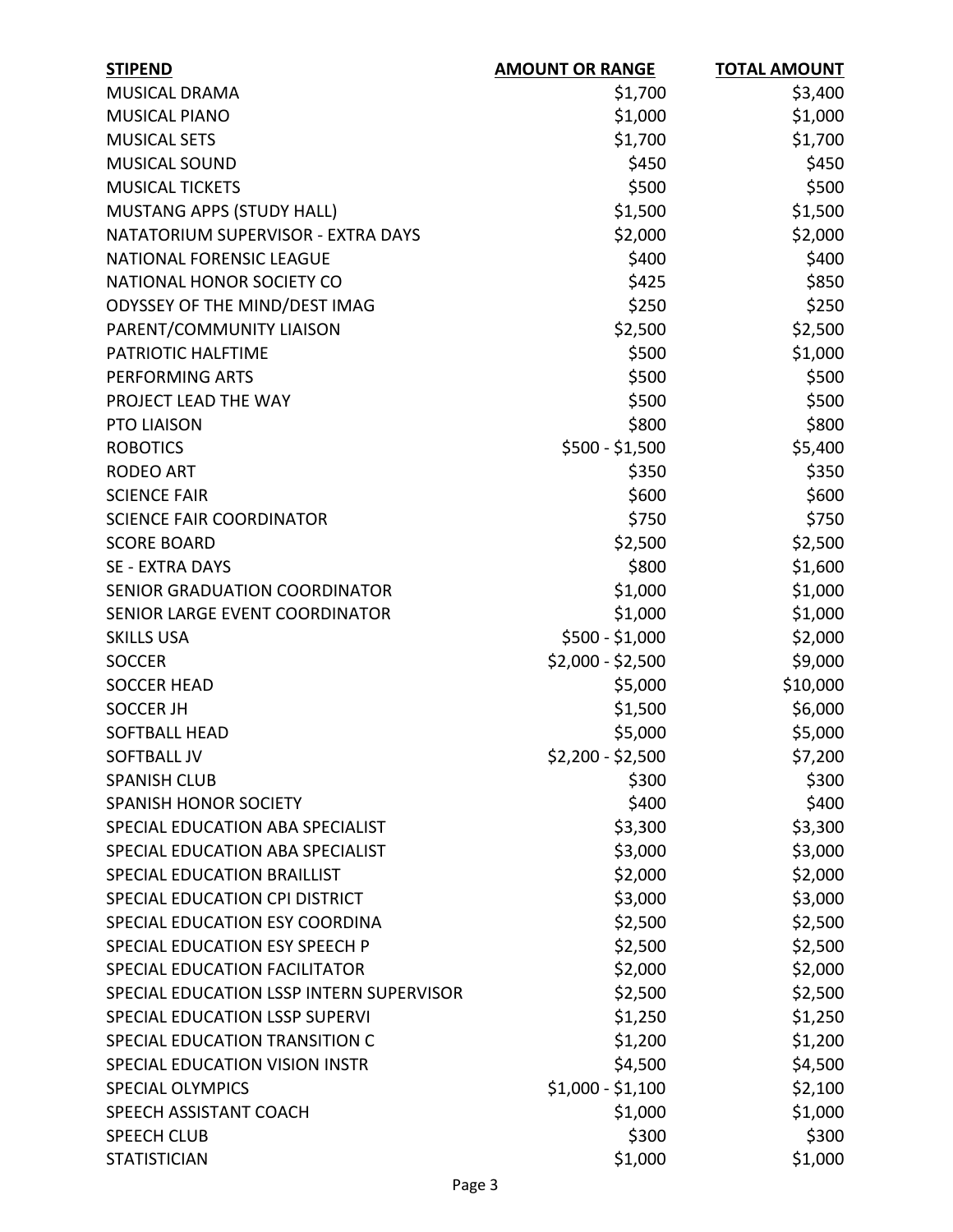| STIPEND | AMOUNT OR RANGE | TOTAL AMOUNT |
|---|---|---|
| MUSICAL DRAMA | $1,700 | $3,400 |
| MUSICAL PIANO | $1,000 | $1,000 |
| MUSICAL SETS | $1,700 | $1,700 |
| MUSICAL SOUND | $450 | $450 |
| MUSICAL TICKETS | $500 | $500 |
| MUSTANG APPS (STUDY HALL) | $1,500 | $1,500 |
| NATATORIUM SUPERVISOR - EXTRA DAYS | $2,000 | $2,000 |
| NATIONAL FORENSIC LEAGUE | $400 | $400 |
| NATIONAL HONOR SOCIETY CO | $425 | $850 |
| ODYSSEY OF THE MIND/DEST IMAG | $250 | $250 |
| PARENT/COMMUNITY LIAISON | $2,500 | $2,500 |
| PATRIOTIC HALFTIME | $500 | $1,000 |
| PERFORMING ARTS | $500 | $500 |
| PROJECT LEAD THE WAY | $500 | $500 |
| PTO LIAISON | $800 | $800 |
| ROBOTICS | $500 - $1,500 | $5,400 |
| RODEO ART | $350 | $350 |
| SCIENCE FAIR | $600 | $600 |
| SCIENCE FAIR COORDINATOR | $750 | $750 |
| SCORE BOARD | $2,500 | $2,500 |
| SE - EXTRA DAYS | $800 | $1,600 |
| SENIOR GRADUATION COORDINATOR | $1,000 | $1,000 |
| SENIOR LARGE EVENT COORDINATOR | $1,000 | $1,000 |
| SKILLS USA | $500 - $1,000 | $2,000 |
| SOCCER | $2,000 - $2,500 | $9,000 |
| SOCCER HEAD | $5,000 | $10,000 |
| SOCCER JH | $1,500 | $6,000 |
| SOFTBALL HEAD | $5,000 | $5,000 |
| SOFTBALL JV | $2,200 - $2,500 | $7,200 |
| SPANISH CLUB | $300 | $300 |
| SPANISH HONOR SOCIETY | $400 | $400 |
| SPECIAL EDUCATION ABA SPECIALIST | $3,300 | $3,300 |
| SPECIAL EDUCATION ABA SPECIALIST | $3,000 | $3,000 |
| SPECIAL EDUCATION BRAILLIST | $2,000 | $2,000 |
| SPECIAL EDUCATION CPI DISTRICT | $3,000 | $3,000 |
| SPECIAL EDUCATION ESY COORDINA | $2,500 | $2,500 |
| SPECIAL EDUCATION ESY SPEECH P | $2,500 | $2,500 |
| SPECIAL EDUCATION FACILITATOR | $2,000 | $2,000 |
| SPECIAL EDUCATION LSSP INTERN SUPERVISOR | $2,500 | $2,500 |
| SPECIAL EDUCATION LSSP SUPERVI | $1,250 | $1,250 |
| SPECIAL EDUCATION TRANSITION C | $1,200 | $1,200 |
| SPECIAL EDUCATION VISION INSTR | $4,500 | $4,500 |
| SPECIAL OLYMPICS | $1,000 - $1,100 | $2,100 |
| SPEECH ASSISTANT COACH | $1,000 | $1,000 |
| SPEECH CLUB | $300 | $300 |
| STATISTICIAN | $1,000 | $1,000 |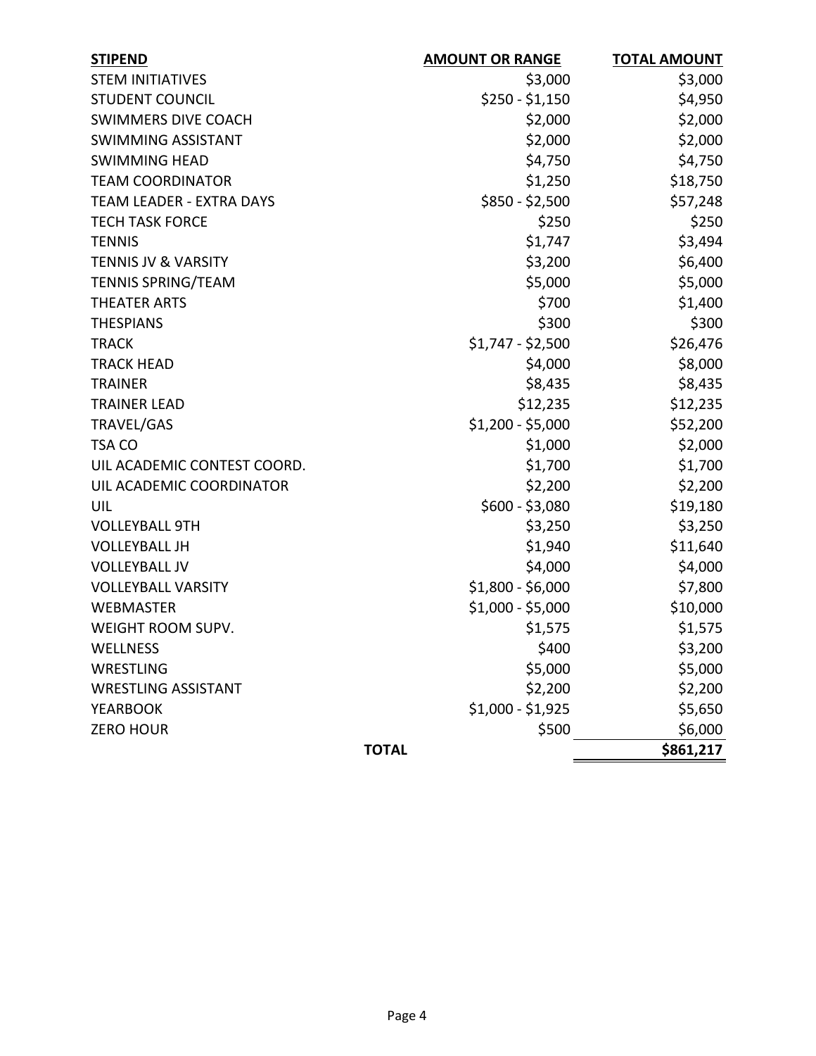| STIPEND | AMOUNT OR RANGE | TOTAL AMOUNT |
| --- | --- | --- |
| STEM INITIATIVES | $3,000 | $3,000 |
| STUDENT COUNCIL | $250 - $1,150 | $4,950 |
| SWIMMERS DIVE COACH | $2,000 | $2,000 |
| SWIMMING ASSISTANT | $2,000 | $2,000 |
| SWIMMING HEAD | $4,750 | $4,750 |
| TEAM COORDINATOR | $1,250 | $18,750 |
| TEAM LEADER - EXTRA DAYS | $850 - $2,500 | $57,248 |
| TECH TASK FORCE | $250 | $250 |
| TENNIS | $1,747 | $3,494 |
| TENNIS JV & VARSITY | $3,200 | $6,400 |
| TENNIS SPRING/TEAM | $5,000 | $5,000 |
| THEATER ARTS | $700 | $1,400 |
| THESPIANS | $300 | $300 |
| TRACK | $1,747 - $2,500 | $26,476 |
| TRACK HEAD | $4,000 | $8,000 |
| TRAINER | $8,435 | $8,435 |
| TRAINER LEAD | $12,235 | $12,235 |
| TRAVEL/GAS | $1,200 - $5,000 | $52,200 |
| TSA CO | $1,000 | $2,000 |
| UIL ACADEMIC CONTEST COORD. | $1,700 | $1,700 |
| UIL ACADEMIC COORDINATOR | $2,200 | $2,200 |
| UIL | $600 - $3,080 | $19,180 |
| VOLLEYBALL 9TH | $3,250 | $3,250 |
| VOLLEYBALL JH | $1,940 | $11,640 |
| VOLLEYBALL JV | $4,000 | $4,000 |
| VOLLEYBALL VARSITY | $1,800 - $6,000 | $7,800 |
| WEBMASTER | $1,000 - $5,000 | $10,000 |
| WEIGHT ROOM SUPV. | $1,575 | $1,575 |
| WELLNESS | $400 | $3,200 |
| WRESTLING | $5,000 | $5,000 |
| WRESTLING ASSISTANT | $2,200 | $2,200 |
| YEARBOOK | $1,000 - $1,925 | $5,650 |
| ZERO HOUR | $500 | $6,000 |
| **TOTAL** | | **$861,217** |